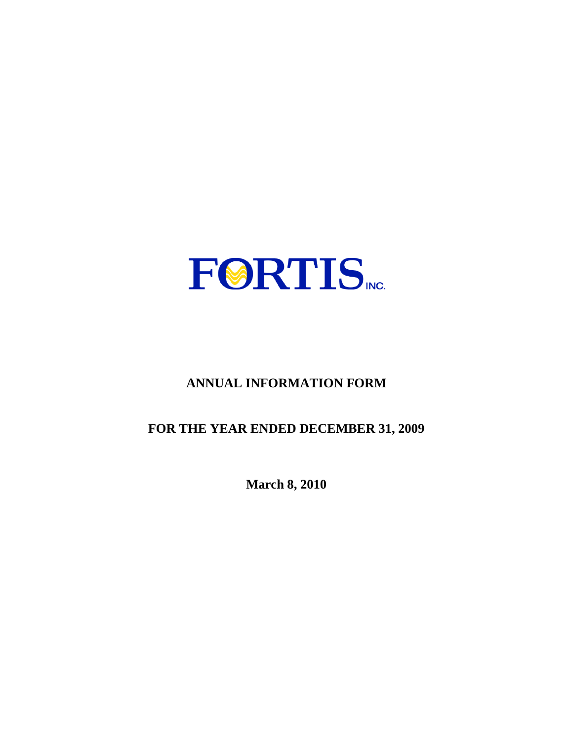# FORTIS INC.

## ANNUAL INFORMATION FORM

## FOR THE YEAR ENDED DECEMBER 31, 2009

**March 8, 2010**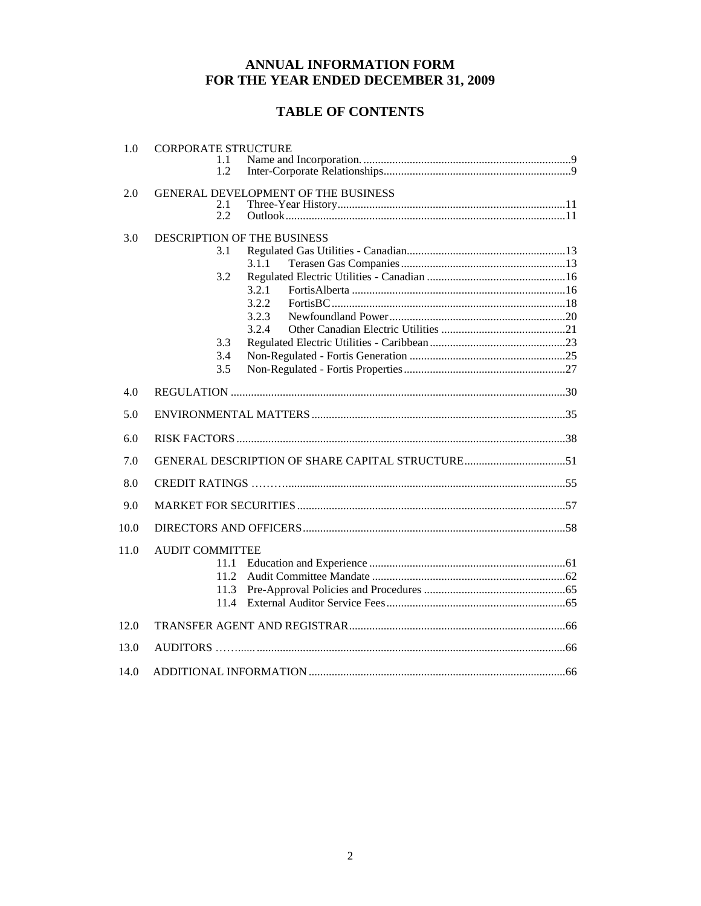# ANNUAL INFORMATION FORM
# FOR THE YEAR ENDED DECEMBER 31, 2009

## TABLE OF CONTENTS

| | | | |
|---|---|---|---|
| 1.0 | CORPORATE STRUCTURE | | |
| | 1.1 | Name and Incorporation. | 9 |
| | 1.2 | Inter-Corporate Relationships | 9 |
| 2.0 | GENERAL DEVELOPMENT OF THE BUSINESS | | |
| | 2.1 | Three-Year History | 11 |
| | 2.2 | Outlook | 11 |
| 3.0 | DESCRIPTION OF THE BUSINESS | | |
| | 3.1 | Regulated Gas Utilities - Canadian | 13 |
| | 3.1.1 | Terasen Gas Companies | 13 |
| | 3.2 | Regulated Electric Utilities - Canadian | 16 |
| | 3.2.1 | FortisAlberta | 16 |
| | 3.2.2 | FortisBC | 18 |
| | 3.2.3 | Newfoundland Power | 20 |
| | 3.2.4 | Other Canadian Electric Utilities | 21 |
| | 3.3 | Regulated Electric Utilities - Caribbean | 23 |
| | 3.4 | Non-Regulated - Fortis Generation | 25 |
| | 3.5 | Non-Regulated - Fortis Properties | 27 |
| 4.0 | REGULATION | | 30 |
| 5.0 | ENVIRONMENTAL MATTERS | | 35 |
| 6.0 | RISK FACTORS | | 38 |
| 7.0 | GENERAL DESCRIPTION OF SHARE CAPITAL STRUCTURE | | 51 |
| 8.0 | CREDIT RATINGS | | 55 |
| 9.0 | MARKET FOR SECURITIES | | 57 |
| 10.0 | DIRECTORS AND OFFICERS | | 58 |
| 11.0 | AUDIT COMMITTEE | | |
| | 11.1 | Education and Experience | 61 |
| | 11.2 | Audit Committee Mandate | 62 |
| | 11.3 | Pre-Approval Policies and Procedures | 65 |
| | 11.4 | External Auditor Service Fees | 65 |
| 12.0 | TRANSFER AGENT AND REGISTRAR | | 66 |
| 13.0 | AUDITORS | | 66 |
| 14.0 | ADDITIONAL INFORMATION | | 66 |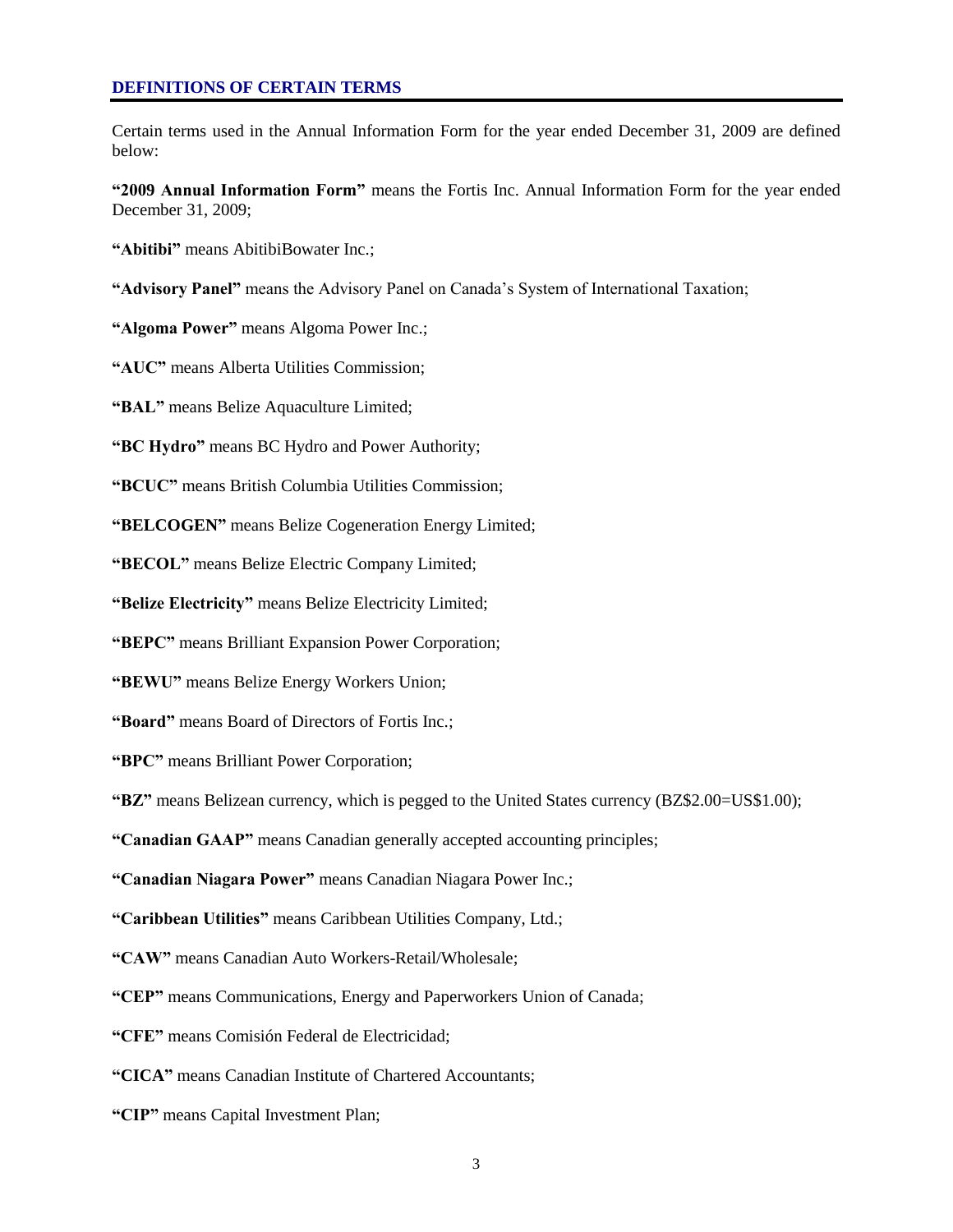## DEFINITIONS OF CERTAIN TERMS

Certain terms used in the Annual Information Form for the year ended December 31, 2009 are defined below:

**"2009 Annual Information Form"** means the Fortis Inc. Annual Information Form for the year ended December 31, 2009;

**"Abitibi"** means AbitibiBowater Inc.;

**"Advisory Panel"** means the Advisory Panel on Canada's System of International Taxation;

**"Algoma Power"** means Algoma Power Inc.;

**"AUC"** means Alberta Utilities Commission;

**"BAL"** means Belize Aquaculture Limited;

**"BC Hydro"** means BC Hydro and Power Authority;

**"BCUC"** means British Columbia Utilities Commission;

**"BELCOGEN"** means Belize Cogeneration Energy Limited;

**"BECOL"** means Belize Electric Company Limited;

**"Belize Electricity"** means Belize Electricity Limited;

**"BEPC"** means Brilliant Expansion Power Corporation;

**"BEWU"** means Belize Energy Workers Union;

**"Board"** means Board of Directors of Fortis Inc.;

**"BPC"** means Brilliant Power Corporation;

**"BZ"** means Belizean currency, which is pegged to the United States currency (BZ$2.00=US$1.00);

**"Canadian GAAP"** means Canadian generally accepted accounting principles;

**"Canadian Niagara Power"** means Canadian Niagara Power Inc.;

**"Caribbean Utilities"** means Caribbean Utilities Company, Ltd.;

**"CAW"** means Canadian Auto Workers-Retail/Wholesale;

**"CEP"** means Communications, Energy and Paperworkers Union of Canada;

**"CFE"** means Comisión Federal de Electricidad;

**"CICA"** means Canadian Institute of Chartered Accountants;

**"CIP"** means Capital Investment Plan;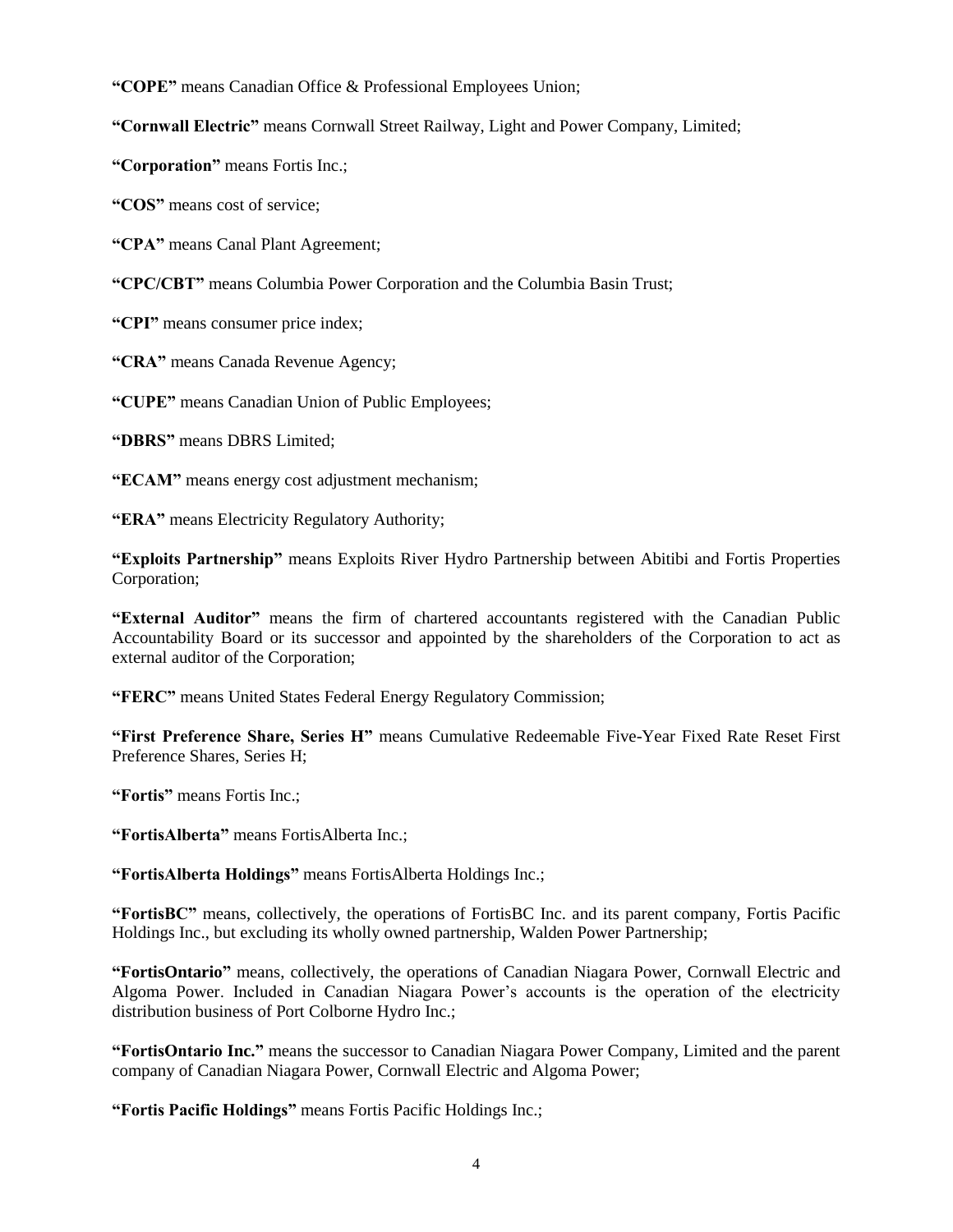**“COPE”** means Canadian Office & Professional Employees Union;

**“Cornwall Electric”** means Cornwall Street Railway, Light and Power Company, Limited;

**“Corporation”** means Fortis Inc.;

**“COS”** means cost of service;

**“CPA”** means Canal Plant Agreement;

**“CPC/CBT”** means Columbia Power Corporation and the Columbia Basin Trust;

**“CPI”** means consumer price index;

**“CRA”** means Canada Revenue Agency;

**“CUPE”** means Canadian Union of Public Employees;

**“DBRS”** means DBRS Limited;

**“ECAM”** means energy cost adjustment mechanism;

**“ERA”** means Electricity Regulatory Authority;

**“Exploits Partnership”** means Exploits River Hydro Partnership between Abitibi and Fortis Properties Corporation;

**“External Auditor”** means the firm of chartered accountants registered with the Canadian Public Accountability Board or its successor and appointed by the shareholders of the Corporation to act as external auditor of the Corporation;

**“FERC”** means United States Federal Energy Regulatory Commission;

**“First Preference Share, Series H”** means Cumulative Redeemable Five-Year Fixed Rate Reset First Preference Shares, Series H;

**“Fortis”** means Fortis Inc.;

**“FortisAlberta”** means FortisAlberta Inc.;

**“FortisAlberta Holdings”** means FortisAlberta Holdings Inc.;

**“FortisBC”** means, collectively, the operations of FortisBC Inc. and its parent company, Fortis Pacific Holdings Inc., but excluding its wholly owned partnership, Walden Power Partnership;

**“FortisOntario”** means, collectively, the operations of Canadian Niagara Power, Cornwall Electric and Algoma Power. Included in Canadian Niagara Power’s accounts is the operation of the electricity distribution business of Port Colborne Hydro Inc.;

**“FortisOntario Inc.”** means the successor to Canadian Niagara Power Company, Limited and the parent company of Canadian Niagara Power, Cornwall Electric and Algoma Power;

**“Fortis Pacific Holdings”** means Fortis Pacific Holdings Inc.;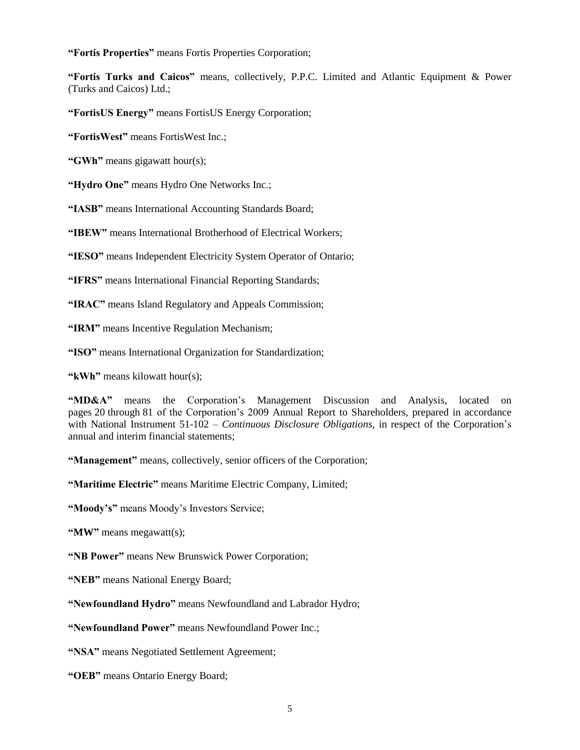**"Fortis Properties"** means Fortis Properties Corporation;

**"Fortis Turks and Caicos"** means, collectively, P.P.C. Limited and Atlantic Equipment & Power (Turks and Caicos) Ltd.;

**"FortisUS Energy"** means FortisUS Energy Corporation;

**"FortisWest"** means FortisWest Inc.;

**"GWh"** means gigawatt hour(s);

**"Hydro One"** means Hydro One Networks Inc.;

**"IASB"** means International Accounting Standards Board;

**"IBEW"** means International Brotherhood of Electrical Workers;

**"IESO"** means Independent Electricity System Operator of Ontario;

**"IFRS"** means International Financial Reporting Standards;

**"IRAC"** means Island Regulatory and Appeals Commission;

**"IRM"** means Incentive Regulation Mechanism;

**"ISO"** means International Organization for Standardization;

**"kWh"** means kilowatt hour(s);

**"MD&A"** means the Corporation's Management Discussion and Analysis, located on pages 20 through 81 of the Corporation's 2009 Annual Report to Shareholders, prepared in accordance with National Instrument 51-102 – *Continuous Disclosure Obligations,* in respect of the Corporation's annual and interim financial statements;

**"Management"** means, collectively, senior officers of the Corporation;

**"Maritime Electric"** means Maritime Electric Company, Limited;

**"Moody's"** means Moody's Investors Service;

**"MW"** means megawatt(s);

**"NB Power"** means New Brunswick Power Corporation;

**"NEB"** means National Energy Board;

**"Newfoundland Hydro"** means Newfoundland and Labrador Hydro;

**"Newfoundland Power"** means Newfoundland Power Inc.;

**"NSA"** means Negotiated Settlement Agreement;

**"OEB"** means Ontario Energy Board;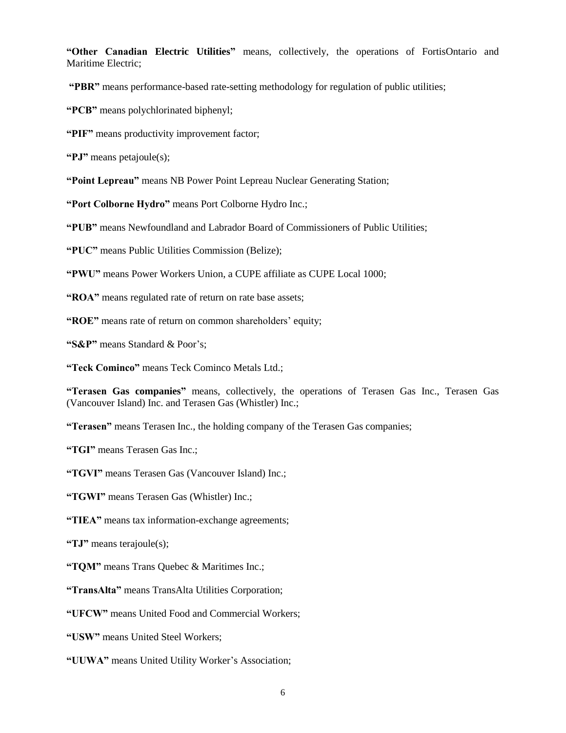**"Other Canadian Electric Utilities"** means, collectively, the operations of FortisOntario and Maritime Electric;

**"PBR"** means performance-based rate-setting methodology for regulation of public utilities;

**"PCB"** means polychlorinated biphenyl;

**"PIF"** means productivity improvement factor;

**"PJ"** means petajoule(s);

**"Point Lepreau"** means NB Power Point Lepreau Nuclear Generating Station;

**"Port Colborne Hydro"** means Port Colborne Hydro Inc.;

**"PUB"** means Newfoundland and Labrador Board of Commissioners of Public Utilities;

**"PUC"** means Public Utilities Commission (Belize);

**"PWU"** means Power Workers Union, a CUPE affiliate as CUPE Local 1000;

**"ROA"** means regulated rate of return on rate base assets;

**"ROE"** means rate of return on common shareholders' equity;

**"S&P"** means Standard & Poor's;

**"Teck Cominco"** means Teck Cominco Metals Ltd.;

**"Terasen Gas companies"** means, collectively, the operations of Terasen Gas Inc., Terasen Gas (Vancouver Island) Inc. and Terasen Gas (Whistler) Inc.;

**"Terasen"** means Terasen Inc., the holding company of the Terasen Gas companies;

**"TGI"** means Terasen Gas Inc.;

**"TGVI"** means Terasen Gas (Vancouver Island) Inc.;

**"TGWI"** means Terasen Gas (Whistler) Inc.;

**"TIEA"** means tax information-exchange agreements;

**"TJ"** means terajoule(s);

**"TQM"** means Trans Quebec & Maritimes Inc.;

**"TransAlta"** means TransAlta Utilities Corporation;

**"UFCW"** means United Food and Commercial Workers;

**"USW"** means United Steel Workers;

**"UUWA"** means United Utility Worker's Association;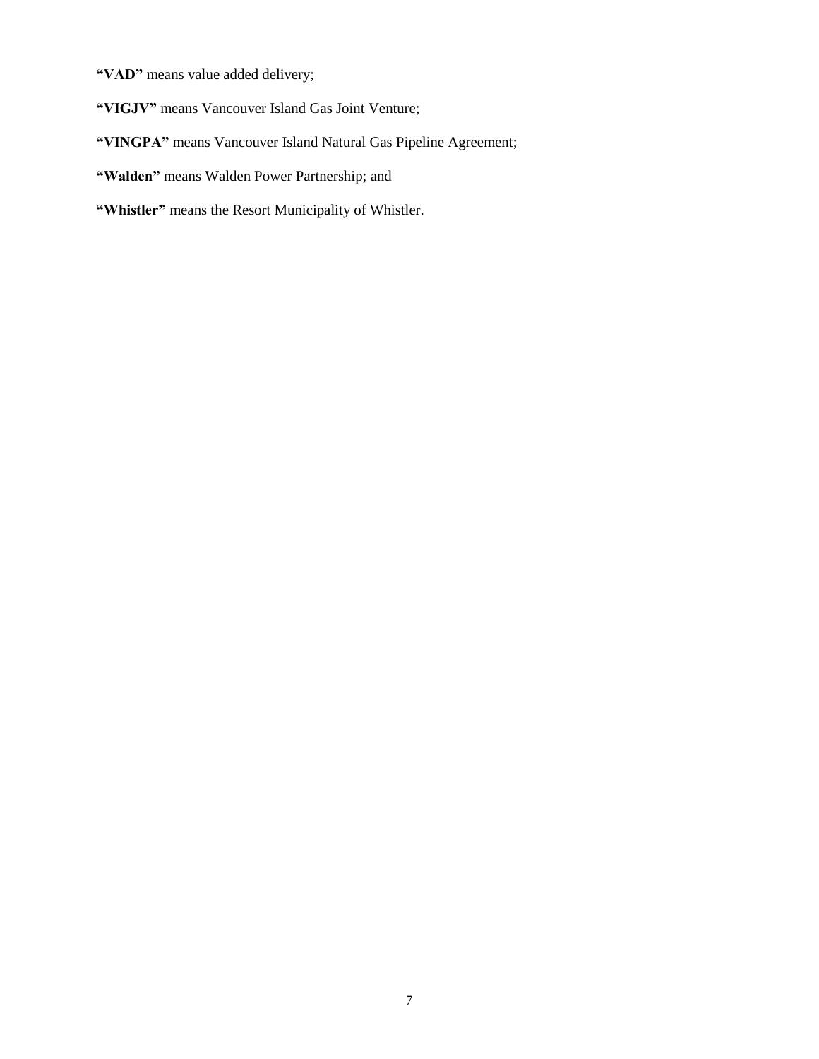**"VAD"** means value added delivery;

**"VIGJV"** means Vancouver Island Gas Joint Venture;

**"VINGPA"** means Vancouver Island Natural Gas Pipeline Agreement;

**"Walden"** means Walden Power Partnership; and

**"Whistler"** means the Resort Municipality of Whistler.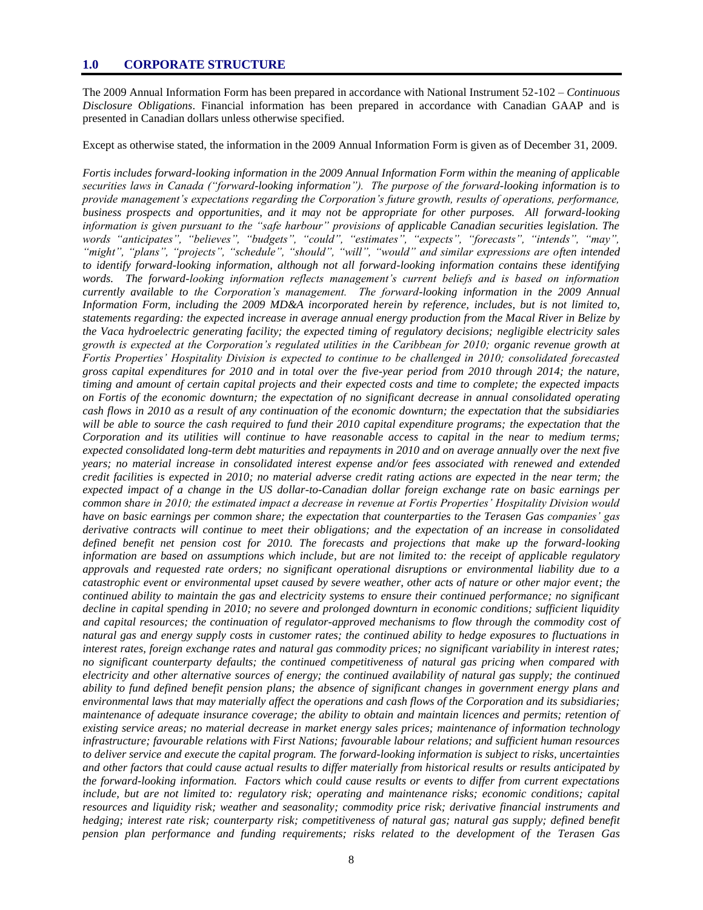## 1.0 CORPORATE STRUCTURE

The 2009 Annual Information Form has been prepared in accordance with National Instrument 52-102 – *Continuous Disclosure Obligations*. Financial information has been prepared in accordance with Canadian GAAP and is presented in Canadian dollars unless otherwise specified.

Except as otherwise stated, the information in the 2009 Annual Information Form is given as of December 31, 2009.

*Fortis includes forward-looking information in the 2009 Annual Information Form within the meaning of applicable securities laws in Canada ("forward-looking information"). The purpose of the forward-looking information is to provide management's expectations regarding the Corporation's future growth, results of operations, performance, business prospects and opportunities, and it may not be appropriate for other purposes. All forward-looking information is given pursuant to the "safe harbour" provisions of applicable Canadian securities legislation. The words "anticipates", "believes", "budgets", "could", "estimates", "expects", "forecasts", "intends", "may", "might", "plans", "projects", "schedule", "should", "will", "would" and similar expressions are often intended to identify forward-looking information, although not all forward-looking information contains these identifying words. The forward-looking information reflects management's current beliefs and is based on information currently available to the Corporation's management. The forward-looking information in the 2009 Annual Information Form, including the 2009 MD&A incorporated herein by reference, includes, but is not limited to, statements regarding: the expected increase in average annual energy production from the Macal River in Belize by the Vaca hydroelectric generating facility; the expected timing of regulatory decisions; negligible electricity sales growth is expected at the Corporation's regulated utilities in the Caribbean for 2010; organic revenue growth at Fortis Properties' Hospitality Division is expected to continue to be challenged in 2010; consolidated forecasted gross capital expenditures for 2010 and in total over the five-year period from 2010 through 2014; the nature, timing and amount of certain capital projects and their expected costs and time to complete; the expected impacts on Fortis of the economic downturn; the expectation of no significant decrease in annual consolidated operating cash flows in 2010 as a result of any continuation of the economic downturn; the expectation that the subsidiaries will be able to source the cash required to fund their 2010 capital expenditure programs; the expectation that the Corporation and its utilities will continue to have reasonable access to capital in the near to medium terms; expected consolidated long-term debt maturities and repayments in 2010 and on average annually over the next five years; no material increase in consolidated interest expense and/or fees associated with renewed and extended credit facilities is expected in 2010; no material adverse credit rating actions are expected in the near term; the expected impact of a change in the US dollar-to-Canadian dollar foreign exchange rate on basic earnings per common share in 2010; the estimated impact a decrease in revenue at Fortis Properties' Hospitality Division would have on basic earnings per common share; the expectation that counterparties to the Terasen Gas companies' gas derivative contracts will continue to meet their obligations; and the expectation of an increase in consolidated defined benefit net pension cost for 2010. The forecasts and projections that make up the forward-looking information are based on assumptions which include, but are not limited to: the receipt of applicable regulatory approvals and requested rate orders; no significant operational disruptions or environmental liability due to a catastrophic event or environmental upset caused by severe weather, other acts of nature or other major event; the continued ability to maintain the gas and electricity systems to ensure their continued performance; no significant decline in capital spending in 2010; no severe and prolonged downturn in economic conditions; sufficient liquidity and capital resources; the continuation of regulator-approved mechanisms to flow through the commodity cost of natural gas and energy supply costs in customer rates; the continued ability to hedge exposures to fluctuations in interest rates, foreign exchange rates and natural gas commodity prices; no significant variability in interest rates; no significant counterparty defaults; the continued competitiveness of natural gas pricing when compared with electricity and other alternative sources of energy; the continued availability of natural gas supply; the continued ability to fund defined benefit pension plans; the absence of significant changes in government energy plans and environmental laws that may materially affect the operations and cash flows of the Corporation and its subsidiaries; maintenance of adequate insurance coverage; the ability to obtain and maintain licences and permits; retention of existing service areas; no material decrease in market energy sales prices; maintenance of information technology infrastructure; favourable relations with First Nations; favourable labour relations; and sufficient human resources to deliver service and execute the capital program. The forward-looking information is subject to risks, uncertainties and other factors that could cause actual results to differ materially from historical results or results anticipated by the forward-looking information. Factors which could cause results or events to differ from current expectations include, but are not limited to: regulatory risk; operating and maintenance risks; economic conditions; capital resources and liquidity risk; weather and seasonality; commodity price risk; derivative financial instruments and hedging; interest rate risk; counterparty risk; competitiveness of natural gas; natural gas supply; defined benefit pension plan performance and funding requirements; risks related to the development of the Terasen Gas*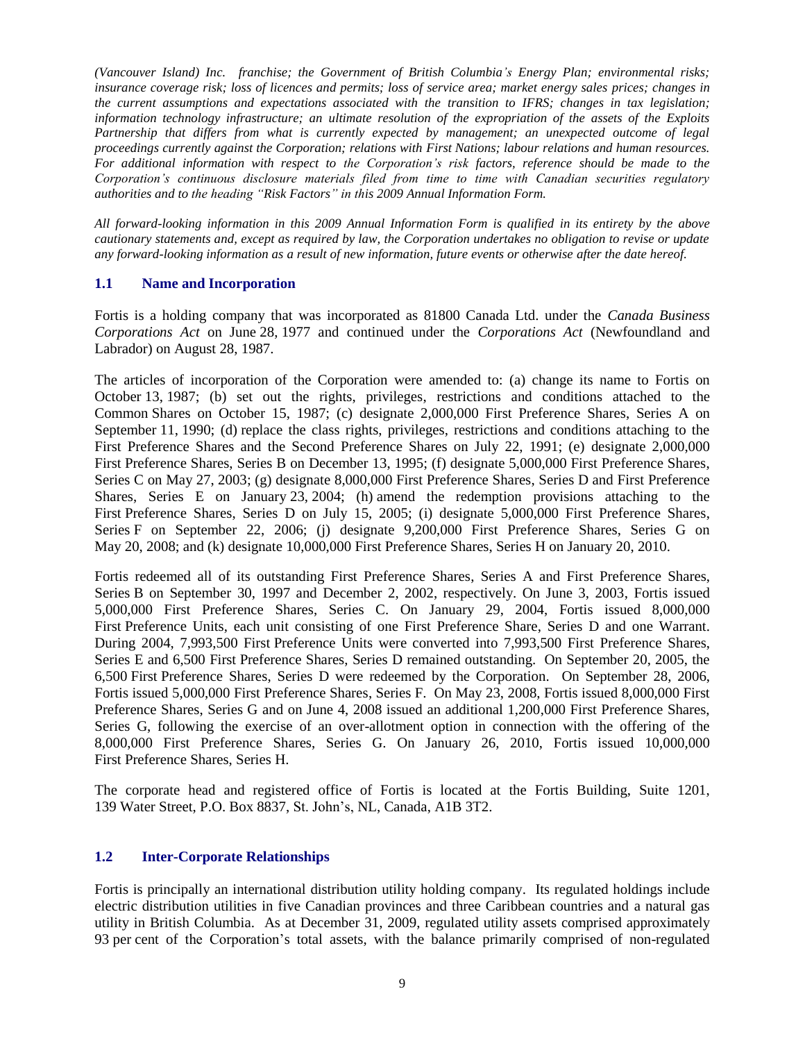*(Vancouver Island) Inc. franchise; the Government of British Columbia's Energy Plan; environmental risks; insurance coverage risk; loss of licences and permits; loss of service area; market energy sales prices; changes in the current assumptions and expectations associated with the transition to IFRS; changes in tax legislation; information technology infrastructure; an ultimate resolution of the expropriation of the assets of the Exploits Partnership that differs from what is currently expected by management; an unexpected outcome of legal proceedings currently against the Corporation; relations with First Nations; labour relations and human resources. For additional information with respect to the Corporation's risk factors, reference should be made to the Corporation's continuous disclosure materials filed from time to time with Canadian securities regulatory authorities and to the heading "Risk Factors" in this 2009 Annual Information Form.*

*All forward-looking information in this 2009 Annual Information Form is qualified in its entirety by the above cautionary statements and, except as required by law, the Corporation undertakes no obligation to revise or update any forward-looking information as a result of new information, future events or otherwise after the date hereof.*

## 1.1 Name and Incorporation

Fortis is a holding company that was incorporated as 81800 Canada Ltd. under the *Canada Business Corporations Act* on June 28, 1977 and continued under the *Corporations Act* (Newfoundland and Labrador) on August 28, 1987.

The articles of incorporation of the Corporation were amended to: (a) change its name to Fortis on October 13, 1987; (b) set out the rights, privileges, restrictions and conditions attached to the Common Shares on October 15, 1987; (c) designate 2,000,000 First Preference Shares, Series A on September 11, 1990; (d) replace the class rights, privileges, restrictions and conditions attaching to the First Preference Shares and the Second Preference Shares on July 22, 1991; (e) designate 2,000,000 First Preference Shares, Series B on December 13, 1995; (f) designate 5,000,000 First Preference Shares, Series C on May 27, 2003; (g) designate 8,000,000 First Preference Shares, Series D and First Preference Shares, Series E on January 23, 2004; (h) amend the redemption provisions attaching to the First Preference Shares, Series D on July 15, 2005; (i) designate 5,000,000 First Preference Shares, Series F on September 22, 2006; (j) designate 9,200,000 First Preference Shares, Series G on May 20, 2008; and (k) designate 10,000,000 First Preference Shares, Series H on January 20, 2010.

Fortis redeemed all of its outstanding First Preference Shares, Series A and First Preference Shares, Series B on September 30, 1997 and December 2, 2002, respectively. On June 3, 2003, Fortis issued 5,000,000 First Preference Shares, Series C. On January 29, 2004, Fortis issued 8,000,000 First Preference Units, each unit consisting of one First Preference Share, Series D and one Warrant. During 2004, 7,993,500 First Preference Units were converted into 7,993,500 First Preference Shares, Series E and 6,500 First Preference Shares, Series D remained outstanding. On September 20, 2005, the 6,500 First Preference Shares, Series D were redeemed by the Corporation. On September 28, 2006, Fortis issued 5,000,000 First Preference Shares, Series F. On May 23, 2008, Fortis issued 8,000,000 First Preference Shares, Series G and on June 4, 2008 issued an additional 1,200,000 First Preference Shares, Series G, following the exercise of an over-allotment option in connection with the offering of the 8,000,000 First Preference Shares, Series G. On January 26, 2010, Fortis issued 10,000,000 First Preference Shares, Series H.

The corporate head and registered office of Fortis is located at the Fortis Building, Suite 1201, 139 Water Street, P.O. Box 8837, St. John's, NL, Canada, A1B 3T2.

## 1.2 Inter-Corporate Relationships

Fortis is principally an international distribution utility holding company. Its regulated holdings include electric distribution utilities in five Canadian provinces and three Caribbean countries and a natural gas utility in British Columbia. As at December 31, 2009, regulated utility assets comprised approximately 93 per cent of the Corporation's total assets, with the balance primarily comprised of non-regulated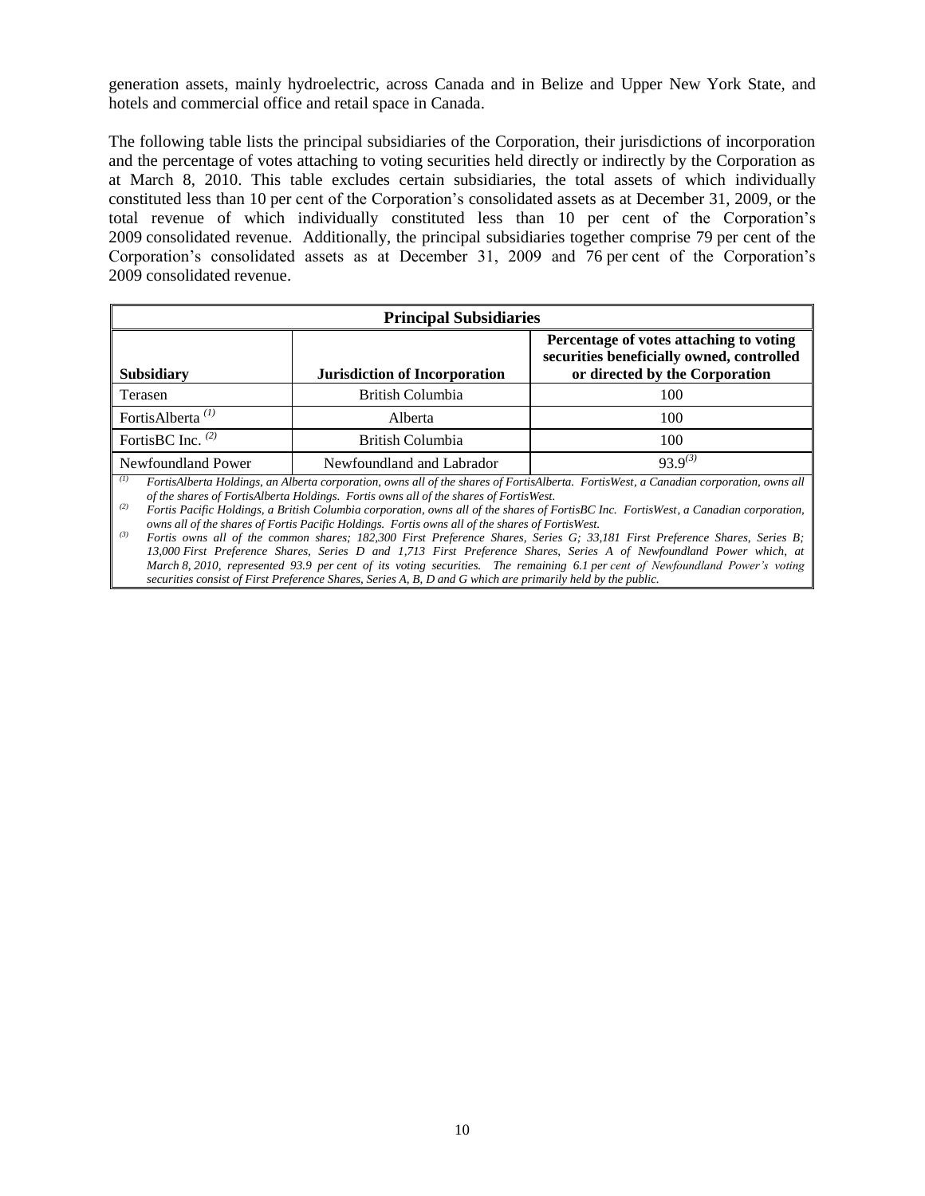generation assets, mainly hydroelectric, across Canada and in Belize and Upper New York State, and hotels and commercial office and retail space in Canada.

The following table lists the principal subsidiaries of the Corporation, their jurisdictions of incorporation and the percentage of votes attaching to voting securities held directly or indirectly by the Corporation as at March 8, 2010. This table excludes certain subsidiaries, the total assets of which individually constituted less than 10 per cent of the Corporation's consolidated assets as at December 31, 2009, or the total revenue of which individually constituted less than 10 per cent of the Corporation's 2009 consolidated revenue. Additionally, the principal subsidiaries together comprise 79 per cent of the Corporation's consolidated assets as at December 31, 2009 and 76 per cent of the Corporation's 2009 consolidated revenue.

**Principal Subsidiaries**

| Subsidiary | Jurisdiction of Incorporation | Percentage of votes attaching to voting securities beneficially owned, controlled or directed by the Corporation |
|---|---|---|
| Terasen | British Columbia | 100 |
| FortisAlberta [(1)] | Alberta | 100 |
| FortisBC Inc. [(2)] | British Columbia | 100 |
| Newfoundland Power | Newfoundland and Labrador | 93.9[(3)] |

*(1) FortisAlberta Holdings, an Alberta corporation, owns all of the shares of FortisAlberta. FortisWest, a Canadian corporation, owns all of the shares of FortisAlberta Holdings. Fortis owns all of the shares of FortisWest.*

*(2) Fortis Pacific Holdings, a British Columbia corporation, owns all of the shares of FortisBC Inc. FortisWest, a Canadian corporation, owns all of the shares of Fortis Pacific Holdings. Fortis owns all of the shares of FortisWest.*

*(3) Fortis owns all of the common shares; 182,300 First Preference Shares, Series G; 33,181 First Preference Shares, Series B; 13,000 First Preference Shares, Series D and 1,713 First Preference Shares, Series A of Newfoundland Power which, at March 8, 2010, represented 93.9 per cent of its voting securities. The remaining 6.1 per cent of Newfoundland Power's voting securities consist of First Preference Shares, Series A, B, D and G which are primarily held by the public.*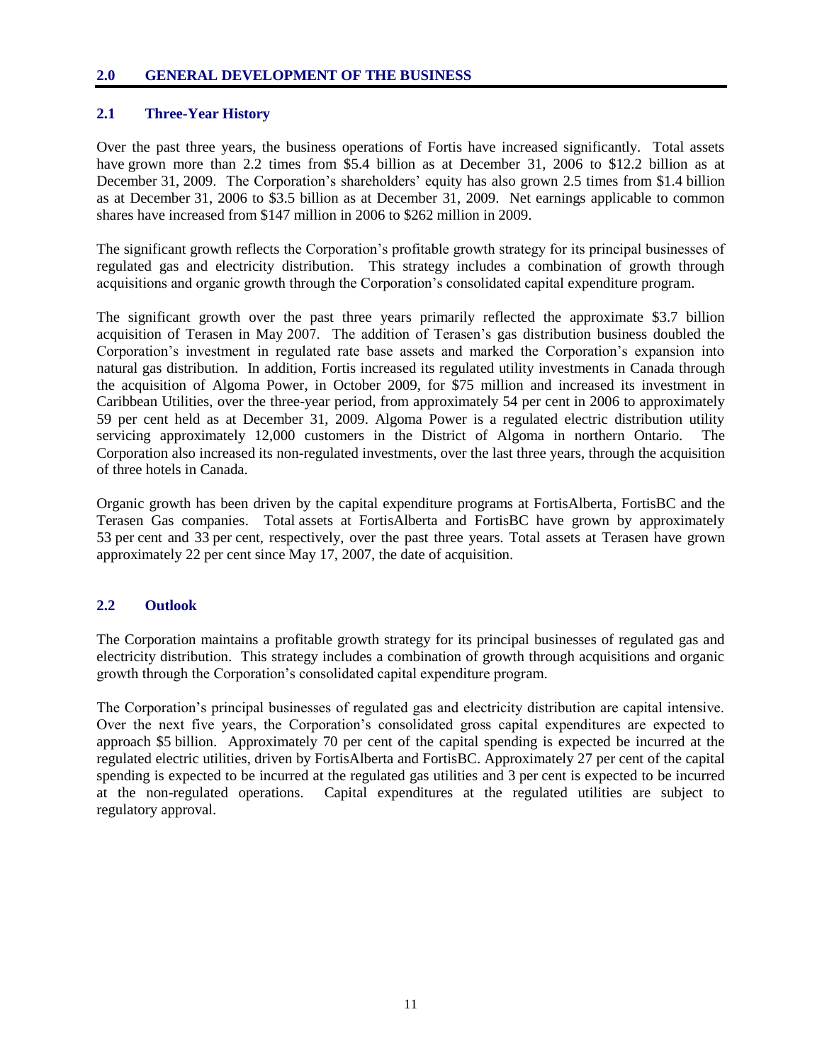## 2.0 GENERAL DEVELOPMENT OF THE BUSINESS

### 2.1 Three-Year History

Over the past three years, the business operations of Fortis have increased significantly. Total assets have grown more than 2.2 times from \$5.4 billion as at December 31, 2006 to \$12.2 billion as at December 31, 2009. The Corporation's shareholders' equity has also grown 2.5 times from \$1.4 billion as at December 31, 2006 to \$3.5 billion as at December 31, 2009. Net earnings applicable to common shares have increased from \$147 million in 2006 to \$262 million in 2009.

The significant growth reflects the Corporation's profitable growth strategy for its principal businesses of regulated gas and electricity distribution. This strategy includes a combination of growth through acquisitions and organic growth through the Corporation's consolidated capital expenditure program.

The significant growth over the past three years primarily reflected the approximate \$3.7 billion acquisition of Terasen in May 2007. The addition of Terasen's gas distribution business doubled the Corporation's investment in regulated rate base assets and marked the Corporation's expansion into natural gas distribution. In addition, Fortis increased its regulated utility investments in Canada through the acquisition of Algoma Power, in October 2009, for \$75 million and increased its investment in Caribbean Utilities, over the three-year period, from approximately 54 per cent in 2006 to approximately 59 per cent held as at December 31, 2009. Algoma Power is a regulated electric distribution utility servicing approximately 12,000 customers in the District of Algoma in northern Ontario. The Corporation also increased its non-regulated investments, over the last three years, through the acquisition of three hotels in Canada.

Organic growth has been driven by the capital expenditure programs at FortisAlberta, FortisBC and the Terasen Gas companies. Total assets at FortisAlberta and FortisBC have grown by approximately 53 per cent and 33 per cent, respectively, over the past three years. Total assets at Terasen have grown approximately 22 per cent since May 17, 2007, the date of acquisition.

### 2.2 Outlook

The Corporation maintains a profitable growth strategy for its principal businesses of regulated gas and electricity distribution. This strategy includes a combination of growth through acquisitions and organic growth through the Corporation's consolidated capital expenditure program.

The Corporation's principal businesses of regulated gas and electricity distribution are capital intensive. Over the next five years, the Corporation's consolidated gross capital expenditures are expected to approach \$5 billion. Approximately 70 per cent of the capital spending is expected be incurred at the regulated electric utilities, driven by FortisAlberta and FortisBC. Approximately 27 per cent of the capital spending is expected to be incurred at the regulated gas utilities and 3 per cent is expected to be incurred at the non-regulated operations. Capital expenditures at the regulated utilities are subject to regulatory approval.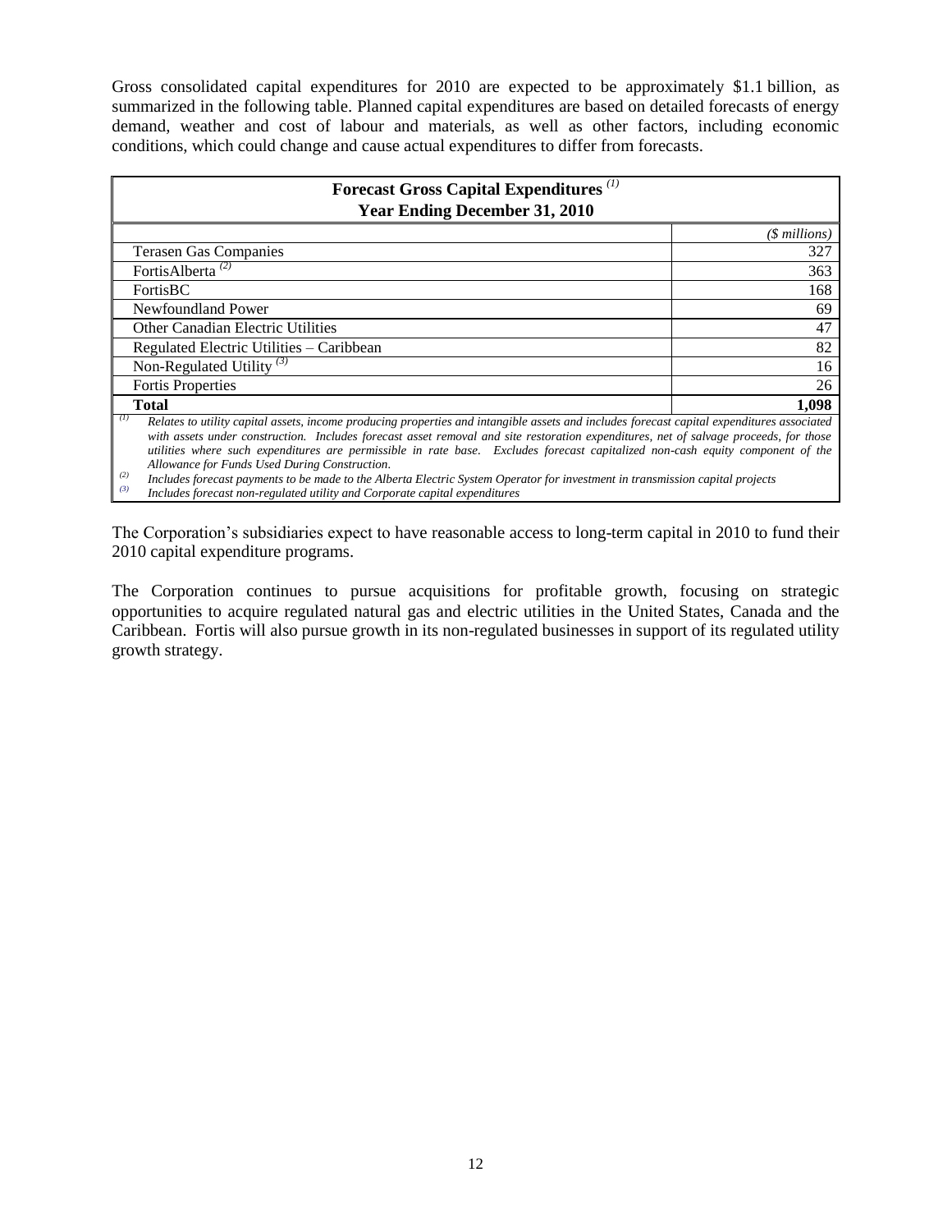Gross consolidated capital expenditures for 2010 are expected to be approximately $1.1 billion, as summarized in the following table. Planned capital expenditures are based on detailed forecasts of energy demand, weather and cost of labour and materials, as well as other factors, including economic conditions, which could change and cause actual expenditures to differ from forecasts.

| **Forecast Gross Capital Expenditures** [(1)] **Year Ending December 31, 2010** | |
|---|---|
| | *($ millions)* |
| Terasen Gas Companies | 327 |
| FortisAlberta [(2)] | 363 |
| FortisBC | 168 |
| Newfoundland Power | 69 |
| Other Canadian Electric Utilities | 47 |
| Regulated Electric Utilities – Caribbean | 82 |
| Non-Regulated Utility [(3)] | 16 |
| Fortis Properties | 26 |
| **Total** | **1,098** |

*(1) Relates to utility capital assets, income producing properties and intangible assets and includes forecast capital expenditures associated with assets under construction. Includes forecast asset removal and site restoration expenditures, net of salvage proceeds, for those utilities where such expenditures are permissible in rate base. Excludes forecast capitalized non-cash equity component of the Allowance for Funds Used During Construction.*

*(2) Includes forecast payments to be made to the Alberta Electric System Operator for investment in transmission capital projects*

*(3) Includes forecast non-regulated utility and Corporate capital expenditures*

The Corporation's subsidiaries expect to have reasonable access to long-term capital in 2010 to fund their 2010 capital expenditure programs.

The Corporation continues to pursue acquisitions for profitable growth, focusing on strategic opportunities to acquire regulated natural gas and electric utilities in the United States, Canada and the Caribbean. Fortis will also pursue growth in its non-regulated businesses in support of its regulated utility growth strategy.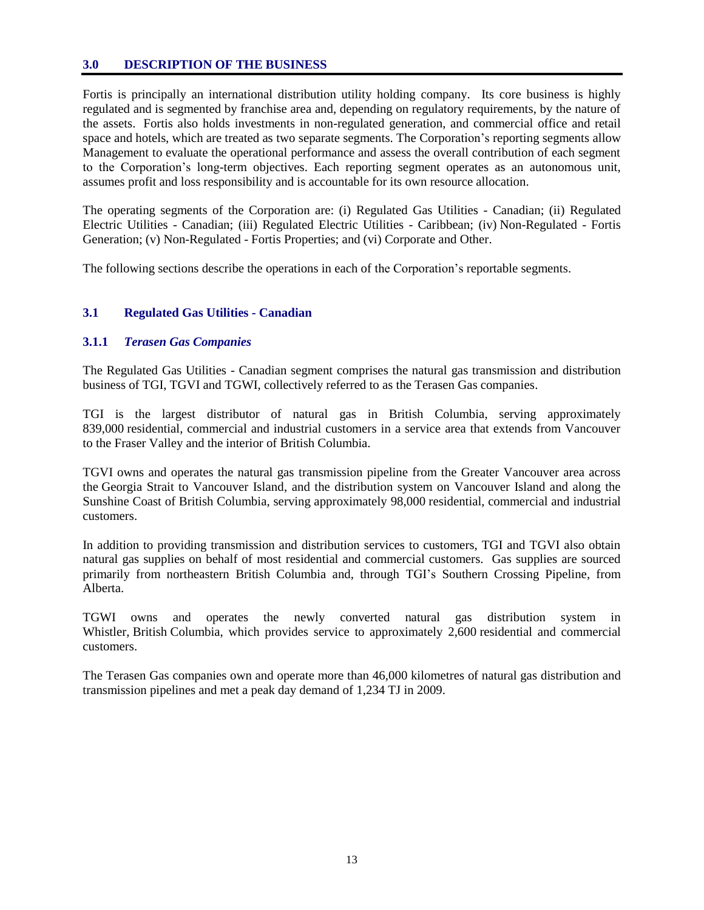## 3.0 DESCRIPTION OF THE BUSINESS

Fortis is principally an international distribution utility holding company. Its core business is highly regulated and is segmented by franchise area and, depending on regulatory requirements, by the nature of the assets. Fortis also holds investments in non-regulated generation, and commercial office and retail space and hotels, which are treated as two separate segments. The Corporation's reporting segments allow Management to evaluate the operational performance and assess the overall contribution of each segment to the Corporation's long-term objectives. Each reporting segment operates as an autonomous unit, assumes profit and loss responsibility and is accountable for its own resource allocation.

The operating segments of the Corporation are: (i) Regulated Gas Utilities - Canadian; (ii) Regulated Electric Utilities - Canadian; (iii) Regulated Electric Utilities - Caribbean; (iv) Non-Regulated - Fortis Generation; (v) Non-Regulated - Fortis Properties; and (vi) Corporate and Other.

The following sections describe the operations in each of the Corporation's reportable segments.

### 3.1 Regulated Gas Utilities - Canadian

#### 3.1.1 *Terasen Gas Companies*

The Regulated Gas Utilities - Canadian segment comprises the natural gas transmission and distribution business of TGI, TGVI and TGWI, collectively referred to as the Terasen Gas companies.

TGI is the largest distributor of natural gas in British Columbia, serving approximately 839,000 residential, commercial and industrial customers in a service area that extends from Vancouver to the Fraser Valley and the interior of British Columbia.

TGVI owns and operates the natural gas transmission pipeline from the Greater Vancouver area across the Georgia Strait to Vancouver Island, and the distribution system on Vancouver Island and along the Sunshine Coast of British Columbia, serving approximately 98,000 residential, commercial and industrial customers.

In addition to providing transmission and distribution services to customers, TGI and TGVI also obtain natural gas supplies on behalf of most residential and commercial customers. Gas supplies are sourced primarily from northeastern British Columbia and, through TGI's Southern Crossing Pipeline, from Alberta.

TGWI owns and operates the newly converted natural gas distribution system in Whistler, British Columbia, which provides service to approximately 2,600 residential and commercial customers.

The Terasen Gas companies own and operate more than 46,000 kilometres of natural gas distribution and transmission pipelines and met a peak day demand of 1,234 TJ in 2009.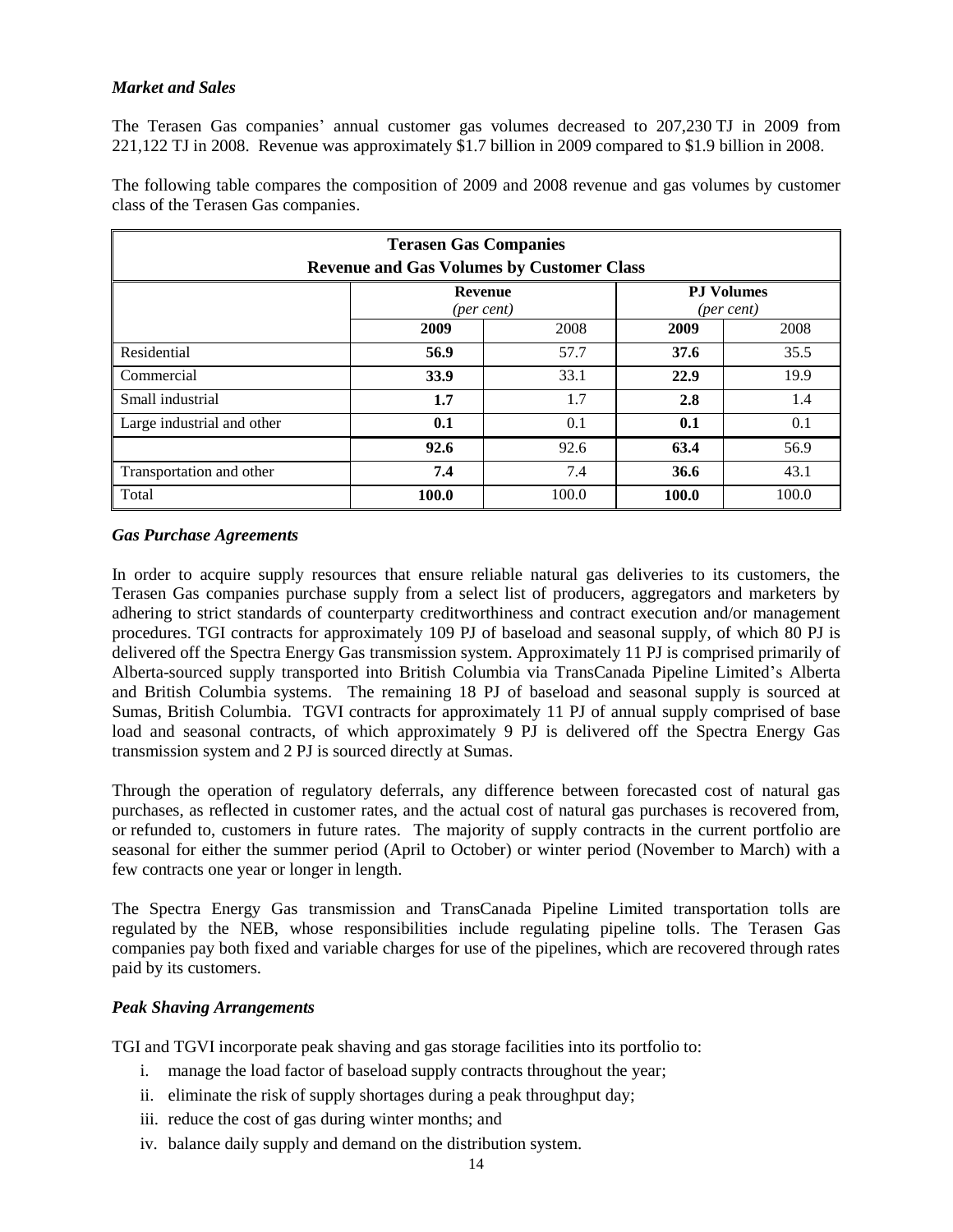### *Market and Sales*

The Terasen Gas companies' annual customer gas volumes decreased to 207,230 TJ in 2009 from 221,122 TJ in 2008. Revenue was approximately $1.7 billion in 2009 compared to $1.9 billion in 2008.

The following table compares the composition of 2009 and 2008 revenue and gas volumes by customer class of the Terasen Gas companies.

| Terasen Gas Companies<br>Revenue and Gas Volumes by Customer Class | | | | |
|---|---|---|---|---|
| | Revenue *(per cent)* | | PJ Volumes *(per cent)* | |
| | **2009** | 2008 | **2009** | 2008 |
| Residential | **56.9** | 57.7 | **37.6** | 35.5 |
| Commercial | **33.9** | 33.1 | **22.9** | 19.9 |
| Small industrial | **1.7** | 1.7 | **2.8** | 1.4 |
| Large industrial and other | **0.1** | 0.1 | **0.1** | 0.1 |
| | **92.6** | 92.6 | **63.4** | 56.9 |
| Transportation and other | **7.4** | 7.4 | **36.6** | 43.1 |
| Total | **100.0** | 100.0 | **100.0** | 100.0 |

### *Gas Purchase Agreements*

In order to acquire supply resources that ensure reliable natural gas deliveries to its customers, the Terasen Gas companies purchase supply from a select list of producers, aggregators and marketers by adhering to strict standards of counterparty creditworthiness and contract execution and/or management procedures. TGI contracts for approximately 109 PJ of baseload and seasonal supply, of which 80 PJ is delivered off the Spectra Energy Gas transmission system. Approximately 11 PJ is comprised primarily of Alberta-sourced supply transported into British Columbia via TransCanada Pipeline Limited's Alberta and British Columbia systems. The remaining 18 PJ of baseload and seasonal supply is sourced at Sumas, British Columbia. TGVI contracts for approximately 11 PJ of annual supply comprised of base load and seasonal contracts, of which approximately 9 PJ is delivered off the Spectra Energy Gas transmission system and 2 PJ is sourced directly at Sumas.

Through the operation of regulatory deferrals, any difference between forecasted cost of natural gas purchases, as reflected in customer rates, and the actual cost of natural gas purchases is recovered from, or refunded to, customers in future rates. The majority of supply contracts in the current portfolio are seasonal for either the summer period (April to October) or winter period (November to March) with a few contracts one year or longer in length.

The Spectra Energy Gas transmission and TransCanada Pipeline Limited transportation tolls are regulated by the NEB, whose responsibilities include regulating pipeline tolls. The Terasen Gas companies pay both fixed and variable charges for use of the pipelines, which are recovered through rates paid by its customers.

### *Peak Shaving Arrangements*

TGI and TGVI incorporate peak shaving and gas storage facilities into its portfolio to:

i. manage the load factor of baseload supply contracts throughout the year;
ii. eliminate the risk of supply shortages during a peak throughput day;
iii. reduce the cost of gas during winter months; and
iv. balance daily supply and demand on the distribution system.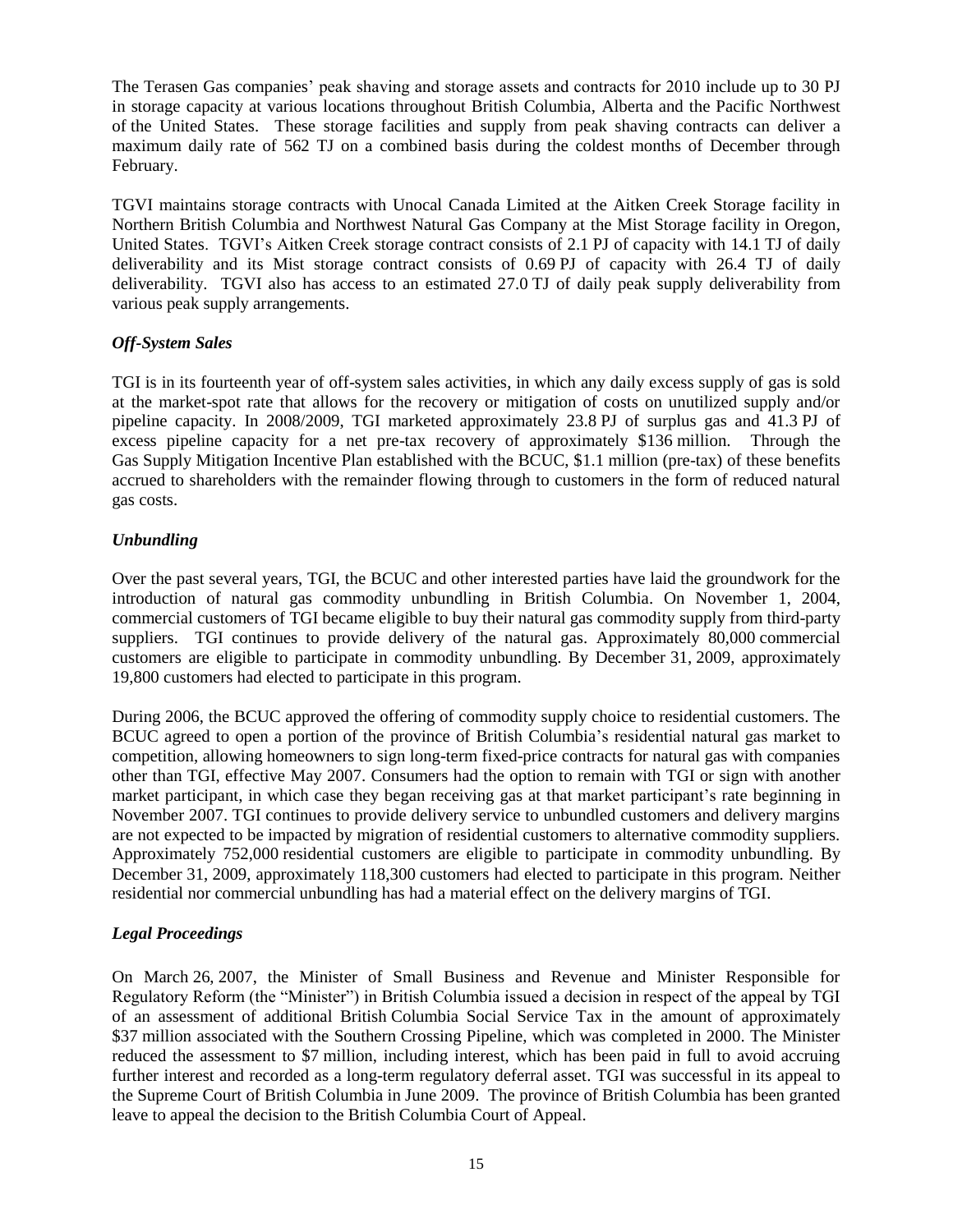The Terasen Gas companies' peak shaving and storage assets and contracts for 2010 include up to 30 PJ in storage capacity at various locations throughout British Columbia, Alberta and the Pacific Northwest of the United States. These storage facilities and supply from peak shaving contracts can deliver a maximum daily rate of 562 TJ on a combined basis during the coldest months of December through February.

TGVI maintains storage contracts with Unocal Canada Limited at the Aitken Creek Storage facility in Northern British Columbia and Northwest Natural Gas Company at the Mist Storage facility in Oregon, United States. TGVI's Aitken Creek storage contract consists of 2.1 PJ of capacity with 14.1 TJ of daily deliverability and its Mist storage contract consists of 0.69 PJ of capacity with 26.4 TJ of daily deliverability. TGVI also has access to an estimated 27.0 TJ of daily peak supply deliverability from various peak supply arrangements.

### *Off-System Sales*

TGI is in its fourteenth year of off-system sales activities, in which any daily excess supply of gas is sold at the market-spot rate that allows for the recovery or mitigation of costs on unutilized supply and/or pipeline capacity. In 2008/2009, TGI marketed approximately 23.8 PJ of surplus gas and 41.3 PJ of excess pipeline capacity for a net pre-tax recovery of approximately $136 million. Through the Gas Supply Mitigation Incentive Plan established with the BCUC, $1.1 million (pre-tax) of these benefits accrued to shareholders with the remainder flowing through to customers in the form of reduced natural gas costs.

### *Unbundling*

Over the past several years, TGI, the BCUC and other interested parties have laid the groundwork for the introduction of natural gas commodity unbundling in British Columbia. On November 1, 2004, commercial customers of TGI became eligible to buy their natural gas commodity supply from third-party suppliers. TGI continues to provide delivery of the natural gas. Approximately 80,000 commercial customers are eligible to participate in commodity unbundling. By December 31, 2009, approximately 19,800 customers had elected to participate in this program.

During 2006, the BCUC approved the offering of commodity supply choice to residential customers. The BCUC agreed to open a portion of the province of British Columbia's residential natural gas market to competition, allowing homeowners to sign long-term fixed-price contracts for natural gas with companies other than TGI, effective May 2007. Consumers had the option to remain with TGI or sign with another market participant, in which case they began receiving gas at that market participant's rate beginning in November 2007. TGI continues to provide delivery service to unbundled customers and delivery margins are not expected to be impacted by migration of residential customers to alternative commodity suppliers. Approximately 752,000 residential customers are eligible to participate in commodity unbundling. By December 31, 2009, approximately 118,300 customers had elected to participate in this program. Neither residential nor commercial unbundling has had a material effect on the delivery margins of TGI.

### *Legal Proceedings*

On March 26, 2007, the Minister of Small Business and Revenue and Minister Responsible for Regulatory Reform (the "Minister") in British Columbia issued a decision in respect of the appeal by TGI of an assessment of additional British Columbia Social Service Tax in the amount of approximately $37 million associated with the Southern Crossing Pipeline, which was completed in 2000. The Minister reduced the assessment to $7 million, including interest, which has been paid in full to avoid accruing further interest and recorded as a long-term regulatory deferral asset. TGI was successful in its appeal to the Supreme Court of British Columbia in June 2009. The province of British Columbia has been granted leave to appeal the decision to the British Columbia Court of Appeal.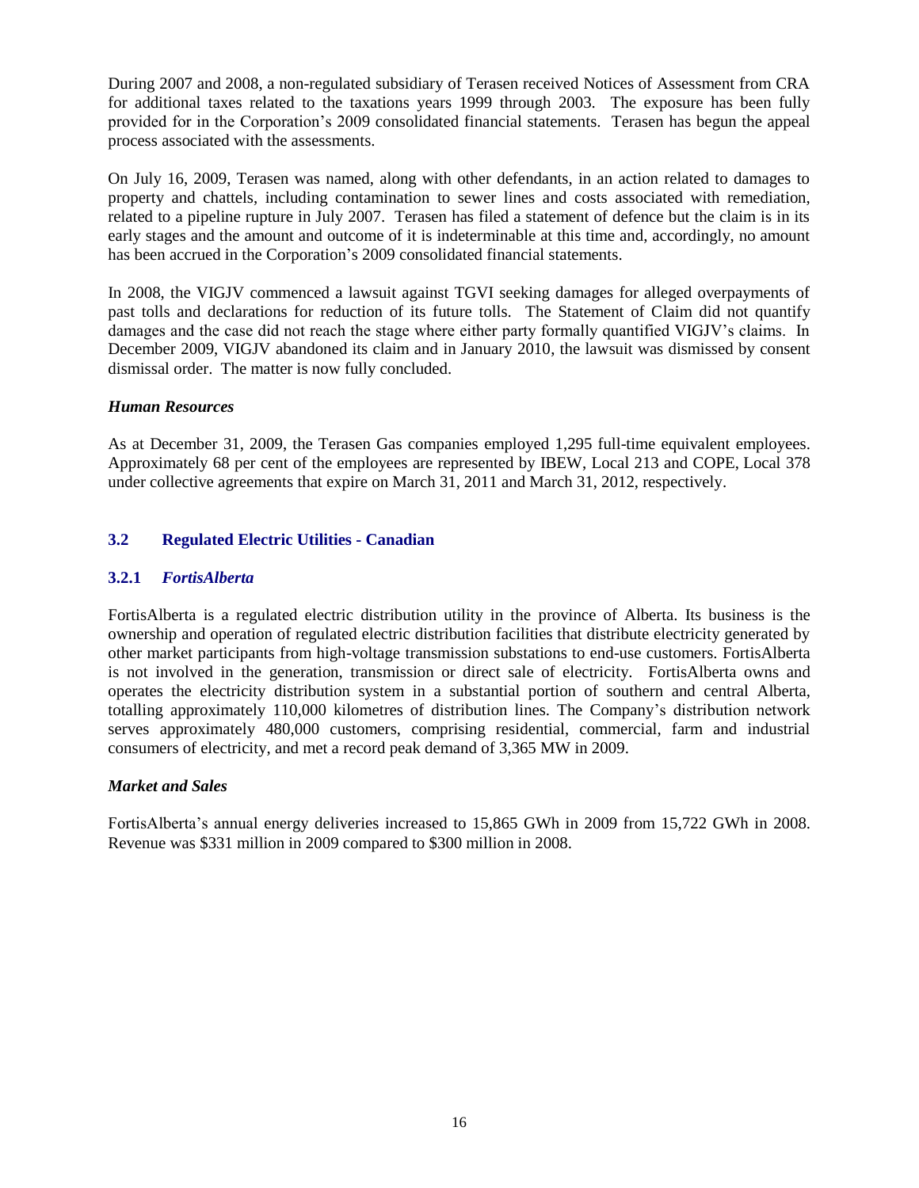During 2007 and 2008, a non-regulated subsidiary of Terasen received Notices of Assessment from CRA for additional taxes related to the taxations years 1999 through 2003. The exposure has been fully provided for in the Corporation's 2009 consolidated financial statements. Terasen has begun the appeal process associated with the assessments.

On July 16, 2009, Terasen was named, along with other defendants, in an action related to damages to property and chattels, including contamination to sewer lines and costs associated with remediation, related to a pipeline rupture in July 2007. Terasen has filed a statement of defence but the claim is in its early stages and the amount and outcome of it is indeterminable at this time and, accordingly, no amount has been accrued in the Corporation's 2009 consolidated financial statements.

In 2008, the VIGJV commenced a lawsuit against TGVI seeking damages for alleged overpayments of past tolls and declarations for reduction of its future tolls. The Statement of Claim did not quantify damages and the case did not reach the stage where either party formally quantified VIGJV's claims. In December 2009, VIGJV abandoned its claim and in January 2010, the lawsuit was dismissed by consent dismissal order. The matter is now fully concluded.

### *Human Resources*

As at December 31, 2009, the Terasen Gas companies employed 1,295 full-time equivalent employees. Approximately 68 per cent of the employees are represented by IBEW, Local 213 and COPE, Local 378 under collective agreements that expire on March 31, 2011 and March 31, 2012, respectively.

## 3.2 Regulated Electric Utilities - Canadian

### 3.2.1 *FortisAlberta*

FortisAlberta is a regulated electric distribution utility in the province of Alberta. Its business is the ownership and operation of regulated electric distribution facilities that distribute electricity generated by other market participants from high-voltage transmission substations to end-use customers. FortisAlberta is not involved in the generation, transmission or direct sale of electricity. FortisAlberta owns and operates the electricity distribution system in a substantial portion of southern and central Alberta, totalling approximately 110,000 kilometres of distribution lines. The Company's distribution network serves approximately 480,000 customers, comprising residential, commercial, farm and industrial consumers of electricity, and met a record peak demand of 3,365 MW in 2009.

### *Market and Sales*

FortisAlberta's annual energy deliveries increased to 15,865 GWh in 2009 from 15,722 GWh in 2008. Revenue was $331 million in 2009 compared to $300 million in 2008.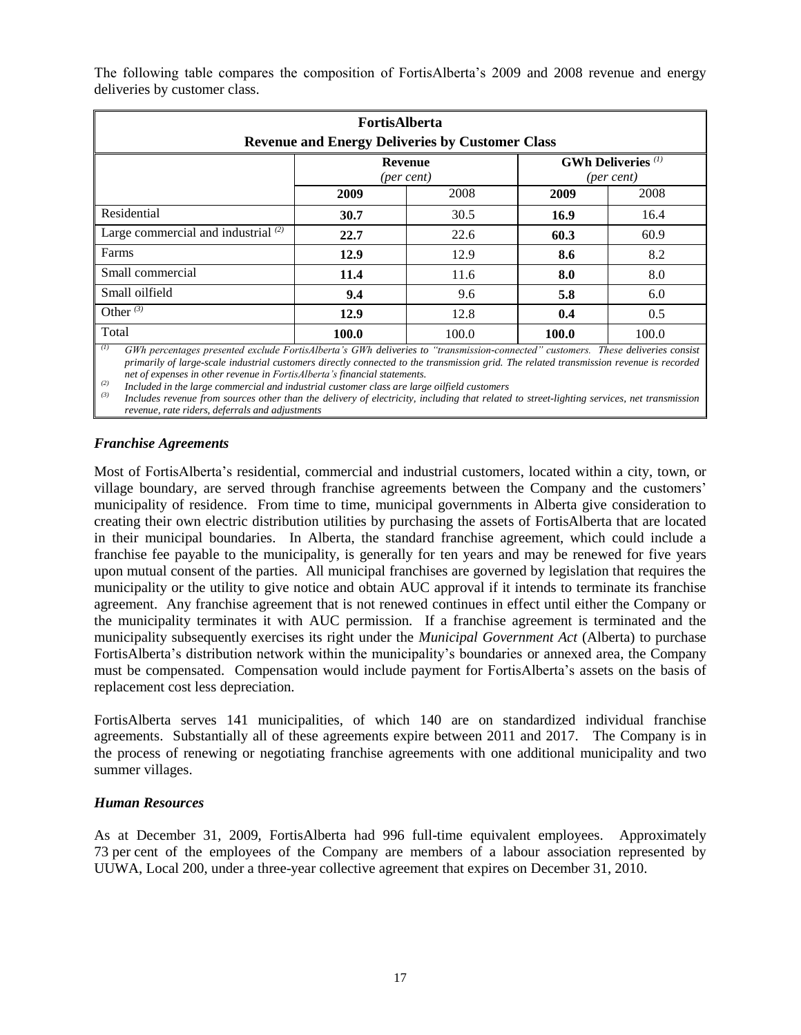The following table compares the composition of FortisAlberta's 2009 and 2008 revenue and energy deliveries by customer class.

| FortisAlberta<br>Revenue and Energy Deliveries by Customer Class | | | | |
|---|---|---|---|---|
| | Revenue<br>*(per cent)* | | GWh Deliveries [(1)]<br>*(per cent)* | |
| | **2009** | 2008 | **2009** | 2008 |
| Residential | **30.7** | 30.5 | **16.9** | 16.4 |
| Large commercial and industrial [(2)] | **22.7** | 22.6 | **60.3** | 60.9 |
| Farms | **12.9** | 12.9 | **8.6** | 8.2 |
| Small commercial | **11.4** | 11.6 | **8.0** | 8.0 |
| Small oilfield | **9.4** | 9.6 | **5.8** | 6.0 |
| Other [(3)] | **12.9** | 12.8 | **0.4** | 0.5 |
| Total | **100.0** | 100.0 | **100.0** | 100.0 |

[(1)] *GWh percentages presented exclude FortisAlberta's GWh deliveries to "transmission-connected" customers. These deliveries consist primarily of large-scale industrial customers directly connected to the transmission grid. The related transmission revenue is recorded net of expenses in other revenue in FortisAlberta's financial statements.*

[(2)] *Included in the large commercial and industrial customer class are large oilfield customers*

[(3)] *Includes revenue from sources other than the delivery of electricity, including that related to street-lighting services, net transmission revenue, rate riders, deferrals and adjustments*

### *Franchise Agreements*

Most of FortisAlberta's residential, commercial and industrial customers, located within a city, town, or village boundary, are served through franchise agreements between the Company and the customers' municipality of residence. From time to time, municipal governments in Alberta give consideration to creating their own electric distribution utilities by purchasing the assets of FortisAlberta that are located in their municipal boundaries. In Alberta, the standard franchise agreement, which could include a franchise fee payable to the municipality, is generally for ten years and may be renewed for five years upon mutual consent of the parties. All municipal franchises are governed by legislation that requires the municipality or the utility to give notice and obtain AUC approval if it intends to terminate its franchise agreement. Any franchise agreement that is not renewed continues in effect until either the Company or the municipality terminates it with AUC permission. If a franchise agreement is terminated and the municipality subsequently exercises its right under the *Municipal Government Act* (Alberta) to purchase FortisAlberta's distribution network within the municipality's boundaries or annexed area, the Company must be compensated. Compensation would include payment for FortisAlberta's assets on the basis of replacement cost less depreciation.

FortisAlberta serves 141 municipalities, of which 140 are on standardized individual franchise agreements. Substantially all of these agreements expire between 2011 and 2017. The Company is in the process of renewing or negotiating franchise agreements with one additional municipality and two summer villages.

### *Human Resources*

As at December 31, 2009, FortisAlberta had 996 full-time equivalent employees. Approximately 73 per cent of the employees of the Company are members of a labour association represented by UUWA, Local 200, under a three-year collective agreement that expires on December 31, 2010.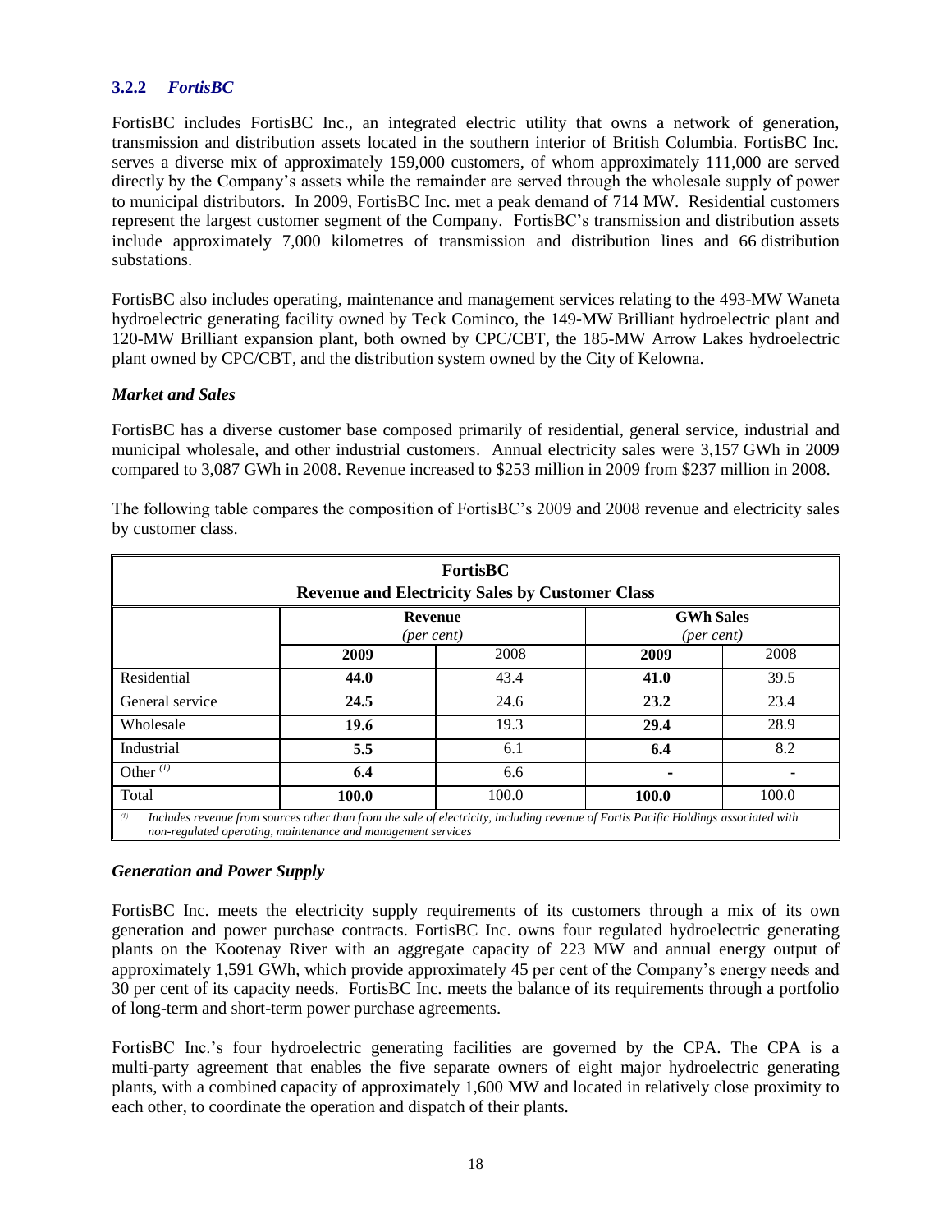### 3.2.2 *FortisBC*

FortisBC includes FortisBC Inc., an integrated electric utility that owns a network of generation, transmission and distribution assets located in the southern interior of British Columbia. FortisBC Inc. serves a diverse mix of approximately 159,000 customers, of whom approximately 111,000 are served directly by the Company's assets while the remainder are served through the wholesale supply of power to municipal distributors. In 2009, FortisBC Inc. met a peak demand of 714 MW. Residential customers represent the largest customer segment of the Company. FortisBC's transmission and distribution assets include approximately 7,000 kilometres of transmission and distribution lines and 66 distribution substations.

FortisBC also includes operating, maintenance and management services relating to the 493-MW Waneta hydroelectric generating facility owned by Teck Cominco, the 149-MW Brilliant hydroelectric plant and 120-MW Brilliant expansion plant, both owned by CPC/CBT, the 185-MW Arrow Lakes hydroelectric plant owned by CPC/CBT, and the distribution system owned by the City of Kelowna.

#### *Market and Sales*

FortisBC has a diverse customer base composed primarily of residential, general service, industrial and municipal wholesale, and other industrial customers. Annual electricity sales were 3,157 GWh in 2009 compared to 3,087 GWh in 2008. Revenue increased to $253 million in 2009 from $237 million in 2008.

The following table compares the composition of FortisBC's 2009 and 2008 revenue and electricity sales by customer class.

**FortisBC**
**Revenue and Electricity Sales by Customer Class**

| | Revenue *(per cent)* | | GWh Sales *(per cent)* | |
|---|---|---|---|---|
| | **2009** | 2008 | **2009** | 2008 |
| Residential | **44.0** | 43.4 | **41.0** | 39.5 |
| General service | **24.5** | 24.6 | **23.2** | 23.4 |
| Wholesale | **19.6** | 19.3 | **29.4** | 28.9 |
| Industrial | **5.5** | 6.1 | **6.4** | 8.2 |
| Other [(1)] | **6.4** | 6.6 | **-** | - |
| Total | **100.0** | 100.0 | **100.0** | 100.0 |

[(1)] *Includes revenue from sources other than from the sale of electricity, including revenue of Fortis Pacific Holdings associated with non-regulated operating, maintenance and management services*

#### *Generation and Power Supply*

FortisBC Inc. meets the electricity supply requirements of its customers through a mix of its own generation and power purchase contracts. FortisBC Inc. owns four regulated hydroelectric generating plants on the Kootenay River with an aggregate capacity of 223 MW and annual energy output of approximately 1,591 GWh, which provide approximately 45 per cent of the Company's energy needs and 30 per cent of its capacity needs. FortisBC Inc. meets the balance of its requirements through a portfolio of long-term and short-term power purchase agreements.

FortisBC Inc.'s four hydroelectric generating facilities are governed by the CPA. The CPA is a multi-party agreement that enables the five separate owners of eight major hydroelectric generating plants, with a combined capacity of approximately 1,600 MW and located in relatively close proximity to each other, to coordinate the operation and dispatch of their plants.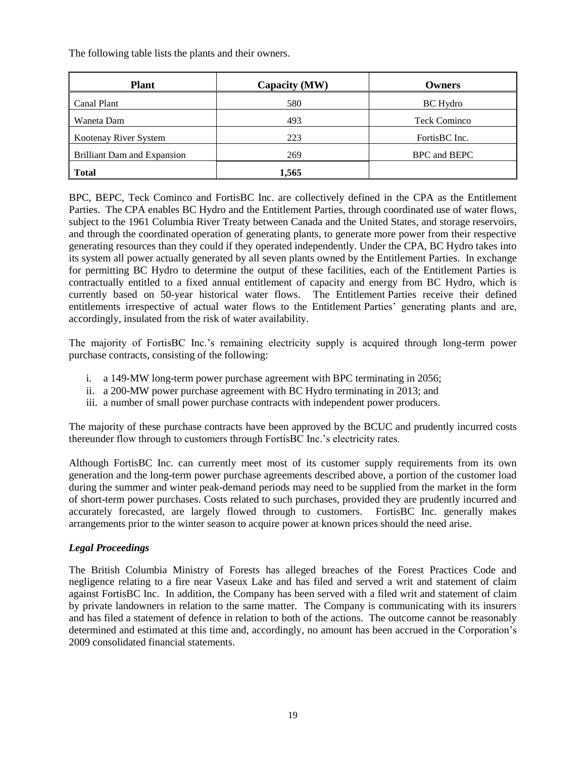The following table lists the plants and their owners.

| Plant | Capacity (MW) | Owners |
|---|---|---|
| Canal Plant | 580 | BC Hydro |
| Waneta Dam | 493 | Teck Cominco |
| Kootenay River System | 223 | FortisBC Inc. |
| Brilliant Dam and Expansion | 269 | BPC and BEPC |
| **Total** | **1,565** | |

BPC, BEPC, Teck Cominco and FortisBC Inc. are collectively defined in the CPA as the Entitlement Parties. The CPA enables BC Hydro and the Entitlement Parties, through coordinated use of water flows, subject to the 1961 Columbia River Treaty between Canada and the United States, and storage reservoirs, and through the coordinated operation of generating plants, to generate more power from their respective generating resources than they could if they operated independently. Under the CPA, BC Hydro takes into its system all power actually generated by all seven plants owned by the Entitlement Parties. In exchange for permitting BC Hydro to determine the output of these facilities, each of the Entitlement Parties is contractually entitled to a fixed annual entitlement of capacity and energy from BC Hydro, which is currently based on 50-year historical water flows. The Entitlement Parties receive their defined entitlements irrespective of actual water flows to the Entitlement Parties' generating plants and are, accordingly, insulated from the risk of water availability.

The majority of FortisBC Inc.'s remaining electricity supply is acquired through long-term power purchase contracts, consisting of the following:

i. a 149-MW long-term power purchase agreement with BPC terminating in 2056;
ii. a 200-MW power purchase agreement with BC Hydro terminating in 2013; and
iii. a number of small power purchase contracts with independent power producers.

The majority of these purchase contracts have been approved by the BCUC and prudently incurred costs thereunder flow through to customers through FortisBC Inc.'s electricity rates.

Although FortisBC Inc. can currently meet most of its customer supply requirements from its own generation and the long-term power purchase agreements described above, a portion of the customer load during the summer and winter peak-demand periods may need to be supplied from the market in the form of short-term power purchases. Costs related to such purchases, provided they are prudently incurred and accurately forecasted, are largely flowed through to customers. FortisBC Inc. generally makes arrangements prior to the winter season to acquire power at known prices should the need arise.

### *Legal Proceedings*

The British Columbia Ministry of Forests has alleged breaches of the Forest Practices Code and negligence relating to a fire near Vaseux Lake and has filed and served a writ and statement of claim against FortisBC Inc. In addition, the Company has been served with a filed writ and statement of claim by private landowners in relation to the same matter. The Company is communicating with its insurers and has filed a statement of defence in relation to both of the actions. The outcome cannot be reasonably determined and estimated at this time and, accordingly, no amount has been accrued in the Corporation's 2009 consolidated financial statements.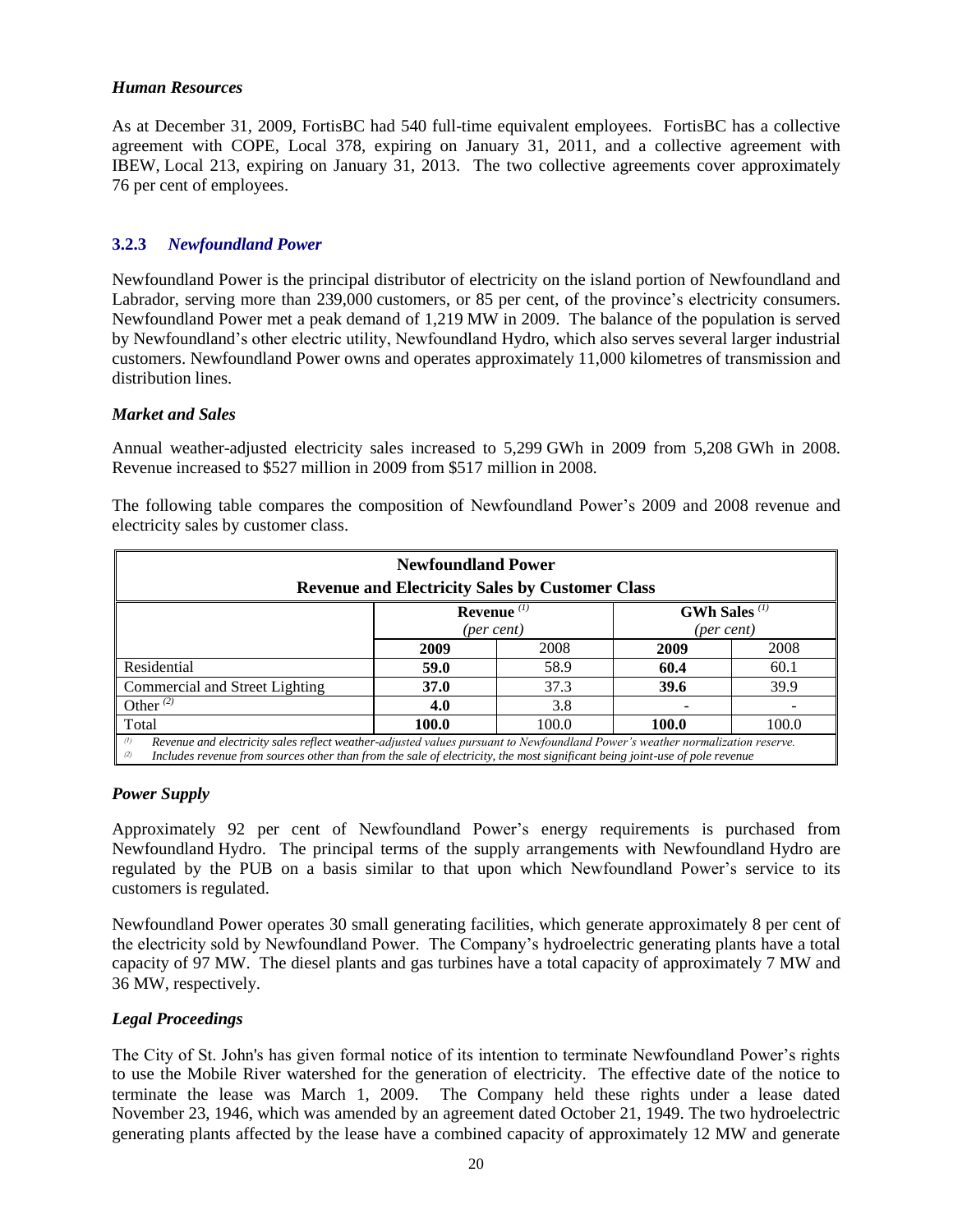### *Human Resources*

As at December 31, 2009, FortisBC had 540 full-time equivalent employees. FortisBC has a collective agreement with COPE, Local 378, expiring on January 31, 2011, and a collective agreement with IBEW, Local 213, expiring on January 31, 2013. The two collective agreements cover approximately 76 per cent of employees.

## 3.2.3 *Newfoundland Power*

Newfoundland Power is the principal distributor of electricity on the island portion of Newfoundland and Labrador, serving more than 239,000 customers, or 85 per cent, of the province's electricity consumers. Newfoundland Power met a peak demand of 1,219 MW in 2009. The balance of the population is served by Newfoundland's other electric utility, Newfoundland Hydro, which also serves several larger industrial customers. Newfoundland Power owns and operates approximately 11,000 kilometres of transmission and distribution lines.

### *Market and Sales*

Annual weather-adjusted electricity sales increased to 5,299 GWh in 2009 from 5,208 GWh in 2008. Revenue increased to $527 million in 2009 from $517 million in 2008.

The following table compares the composition of Newfoundland Power's 2009 and 2008 revenue and electricity sales by customer class.

**Newfoundland Power**
**Revenue and Electricity Sales by Customer Class**

| | **Revenue** [(1)] *(per cent)* | | **GWh Sales** [(1)] *(per cent)* | |
|---|---|---|---|---|
| | **2009** | 2008 | **2009** | 2008 |
| Residential | **59.0** | 58.9 | **60.4** | 60.1 |
| Commercial and Street Lighting | **37.0** | 37.3 | **39.6** | 39.9 |
| Other [(2)] | **4.0** | 3.8 | - | - |
| Total | **100.0** | 100.0 | **100.0** | 100.0 |

[(1)] *Revenue and electricity sales reflect weather-adjusted values pursuant to Newfoundland Power's weather normalization reserve.*
[(2)] *Includes revenue from sources other than from the sale of electricity, the most significant being joint-use of pole revenue*

### *Power Supply*

Approximately 92 per cent of Newfoundland Power's energy requirements is purchased from Newfoundland Hydro. The principal terms of the supply arrangements with Newfoundland Hydro are regulated by the PUB on a basis similar to that upon which Newfoundland Power's service to its customers is regulated.

Newfoundland Power operates 30 small generating facilities, which generate approximately 8 per cent of the electricity sold by Newfoundland Power. The Company's hydroelectric generating plants have a total capacity of 97 MW. The diesel plants and gas turbines have a total capacity of approximately 7 MW and 36 MW, respectively.

### *Legal Proceedings*

The City of St. John's has given formal notice of its intention to terminate Newfoundland Power's rights to use the Mobile River watershed for the generation of electricity. The effective date of the notice to terminate the lease was March 1, 2009. The Company held these rights under a lease dated November 23, 1946, which was amended by an agreement dated October 21, 1949. The two hydroelectric generating plants affected by the lease have a combined capacity of approximately 12 MW and generate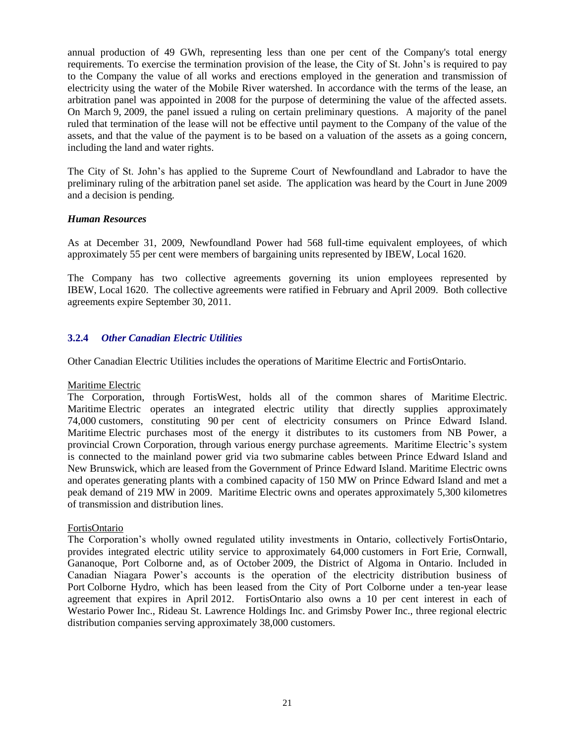annual production of 49 GWh, representing less than one per cent of the Company's total energy requirements. To exercise the termination provision of the lease, the City of St. John's is required to pay to the Company the value of all works and erections employed in the generation and transmission of electricity using the water of the Mobile River watershed. In accordance with the terms of the lease, an arbitration panel was appointed in 2008 for the purpose of determining the value of the affected assets. On March 9, 2009, the panel issued a ruling on certain preliminary questions. A majority of the panel ruled that termination of the lease will not be effective until payment to the Company of the value of the assets, and that the value of the payment is to be based on a valuation of the assets as a going concern, including the land and water rights.

The City of St. John's has applied to the Supreme Court of Newfoundland and Labrador to have the preliminary ruling of the arbitration panel set aside. The application was heard by the Court in June 2009 and a decision is pending.

***Human Resources***

As at December 31, 2009, Newfoundland Power had 568 full-time equivalent employees, of which approximately 55 per cent were members of bargaining units represented by IBEW, Local 1620.

The Company has two collective agreements governing its union employees represented by IBEW, Local 1620. The collective agreements were ratified in February and April 2009. Both collective agreements expire September 30, 2011.

### 3.2.4 *Other Canadian Electric Utilities*

Other Canadian Electric Utilities includes the operations of Maritime Electric and FortisOntario.

Maritime Electric

The Corporation, through FortisWest, holds all of the common shares of Maritime Electric. Maritime Electric operates an integrated electric utility that directly supplies approximately 74,000 customers, constituting 90 per cent of electricity consumers on Prince Edward Island. Maritime Electric purchases most of the energy it distributes to its customers from NB Power, a provincial Crown Corporation, through various energy purchase agreements. Maritime Electric's system is connected to the mainland power grid via two submarine cables between Prince Edward Island and New Brunswick, which are leased from the Government of Prince Edward Island. Maritime Electric owns and operates generating plants with a combined capacity of 150 MW on Prince Edward Island and met a peak demand of 219 MW in 2009. Maritime Electric owns and operates approximately 5,300 kilometres of transmission and distribution lines.

FortisOntario

The Corporation's wholly owned regulated utility investments in Ontario, collectively FortisOntario, provides integrated electric utility service to approximately 64,000 customers in Fort Erie, Cornwall, Gananoque, Port Colborne and, as of October 2009, the District of Algoma in Ontario. Included in Canadian Niagara Power's accounts is the operation of the electricity distribution business of Port Colborne Hydro, which has been leased from the City of Port Colborne under a ten-year lease agreement that expires in April 2012. FortisOntario also owns a 10 per cent interest in each of Westario Power Inc., Rideau St. Lawrence Holdings Inc. and Grimsby Power Inc., three regional electric distribution companies serving approximately 38,000 customers.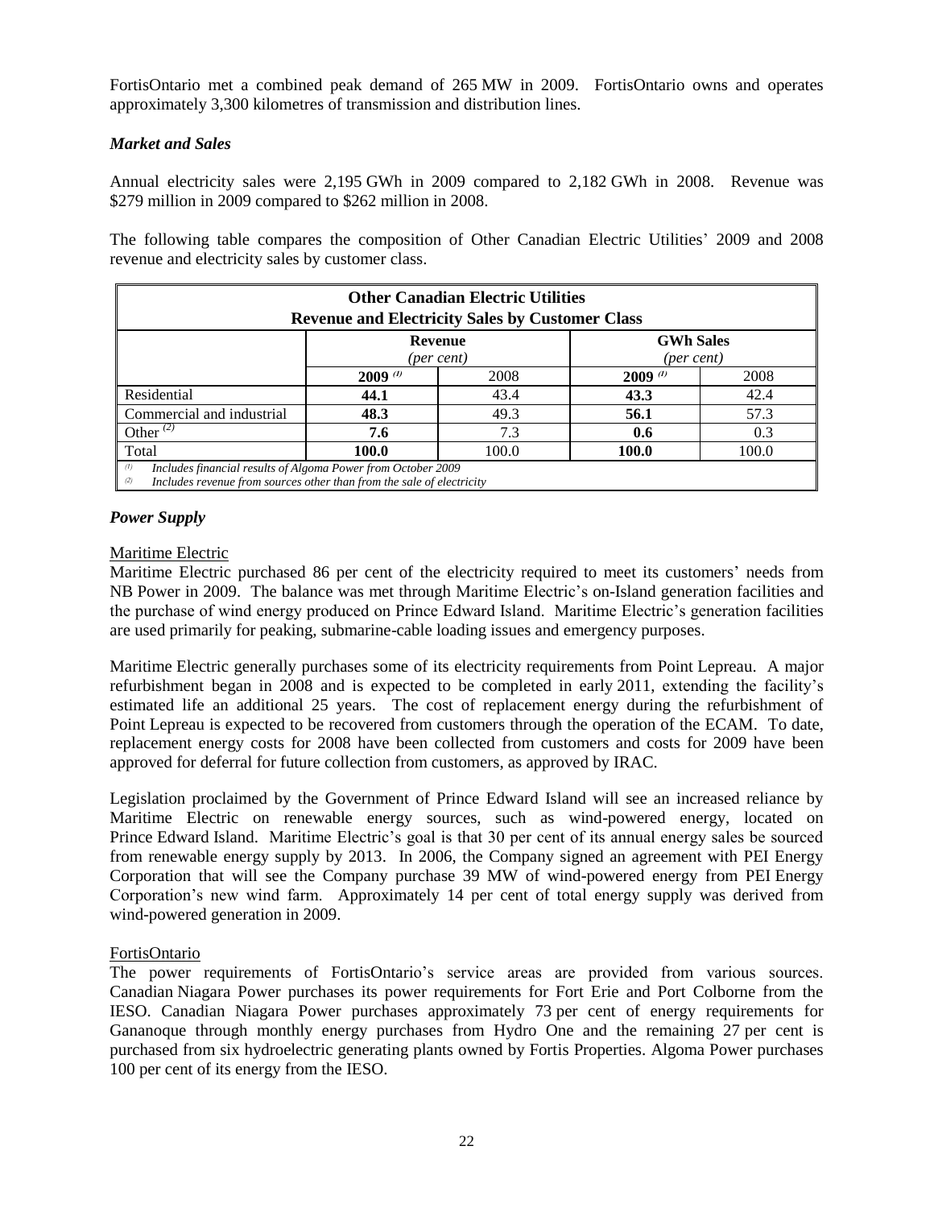FortisOntario met a combined peak demand of 265 MW in 2009. FortisOntario owns and operates approximately 3,300 kilometres of transmission and distribution lines.

### *Market and Sales*

Annual electricity sales were 2,195 GWh in 2009 compared to 2,182 GWh in 2008. Revenue was $279 million in 2009 compared to $262 million in 2008.

The following table compares the composition of Other Canadian Electric Utilities' 2009 and 2008 revenue and electricity sales by customer class.

| **Other Canadian Electric Utilities<br>Revenue and Electricity Sales by Customer Class** | | | | |
|---|---|---|---|---|
| | **Revenue** *(per cent)* | | **GWh Sales** *(per cent)* | |
| | **2009** [(1)] | 2008 | **2009** [(1)] | 2008 |
| Residential | **44.1** | 43.4 | **43.3** | 42.4 |
| Commercial and industrial | **48.3** | 49.3 | **56.1** | 57.3 |
| Other [(2)] | **7.6** | 7.3 | **0.6** | 0.3 |
| Total | **100.0** | 100.0 | **100.0** | 100.0 |

*(1) Includes financial results of Algoma Power from October 2009*
*(2) Includes revenue from sources other than from the sale of electricity*

### *Power Supply*

Maritime Electric

Maritime Electric purchased 86 per cent of the electricity required to meet its customers' needs from NB Power in 2009. The balance was met through Maritime Electric's on-Island generation facilities and the purchase of wind energy produced on Prince Edward Island. Maritime Electric's generation facilities are used primarily for peaking, submarine-cable loading issues and emergency purposes.

Maritime Electric generally purchases some of its electricity requirements from Point Lepreau. A major refurbishment began in 2008 and is expected to be completed in early 2011, extending the facility's estimated life an additional 25 years. The cost of replacement energy during the refurbishment of Point Lepreau is expected to be recovered from customers through the operation of the ECAM. To date, replacement energy costs for 2008 have been collected from customers and costs for 2009 have been approved for deferral for future collection from customers, as approved by IRAC.

Legislation proclaimed by the Government of Prince Edward Island will see an increased reliance by Maritime Electric on renewable energy sources, such as wind-powered energy, located on Prince Edward Island. Maritime Electric's goal is that 30 per cent of its annual energy sales be sourced from renewable energy supply by 2013. In 2006, the Company signed an agreement with PEI Energy Corporation that will see the Company purchase 39 MW of wind-powered energy from PEI Energy Corporation's new wind farm. Approximately 14 per cent of total energy supply was derived from wind-powered generation in 2009.

FortisOntario

The power requirements of FortisOntario's service areas are provided from various sources. Canadian Niagara Power purchases its power requirements for Fort Erie and Port Colborne from the IESO. Canadian Niagara Power purchases approximately 73 per cent of energy requirements for Gananoque through monthly energy purchases from Hydro One and the remaining 27 per cent is purchased from six hydroelectric generating plants owned by Fortis Properties. Algoma Power purchases 100 per cent of its energy from the IESO.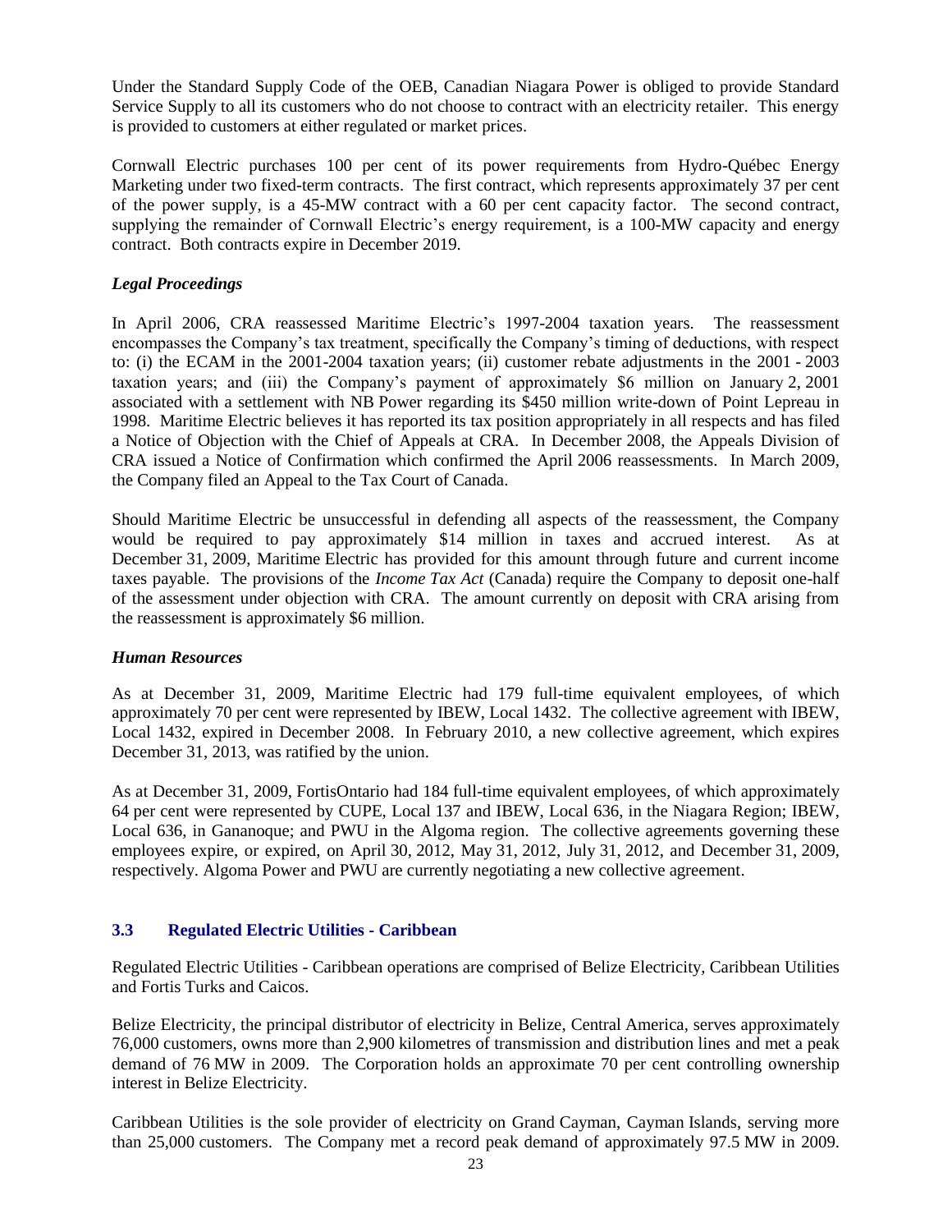Under the Standard Supply Code of the OEB, Canadian Niagara Power is obliged to provide Standard Service Supply to all its customers who do not choose to contract with an electricity retailer. This energy is provided to customers at either regulated or market prices.

Cornwall Electric purchases 100 per cent of its power requirements from Hydro-Québec Energy Marketing under two fixed-term contracts. The first contract, which represents approximately 37 per cent of the power supply, is a 45-MW contract with a 60 per cent capacity factor. The second contract, supplying the remainder of Cornwall Electric's energy requirement, is a 100-MW capacity and energy contract. Both contracts expire in December 2019.

### *Legal Proceedings*

In April 2006, CRA reassessed Maritime Electric's 1997-2004 taxation years. The reassessment encompasses the Company's tax treatment, specifically the Company's timing of deductions, with respect to: (i) the ECAM in the 2001-2004 taxation years; (ii) customer rebate adjustments in the 2001 - 2003 taxation years; and (iii) the Company's payment of approximately $6 million on January 2, 2001 associated with a settlement with NB Power regarding its $450 million write-down of Point Lepreau in 1998. Maritime Electric believes it has reported its tax position appropriately in all respects and has filed a Notice of Objection with the Chief of Appeals at CRA. In December 2008, the Appeals Division of CRA issued a Notice of Confirmation which confirmed the April 2006 reassessments. In March 2009, the Company filed an Appeal to the Tax Court of Canada.

Should Maritime Electric be unsuccessful in defending all aspects of the reassessment, the Company would be required to pay approximately $14 million in taxes and accrued interest. As at December 31, 2009, Maritime Electric has provided for this amount through future and current income taxes payable. The provisions of the *Income Tax Act* (Canada) require the Company to deposit one-half of the assessment under objection with CRA. The amount currently on deposit with CRA arising from the reassessment is approximately $6 million.

### *Human Resources*

As at December 31, 2009, Maritime Electric had 179 full-time equivalent employees, of which approximately 70 per cent were represented by IBEW, Local 1432. The collective agreement with IBEW, Local 1432, expired in December 2008. In February 2010, a new collective agreement, which expires December 31, 2013, was ratified by the union.

As at December 31, 2009, FortisOntario had 184 full-time equivalent employees, of which approximately 64 per cent were represented by CUPE, Local 137 and IBEW, Local 636, in the Niagara Region; IBEW, Local 636, in Gananoque; and PWU in the Algoma region. The collective agreements governing these employees expire, or expired, on April 30, 2012, May 31, 2012, July 31, 2012, and December 31, 2009, respectively. Algoma Power and PWU are currently negotiating a new collective agreement.

## 3.3 Regulated Electric Utilities - Caribbean

Regulated Electric Utilities - Caribbean operations are comprised of Belize Electricity, Caribbean Utilities and Fortis Turks and Caicos.

Belize Electricity, the principal distributor of electricity in Belize, Central America, serves approximately 76,000 customers, owns more than 2,900 kilometres of transmission and distribution lines and met a peak demand of 76 MW in 2009. The Corporation holds an approximate 70 per cent controlling ownership interest in Belize Electricity.

Caribbean Utilities is the sole provider of electricity on Grand Cayman, Cayman Islands, serving more than 25,000 customers. The Company met a record peak demand of approximately 97.5 MW in 2009.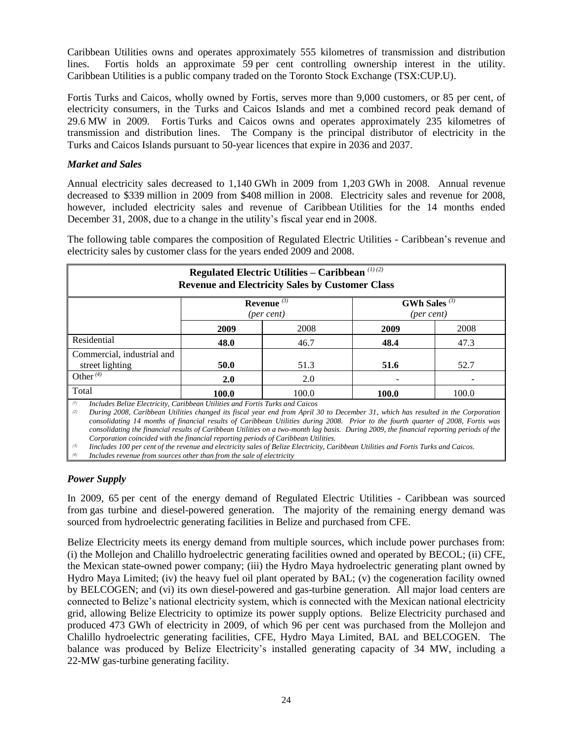Caribbean Utilities owns and operates approximately 555 kilometres of transmission and distribution lines. Fortis holds an approximate 59 per cent controlling ownership interest in the utility. Caribbean Utilities is a public company traded on the Toronto Stock Exchange (TSX:CUP.U).

Fortis Turks and Caicos, wholly owned by Fortis, serves more than 9,000 customers, or 85 per cent, of electricity consumers, in the Turks and Caicos Islands and met a combined record peak demand of 29.6 MW in 2009. Fortis Turks and Caicos owns and operates approximately 235 kilometres of transmission and distribution lines. The Company is the principal distributor of electricity in the Turks and Caicos Islands pursuant to 50-year licences that expire in 2036 and 2037.

### *Market and Sales*

Annual electricity sales decreased to 1,140 GWh in 2009 from 1,203 GWh in 2008. Annual revenue decreased to $339 million in 2009 from $408 million in 2008. Electricity sales and revenue for 2008, however, included electricity sales and revenue of Caribbean Utilities for the 14 months ended December 31, 2008, due to a change in the utility's fiscal year end in 2008.

The following table compares the composition of Regulated Electric Utilities - Caribbean's revenue and electricity sales by customer class for the years ended 2009 and 2008.

**Regulated Electric Utilities – Caribbean [(1)(2)]**
**Revenue and Electricity Sales by Customer Class**

| | Revenue [(3)] *(per cent)* | | GWh Sales [(3)] *(per cent)* | |
|---|---|---|---|---|
| | **2009** | 2008 | **2009** | 2008 |
| Residential | **48.0** | 46.7 | **48.4** | 47.3 |
| Commercial, industrial and street lighting | **50.0** | 51.3 | **51.6** | 52.7 |
| Other [(4)] | **2.0** | 2.0 | **-** | - |
| Total | **100.0** | 100.0 | **100.0** | 100.0 |

*(1) Includes Belize Electricity, Caribbean Utilities and Fortis Turks and Caicos*

*(2) During 2008, Caribbean Utilities changed its fiscal year end from April 30 to December 31, which has resulted in the Corporation consolidating 14 months of financial results of Caribbean Utilities during 2008. Prior to the fourth quarter of 2008, Fortis was consolidating the financial results of Caribbean Utilities on a two-month lag basis. During 2009, the financial reporting periods of the Corporation coincided with the financial reporting periods of Caribbean Utilities.*

*(3) Iincludes 100 per cent of the revenue and electricity sales of Belize Electricity, Caribbean Utilities and Fortis Turks and Caicos.*

*(4) Includes revenue from sources other than from the sale of electricity*

### *Power Supply*

In 2009, 65 per cent of the energy demand of Regulated Electric Utilities - Caribbean was sourced from gas turbine and diesel-powered generation. The majority of the remaining energy demand was sourced from hydroelectric generating facilities in Belize and purchased from CFE.

Belize Electricity meets its energy demand from multiple sources, which include power purchases from: (i) the Mollejon and Chalillo hydroelectric generating facilities owned and operated by BECOL; (ii) CFE, the Mexican state-owned power company; (iii) the Hydro Maya hydroelectric generating plant owned by Hydro Maya Limited; (iv) the heavy fuel oil plant operated by BAL; (v) the cogeneration facility owned by BELCOGEN; and (vi) its own diesel-powered and gas-turbine generation. All major load centers are connected to Belize's national electricity system, which is connected with the Mexican national electricity grid, allowing Belize Electricity to optimize its power supply options. Belize Electricity purchased and produced 473 GWh of electricity in 2009, of which 96 per cent was purchased from the Mollejon and Chalillo hydroelectric generating facilities, CFE, Hydro Maya Limited, BAL and BELCOGEN. The balance was produced by Belize Electricity's installed generating capacity of 34 MW, including a 22-MW gas-turbine generating facility.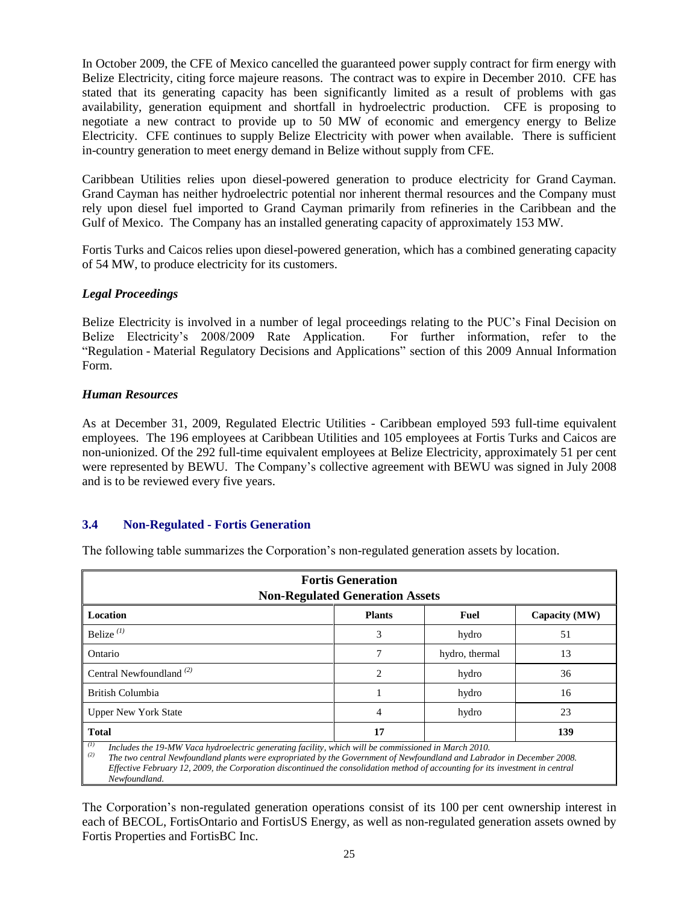In October 2009, the CFE of Mexico cancelled the guaranteed power supply contract for firm energy with Belize Electricity, citing force majeure reasons. The contract was to expire in December 2010. CFE has stated that its generating capacity has been significantly limited as a result of problems with gas availability, generation equipment and shortfall in hydroelectric production. CFE is proposing to negotiate a new contract to provide up to 50 MW of economic and emergency energy to Belize Electricity. CFE continues to supply Belize Electricity with power when available. There is sufficient in-country generation to meet energy demand in Belize without supply from CFE.

Caribbean Utilities relies upon diesel-powered generation to produce electricity for Grand Cayman. Grand Cayman has neither hydroelectric potential nor inherent thermal resources and the Company must rely upon diesel fuel imported to Grand Cayman primarily from refineries in the Caribbean and the Gulf of Mexico. The Company has an installed generating capacity of approximately 153 MW.

Fortis Turks and Caicos relies upon diesel-powered generation, which has a combined generating capacity of 54 MW, to produce electricity for its customers.

### *Legal Proceedings*

Belize Electricity is involved in a number of legal proceedings relating to the PUC's Final Decision on Belize Electricity's 2008/2009 Rate Application. For further information, refer to the "Regulation - Material Regulatory Decisions and Applications" section of this 2009 Annual Information Form.

### *Human Resources*

As at December 31, 2009, Regulated Electric Utilities - Caribbean employed 593 full-time equivalent employees. The 196 employees at Caribbean Utilities and 105 employees at Fortis Turks and Caicos are non-unionized. Of the 292 full-time equivalent employees at Belize Electricity, approximately 51 per cent were represented by BEWU. The Company's collective agreement with BEWU was signed in July 2008 and is to be reviewed every five years.

## 3.4 Non-Regulated - Fortis Generation

The following table summarizes the Corporation's non-regulated generation assets by location.

| **Fortis Generation Non-Regulated Generation Assets** | | | |
|---|---|---|---|
| **Location** | **Plants** | **Fuel** | **Capacity (MW)** |
| Belize [(1)] | 3 | hydro | 51 |
| Ontario | 7 | hydro, thermal | 13 |
| Central Newfoundland [(2)] | 2 | hydro | 36 |
| British Columbia | 1 | hydro | 16 |
| Upper New York State | 4 | hydro | 23 |
| **Total** | **17** | | **139** |

*(1) Includes the 19-MW Vaca hydroelectric generating facility, which will be commissioned in March 2010.*
*(2) The two central Newfoundland plants were expropriated by the Government of Newfoundland and Labrador in December 2008. Effective February 12, 2009, the Corporation discontinued the consolidation method of accounting for its investment in central Newfoundland.*

The Corporation's non-regulated generation operations consist of its 100 per cent ownership interest in each of BECOL, FortisOntario and FortisUS Energy, as well as non-regulated generation assets owned by Fortis Properties and FortisBC Inc.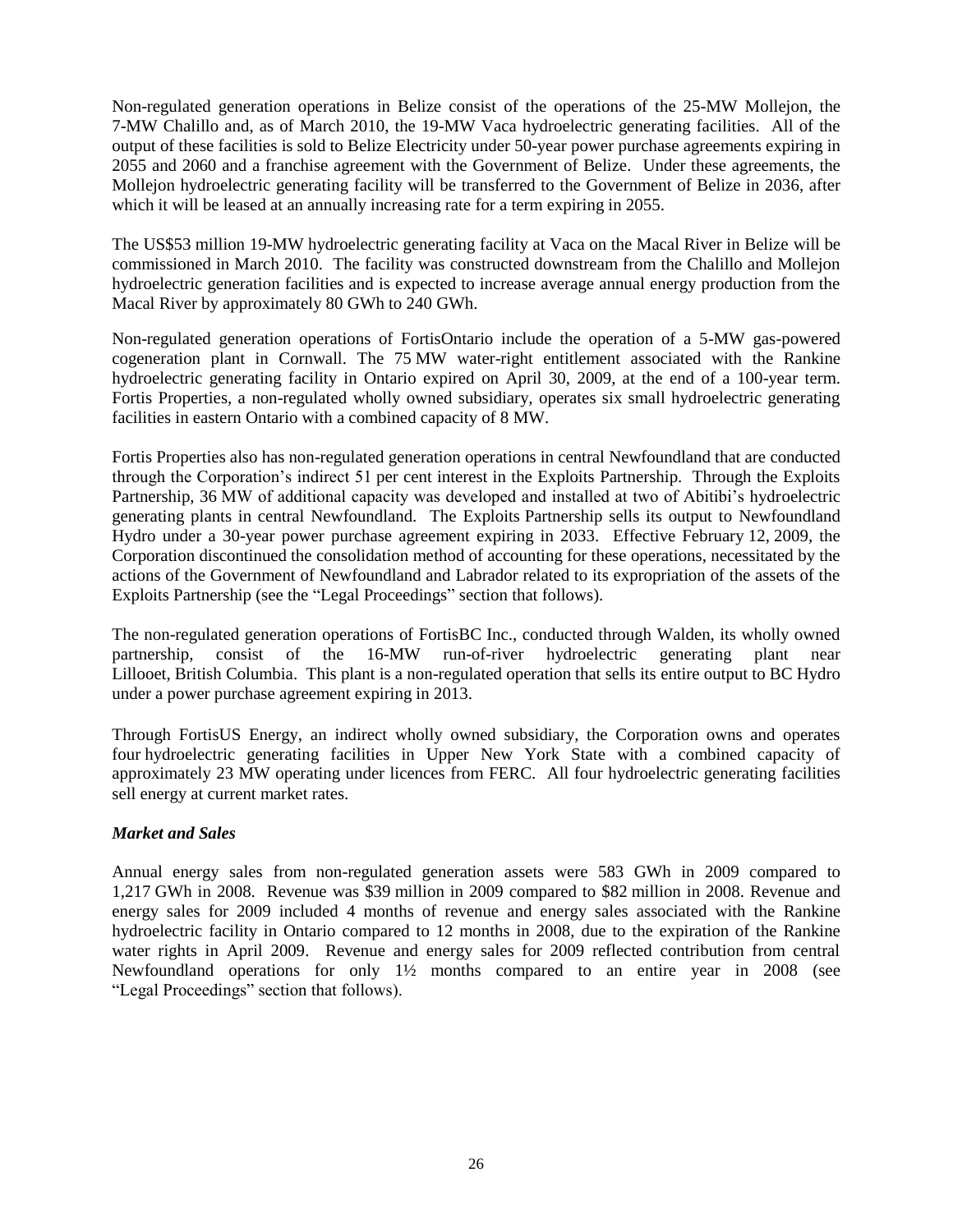Non-regulated generation operations in Belize consist of the operations of the 25-MW Mollejon, the 7-MW Chalillo and, as of March 2010, the 19-MW Vaca hydroelectric generating facilities. All of the output of these facilities is sold to Belize Electricity under 50-year power purchase agreements expiring in 2055 and 2060 and a franchise agreement with the Government of Belize. Under these agreements, the Mollejon hydroelectric generating facility will be transferred to the Government of Belize in 2036, after which it will be leased at an annually increasing rate for a term expiring in 2055.

The US$53 million 19-MW hydroelectric generating facility at Vaca on the Macal River in Belize will be commissioned in March 2010. The facility was constructed downstream from the Chalillo and Mollejon hydroelectric generation facilities and is expected to increase average annual energy production from the Macal River by approximately 80 GWh to 240 GWh.

Non-regulated generation operations of FortisOntario include the operation of a 5-MW gas-powered cogeneration plant in Cornwall. The 75 MW water-right entitlement associated with the Rankine hydroelectric generating facility in Ontario expired on April 30, 2009, at the end of a 100-year term. Fortis Properties, a non-regulated wholly owned subsidiary, operates six small hydroelectric generating facilities in eastern Ontario with a combined capacity of 8 MW.

Fortis Properties also has non-regulated generation operations in central Newfoundland that are conducted through the Corporation's indirect 51 per cent interest in the Exploits Partnership. Through the Exploits Partnership, 36 MW of additional capacity was developed and installed at two of Abitibi's hydroelectric generating plants in central Newfoundland. The Exploits Partnership sells its output to Newfoundland Hydro under a 30-year power purchase agreement expiring in 2033. Effective February 12, 2009, the Corporation discontinued the consolidation method of accounting for these operations, necessitated by the actions of the Government of Newfoundland and Labrador related to its expropriation of the assets of the Exploits Partnership (see the "Legal Proceedings" section that follows).

The non-regulated generation operations of FortisBC Inc., conducted through Walden, its wholly owned partnership, consist of the 16-MW run-of-river hydroelectric generating plant near Lillooet, British Columbia. This plant is a non-regulated operation that sells its entire output to BC Hydro under a power purchase agreement expiring in 2013.

Through FortisUS Energy, an indirect wholly owned subsidiary, the Corporation owns and operates four hydroelectric generating facilities in Upper New York State with a combined capacity of approximately 23 MW operating under licences from FERC. All four hydroelectric generating facilities sell energy at current market rates.

### *Market and Sales*

Annual energy sales from non-regulated generation assets were 583 GWh in 2009 compared to 1,217 GWh in 2008. Revenue was $39 million in 2009 compared to $82 million in 2008. Revenue and energy sales for 2009 included 4 months of revenue and energy sales associated with the Rankine hydroelectric facility in Ontario compared to 12 months in 2008, due to the expiration of the Rankine water rights in April 2009. Revenue and energy sales for 2009 reflected contribution from central Newfoundland operations for only 1½ months compared to an entire year in 2008 (see "Legal Proceedings" section that follows).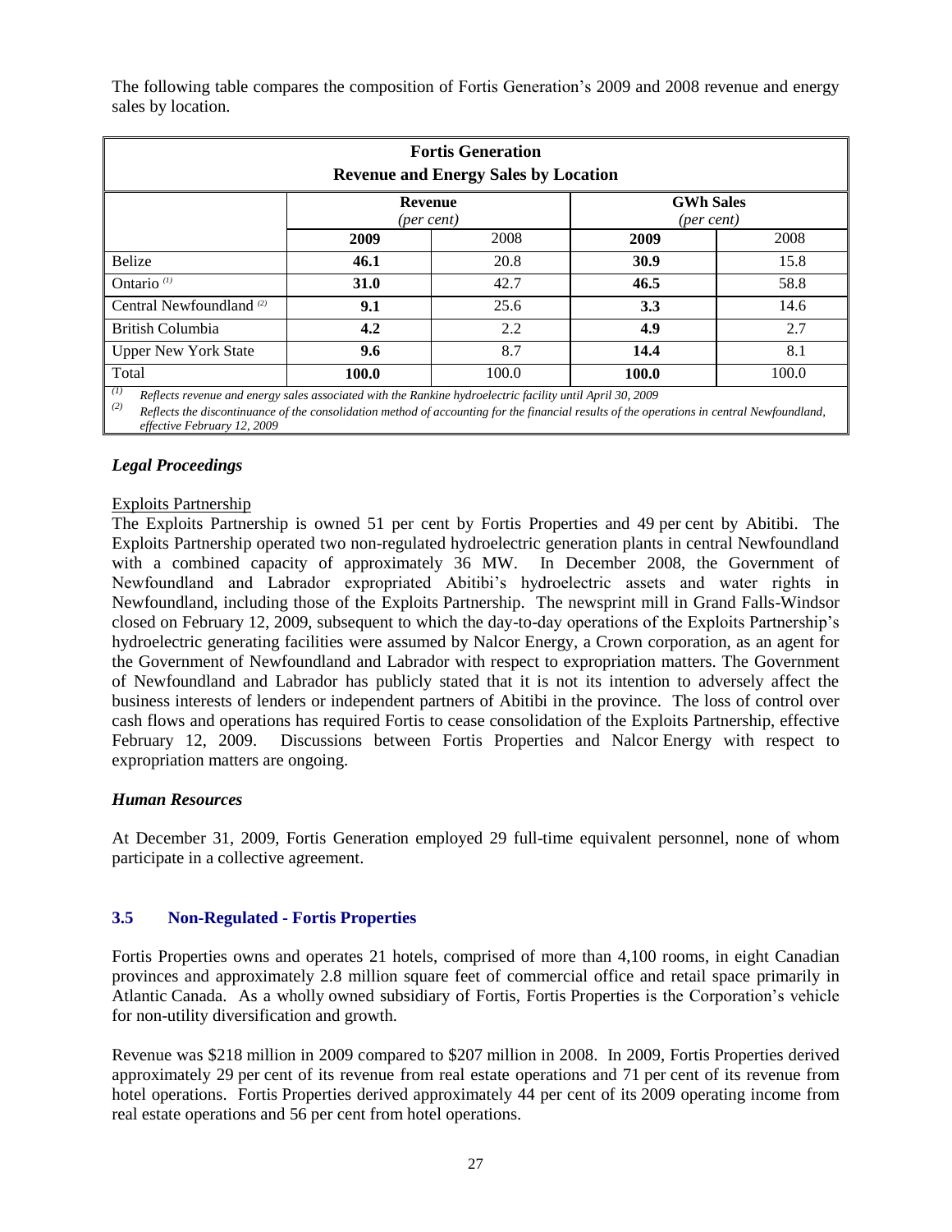The following table compares the composition of Fortis Generation's 2009 and 2008 revenue and energy sales by location.

| Fortis Generation<br>Revenue and Energy Sales by Location | | | | |
|---|---|---|---|---|
| | Revenue (per cent) | | GWh Sales (per cent) | |
| | **2009** | 2008 | **2009** | 2008 |
| Belize | **46.1** | 20.8 | **30.9** | 15.8 |
| Ontario [(1)] | **31.0** | 42.7 | **46.5** | 58.8 |
| Central Newfoundland [(2)] | **9.1** | 25.6 | **3.3** | 14.6 |
| British Columbia | **4.2** | 2.2 | **4.9** | 2.7 |
| Upper New York State | **9.6** | 8.7 | **14.4** | 8.1 |
| Total | **100.0** | 100.0 | **100.0** | 100.0 |

[(1)] *Reflects revenue and energy sales associated with the Rankine hydroelectric facility until April 30, 2009*

[(2)] *Reflects the discontinuance of the consolidation method of accounting for the financial results of the operations in central Newfoundland, effective February 12, 2009*

### *Legal Proceedings*

Exploits Partnership

The Exploits Partnership is owned 51 per cent by Fortis Properties and 49 per cent by Abitibi. The Exploits Partnership operated two non-regulated hydroelectric generation plants in central Newfoundland with a combined capacity of approximately 36 MW. In December 2008, the Government of Newfoundland and Labrador expropriated Abitibi's hydroelectric assets and water rights in Newfoundland, including those of the Exploits Partnership. The newsprint mill in Grand Falls-Windsor closed on February 12, 2009, subsequent to which the day-to-day operations of the Exploits Partnership's hydroelectric generating facilities were assumed by Nalcor Energy, a Crown corporation, as an agent for the Government of Newfoundland and Labrador with respect to expropriation matters. The Government of Newfoundland and Labrador has publicly stated that it is not its intention to adversely affect the business interests of lenders or independent partners of Abitibi in the province. The loss of control over cash flows and operations has required Fortis to cease consolidation of the Exploits Partnership, effective February 12, 2009. Discussions between Fortis Properties and Nalcor Energy with respect to expropriation matters are ongoing.

### *Human Resources*

At December 31, 2009, Fortis Generation employed 29 full-time equivalent personnel, none of whom participate in a collective agreement.

## 3.5 Non-Regulated - Fortis Properties

Fortis Properties owns and operates 21 hotels, comprised of more than 4,100 rooms, in eight Canadian provinces and approximately 2.8 million square feet of commercial office and retail space primarily in Atlantic Canada. As a wholly owned subsidiary of Fortis, Fortis Properties is the Corporation's vehicle for non-utility diversification and growth.

Revenue was $218 million in 2009 compared to $207 million in 2008. In 2009, Fortis Properties derived approximately 29 per cent of its revenue from real estate operations and 71 per cent of its revenue from hotel operations. Fortis Properties derived approximately 44 per cent of its 2009 operating income from real estate operations and 56 per cent from hotel operations.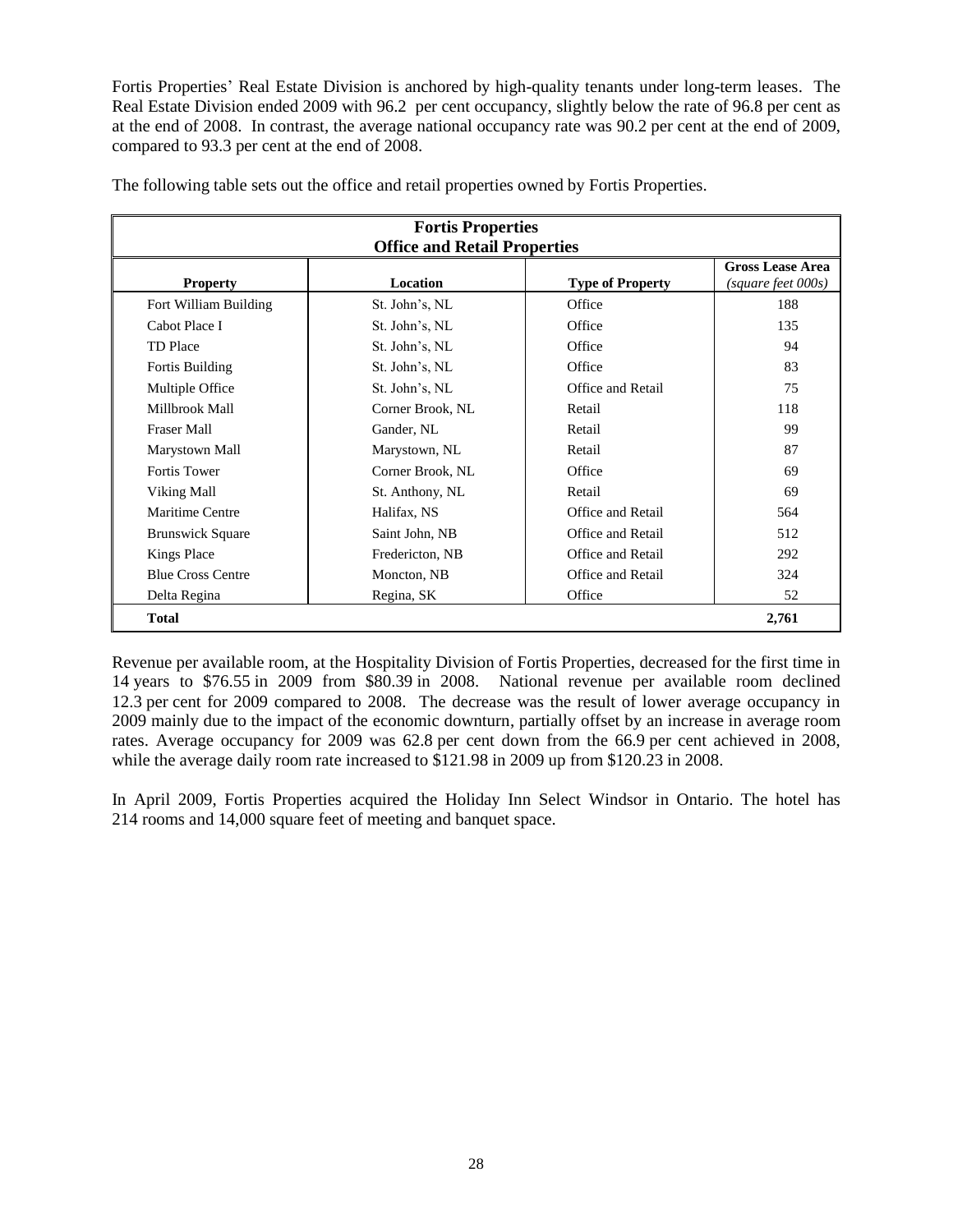Fortis Properties' Real Estate Division is anchored by high-quality tenants under long-term leases. The Real Estate Division ended 2009 with 96.2 per cent occupancy, slightly below the rate of 96.8 per cent as at the end of 2008. In contrast, the average national occupancy rate was 90.2 per cent at the end of 2009, compared to 93.3 per cent at the end of 2008.

The following table sets out the office and retail properties owned by Fortis Properties.

| **Fortis Properties Office and Retail Properties** | | | |
|---|---|---|---|
| **Property** | **Location** | **Type of Property** | **Gross Lease Area** *(square feet 000s)* |
| Fort William Building | St. John's, NL | Office | 188 |
| Cabot Place I | St. John's, NL | Office | 135 |
| TD Place | St. John's, NL | Office | 94 |
| Fortis Building | St. John's, NL | Office | 83 |
| Multiple Office | St. John's, NL | Office and Retail | 75 |
| Millbrook Mall | Corner Brook, NL | Retail | 118 |
| Fraser Mall | Gander, NL | Retail | 99 |
| Marystown Mall | Marystown, NL | Retail | 87 |
| Fortis Tower | Corner Brook, NL | Office | 69 |
| Viking Mall | St. Anthony, NL | Retail | 69 |
| Maritime Centre | Halifax, NS | Office and Retail | 564 |
| Brunswick Square | Saint John, NB | Office and Retail | 512 |
| Kings Place | Fredericton, NB | Office and Retail | 292 |
| Blue Cross Centre | Moncton, NB | Office and Retail | 324 |
| Delta Regina | Regina, SK | Office | 52 |
| **Total** | | | **2,761** |

Revenue per available room, at the Hospitality Division of Fortis Properties, decreased for the first time in 14 years to $76.55 in 2009 from $80.39 in 2008. National revenue per available room declined 12.3 per cent for 2009 compared to 2008. The decrease was the result of lower average occupancy in 2009 mainly due to the impact of the economic downturn, partially offset by an increase in average room rates. Average occupancy for 2009 was 62.8 per cent down from the 66.9 per cent achieved in 2008, while the average daily room rate increased to $121.98 in 2009 up from $120.23 in 2008.

In April 2009, Fortis Properties acquired the Holiday Inn Select Windsor in Ontario. The hotel has 214 rooms and 14,000 square feet of meeting and banquet space.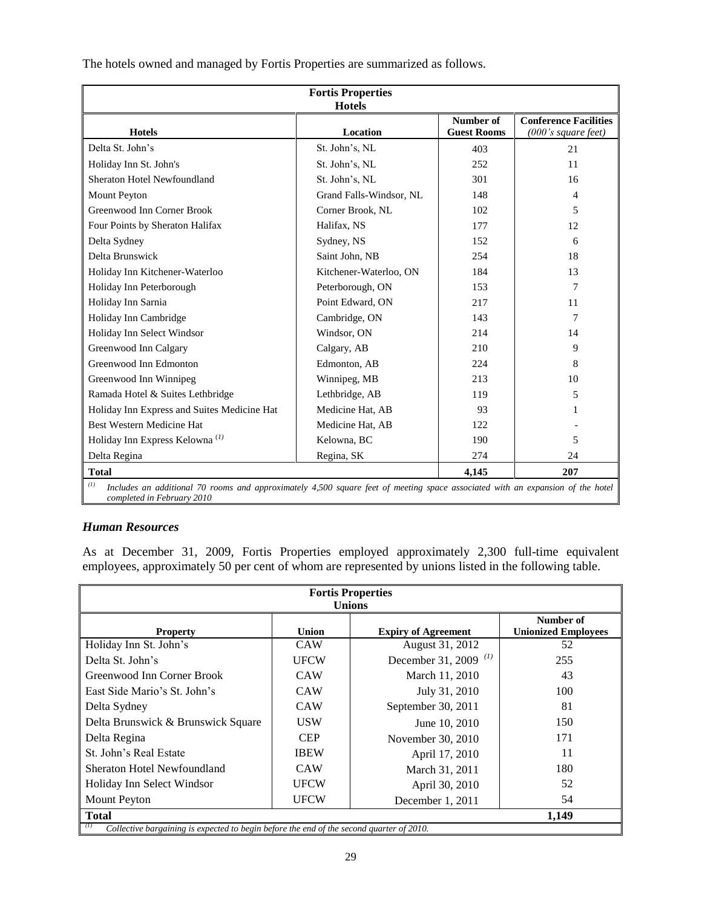The hotels owned and managed by Fortis Properties are summarized as follows.

| Fortis Properties Hotels | | | |
|---|---|---|---|
| **Hotels** | **Location** | **Number of Guest Rooms** | **Conference Facilities** *(000's square feet)* |
| Delta St. John's | St. John's, NL | 403 | 21 |
| Holiday Inn St. John's | St. John's, NL | 252 | 11 |
| Sheraton Hotel Newfoundland | St. John's, NL | 301 | 16 |
| Mount Peyton | Grand Falls-Windsor, NL | 148 | 4 |
| Greenwood Inn Corner Brook | Corner Brook, NL | 102 | 5 |
| Four Points by Sheraton Halifax | Halifax, NS | 177 | 12 |
| Delta Sydney | Sydney, NS | 152 | 6 |
| Delta Brunswick | Saint John, NB | 254 | 18 |
| Holiday Inn Kitchener-Waterloo | Kitchener-Waterloo, ON | 184 | 13 |
| Holiday Inn Peterborough | Peterborough, ON | 153 | 7 |
| Holiday Inn Sarnia | Point Edward, ON | 217 | 11 |
| Holiday Inn Cambridge | Cambridge, ON | 143 | 7 |
| Holiday Inn Select Windsor | Windsor, ON | 214 | 14 |
| Greenwood Inn Calgary | Calgary, AB | 210 | 9 |
| Greenwood Inn Edmonton | Edmonton, AB | 224 | 8 |
| Greenwood Inn Winnipeg | Winnipeg, MB | 213 | 10 |
| Ramada Hotel & Suites Lethbridge | Lethbridge, AB | 119 | 5 |
| Holiday Inn Express and Suites Medicine Hat | Medicine Hat, AB | 93 | 1 |
| Best Western Medicine Hat | Medicine Hat, AB | 122 | - |
| Holiday Inn Express Kelowna [(1)] | Kelowna, BC | 190 | 5 |
| Delta Regina | Regina, SK | 274 | 24 |
| **Total** | | **4,145** | **207** |

[(1)] *Includes an additional 70 rooms and approximately 4,500 square feet of meeting space associated with an expansion of the hotel completed in February 2010*

### *Human Resources*

As at December 31, 2009, Fortis Properties employed approximately 2,300 full-time equivalent employees, approximately 50 per cent of whom are represented by unions listed in the following table.

| Fortis Properties Unions | | | |
|---|---|---|---|
| **Property** | **Union** | **Expiry of Agreement** | **Number of Unionized Employees** |
| Holiday Inn St. John's | CAW | August 31, 2012 | 52 |
| Delta St. John's | UFCW | December 31, 2009 [(1)] | 255 |
| Greenwood Inn Corner Brook | CAW | March 11, 2010 | 43 |
| East Side Mario's St. John's | CAW | July 31, 2010 | 100 |
| Delta Sydney | CAW | September 30, 2011 | 81 |
| Delta Brunswick & Brunswick Square | USW | June 10, 2010 | 150 |
| Delta Regina | CEP | November 30, 2010 | 171 |
| St. John's Real Estate | IBEW | April 17, 2010 | 11 |
| Sheraton Hotel Newfoundland | CAW | March 31, 2011 | 180 |
| Holiday Inn Select Windsor | UFCW | April 30, 2010 | 52 |
| Mount Peyton | UFCW | December 1, 2011 | 54 |
| **Total** | | | **1,149** |

[(1)] *Collective bargaining is expected to begin before the end of the second quarter of 2010.*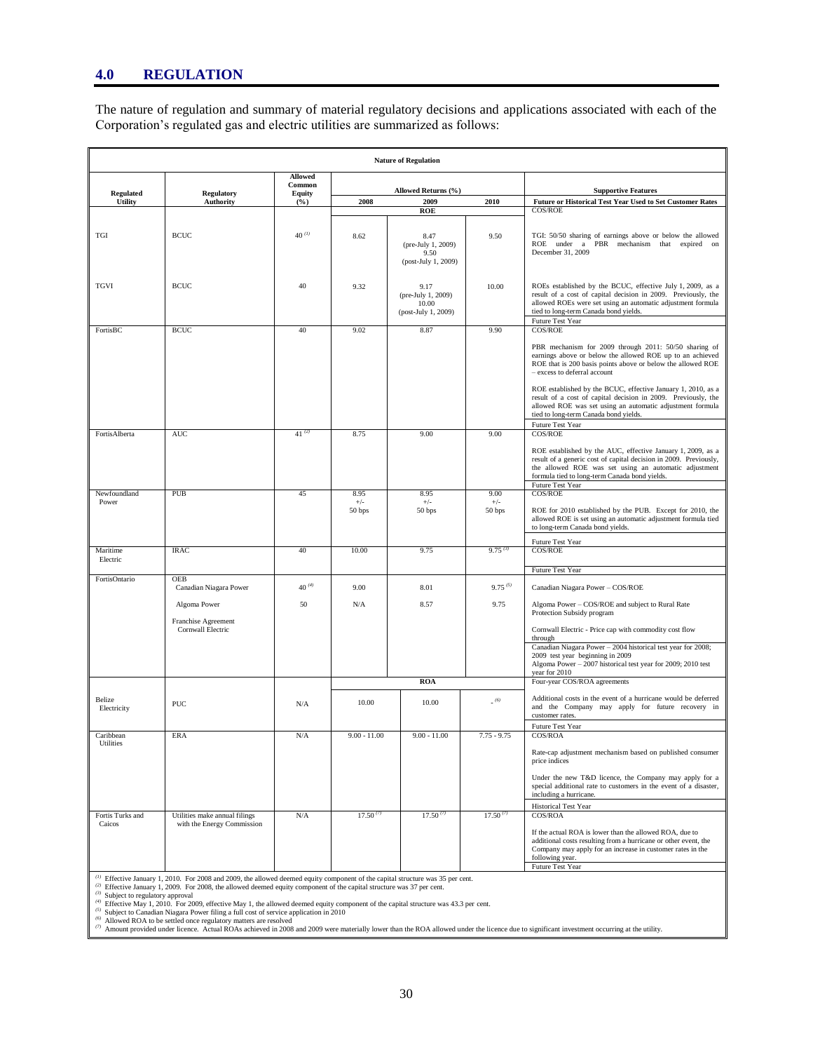## 4.0 REGULATION

The nature of regulation and summary of material regulatory decisions and applications associated with each of the Corporation's regulated gas and electric utilities are summarized as follows:

**Nature of Regulation**

| Regulated Utility | Regulatory Authority | Allowed Common Equity (%) | Allowed Returns (%) 2008 | 2009 | 2010 | Supportive Features Future or Historical Test Year Used to Set Customer Rates |
|---|---|---|---|---|---|---|
| | | | | ROE | | COS/ROE |
| TGI | BCUC | 40 [1] | 8.62 | 8.47 (pre-July 1, 2009) 9.50 (post-July 1, 2009) | 9.50 | TGI: 50/50 sharing of earnings above or below the allowed ROE under a PBR mechanism that expired on December 31, 2009 |
| TGVI | BCUC | 40 | 9.32 | 9.17 (pre-July 1, 2009) 10.00 (post-July 1, 2009) | 10.00 | ROEs established by the BCUC, effective July 1, 2009, as a result of a cost of capital decision in 2009. Previously, the allowed ROEs were set using an automatic adjustment formula tied to long-term Canada bond yields. Future Test Year |
| FortisBC | BCUC | 40 | 9.02 | 8.87 | 9.90 | COS/ROE<br>PBR mechanism for 2009 through 2011: 50/50 sharing of earnings above or below the allowed ROE up to an achieved ROE that is 200 basis points above or below the allowed ROE – excess to deferral account<br>ROE established by the BCUC, effective January 1, 2010, as a result of a cost of capital decision in 2009. Previously, the allowed ROE was set using an automatic adjustment formula tied to long-term Canada bond yields.<br>Future Test Year |
| FortisAlberta | AUC | 41 [2] | 8.75 | 9.00 | 9.00 | COS/ROE<br>ROE established by the AUC, effective January 1, 2009, as a result of a generic cost of capital decision in 2009. Previously, the allowed ROE was set using an automatic adjustment formula tied to long-term Canada bond yields.<br>Future Test Year |
| Newfoundland Power | PUB | 45 | 8.95 +/- 50 bps | 8.95 +/- 50 bps | 9.00 +/- 50 bps | COS/ROE<br>ROE for 2010 established by the PUB. Except for 2010, the allowed ROE is set using an automatic adjustment formula tied to long-term Canada bond yields.<br>Future Test Year |
| Maritime Electric | IRAC | 40 | 10.00 | 9.75 | 9.75 [3] | COS/ROE<br>Future Test Year |
| FortisOntario | OEB<br>Canadian Niagara Power<br>Algoma Power<br>Franchise Agreement Cornwall Electric | 40 [4]<br>50 | 9.00<br>N/A | 8.01<br>8.57 | 9.75 [5]<br>9.75 | Canadian Niagara Power – COS/ROE<br>Algoma Power – COS/ROE and subject to Rural Rate Protection Subsidy program<br>Cornwall Electric - Price cap with commodity cost flow through<br>Canadian Niagara Power – 2004 historical test year for 2008; 2009 test year beginning in 2009<br>Algoma Power – 2007 historical test year for 2009; 2010 test year for 2010 |
| | | | | ROA | | Four-year COS/ROA agreements |
| Belize Electricity | PUC | N/A | 10.00 | 10.00 | - [6] | Additional costs in the event of a hurricane would be deferred and the Company may apply for future recovery in customer rates.<br>Future Test Year |
| Caribbean Utilities | ERA | N/A | 9.00 - 11.00 | 9.00 - 11.00 | 7.75 - 9.75 | COS/ROA<br>Rate-cap adjustment mechanism based on published consumer price indices<br>Under the new T&D licence, the Company may apply for a special additional rate to customers in the event of a disaster, including a hurricane.<br>Historical Test Year |
| Fortis Turks and Caicos | Utilities make annual filings with the Energy Commission | N/A | 17.50 [7] | 17.50 [7] | 17.50 [7] | COS/ROA<br>If the actual ROA is lower than the allowed ROA, due to additional costs resulting from a hurricane or other event, the Company may apply for an increase in customer rates in the following year.<br>Future Test Year |

[1] Effective January 1, 2010. For 2008 and 2009, the allowed deemed equity component of the capital structure was 35 per cent.
[2] Effective January 1, 2009. For 2008, the allowed deemed equity component of the capital structure was 37 per cent.
[3] Subject to regulatory approval
[4] Effective May 1, 2010. For 2009, effective May 1, the allowed deemed equity component of the capital structure was 43.3 per cent.
[5] Subject to Canadian Niagara Power filing a full cost of service application in 2010
[6] Allowed ROA to be settled once regulatory matters are resolved
[7] Amount provided under licence. Actual ROAs achieved in 2008 and 2009 were materially lower than the ROA allowed under the licence due to significant investment occurring at the utility.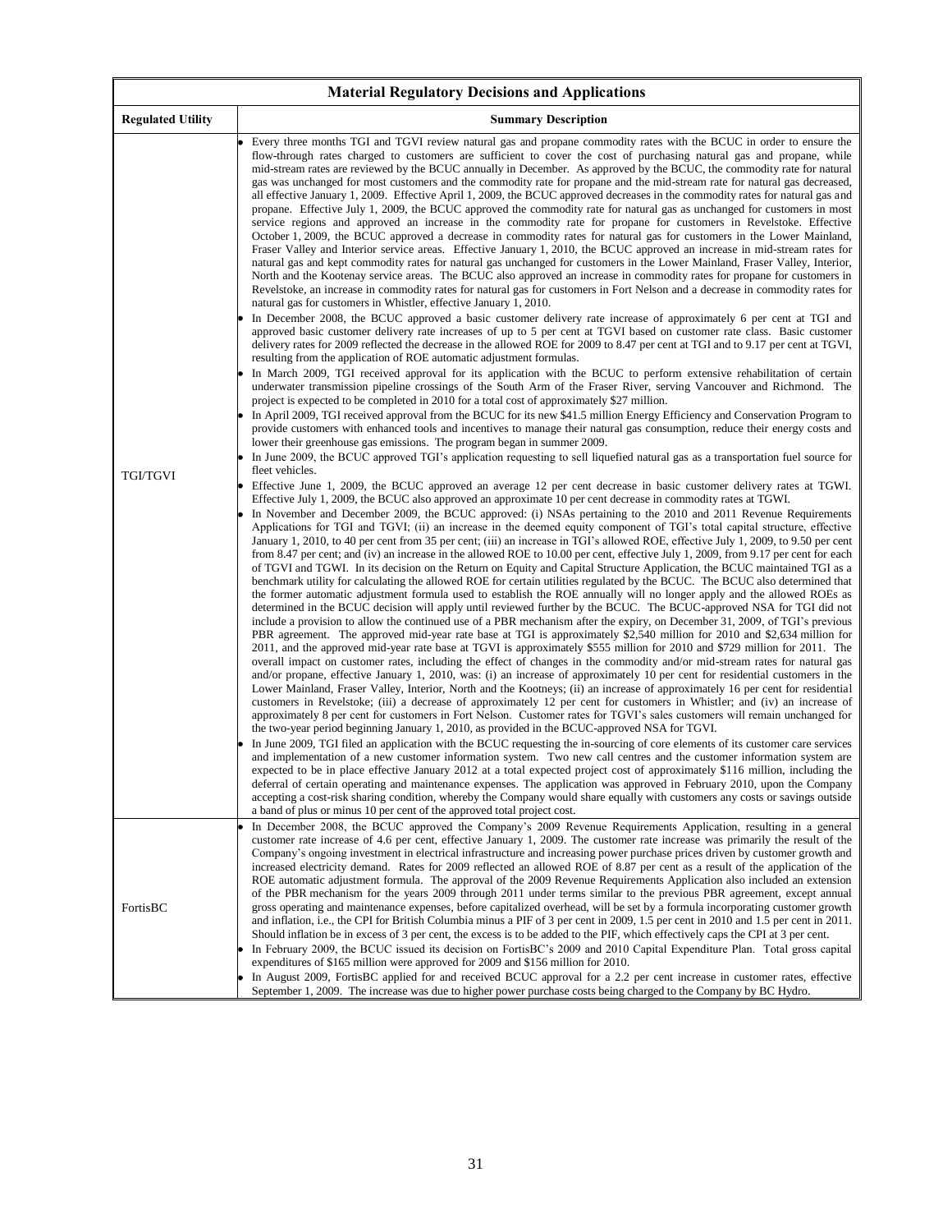| Material Regulatory Decisions and Applications | |
|---|---|
| **Regulated Utility** | **Summary Description** |
| TGI/TGVI | • Every three months TGI and TGVI review natural gas and propane commodity rates with the BCUC in order to ensure the flow-through rates charged to customers are sufficient to cover the cost of purchasing natural gas and propane, while mid-stream rates are reviewed by the BCUC annually in December. As approved by the BCUC, the commodity rate for natural gas was unchanged for most customers and the commodity rate for propane and the mid-stream rate for natural gas decreased, all effective January 1, 2009. Effective April 1, 2009, the BCUC approved decreases in the commodity rates for natural gas and propane. Effective July 1, 2009, the BCUC approved the commodity rate for natural gas as unchanged for customers in most service regions and approved an increase in the commodity rate for propane for customers in Revelstoke. Effective October 1, 2009, the BCUC approved a decrease in commodity rates for natural gas for customers in the Lower Mainland, Fraser Valley and Interior service areas. Effective January 1, 2010, the BCUC approved an increase in mid-stream rates for natural gas and kept commodity rates for natural gas unchanged for customers in the Lower Mainland, Fraser Valley, Interior, North and the Kootenay service areas. The BCUC also approved an increase in commodity rates for propane for customers in Revelstoke, an increase in commodity rates for natural gas for customers in Fort Nelson and a decrease in commodity rates for natural gas for customers in Whistler, effective January 1, 2010.<br>• In December 2008, the BCUC approved a basic customer delivery rate increase of approximately 6 per cent at TGI and approved basic customer delivery rate increases of up to 5 per cent at TGVI based on customer rate class. Basic customer delivery rates for 2009 reflected the decrease in the allowed ROE for 2009 to 8.47 per cent at TGI and to 9.17 per cent at TGVI, resulting from the application of ROE automatic adjustment formulas.<br>• In March 2009, TGI received approval for its application with the BCUC to perform extensive rehabilitation of certain underwater transmission pipeline crossings of the South Arm of the Fraser River, serving Vancouver and Richmond. The project is expected to be completed in 2010 for a total cost of approximately $27 million.<br>• In April 2009, TGI received approval from the BCUC for its new $41.5 million Energy Efficiency and Conservation Program to provide customers with enhanced tools and incentives to manage their natural gas consumption, reduce their energy costs and lower their greenhouse gas emissions. The program began in summer 2009.<br>• In June 2009, the BCUC approved TGI's application requesting to sell liquefied natural gas as a transportation fuel source for fleet vehicles.<br>• Effective June 1, 2009, the BCUC approved an average 12 per cent decrease in basic customer delivery rates at TGWI. Effective July 1, 2009, the BCUC also approved an approximate 10 per cent decrease in commodity rates at TGWI.<br>• In November and December 2009, the BCUC approved: (i) NSAs pertaining to the 2010 and 2011 Revenue Requirements Applications for TGI and TGVI; (ii) an increase in the deemed equity component of TGI's total capital structure, effective January 1, 2010, to 40 per cent from 35 per cent; (iii) an increase in TGI's allowed ROE, effective July 1, 2009, to 9.50 per cent from 8.47 per cent; and (iv) an increase in the allowed ROE to 10.00 per cent, effective July 1, 2009, from 9.17 per cent for each of TGVI and TGWI. In its decision on the Return on Equity and Capital Structure Application, the BCUC maintained TGI as a benchmark utility for calculating the allowed ROE for certain utilities regulated by the BCUC. The BCUC also determined that the former automatic adjustment formula used to establish the ROE annually will no longer apply and the allowed ROEs as determined in the BCUC decision will apply until reviewed further by the BCUC. The BCUC-approved NSA for TGI did not include a provision to allow the continued use of a PBR mechanism after the expiry, on December 31, 2009, of TGI's previous PBR agreement. The approved mid-year rate base at TGI is approximately $2,540 million for 2010 and $2,634 million for 2011, and the approved mid-year rate base at TGVI is approximately $555 million for 2010 and $729 million for 2011. The overall impact on customer rates, including the effect of changes in the commodity and/or mid-stream rates for natural gas and/or propane, effective January 1, 2010, was: (i) an increase of approximately 10 per cent for residential customers in the Lower Mainland, Fraser Valley, Interior, North and the Kootneys; (ii) an increase of approximately 16 per cent for residential customers in Revelstoke; (iii) a decrease of approximately 12 per cent for customers in Whistler; and (iv) an increase of approximately 8 per cent for customers in Fort Nelson. Customer rates for TGVI's sales customers will remain unchanged for the two-year period beginning January 1, 2010, as provided in the BCUC-approved NSA for TGVI.<br>• In June 2009, TGI filed an application with the BCUC requesting the in-sourcing of core elements of its customer care services and implementation of a new customer information system. Two new call centres and the customer information system are expected to be in place effective January 2012 at a total expected project cost of approximately $116 million, including the deferral of certain operating and maintenance expenses. The application was approved in February 2010, upon the Company accepting a cost-risk sharing condition, whereby the Company would share equally with customers any costs or savings outside a band of plus or minus 10 per cent of the approved total project cost. |
| FortisBC | • In December 2008, the BCUC approved the Company's 2009 Revenue Requirements Application, resulting in a general customer rate increase of 4.6 per cent, effective January 1, 2009. The customer rate increase was primarily the result of the Company's ongoing investment in electrical infrastructure and increasing power purchase prices driven by customer growth and increased electricity demand. Rates for 2009 reflected an allowed ROE of 8.87 per cent as a result of the application of the ROE automatic adjustment formula. The approval of the 2009 Revenue Requirements Application also included an extension of the PBR mechanism for the years 2009 through 2011 under terms similar to the previous PBR agreement, except annual gross operating and maintenance expenses, before capitalized overhead, will be set by a formula incorporating customer growth and inflation, i.e., the CPI for British Columbia minus a PIF of 3 per cent in 2009, 1.5 per cent in 2010 and 1.5 per cent in 2011. Should inflation be in excess of 3 per cent, the excess is to be added to the PIF, which effectively caps the CPI at 3 per cent.<br>• In February 2009, the BCUC issued its decision on FortisBC's 2009 and 2010 Capital Expenditure Plan. Total gross capital expenditures of $165 million were approved for 2009 and $156 million for 2010.<br>• In August 2009, FortisBC applied for and received BCUC approval for a 2.2 per cent increase in customer rates, effective September 1, 2009. The increase was due to higher power purchase costs being charged to the Company by BC Hydro. |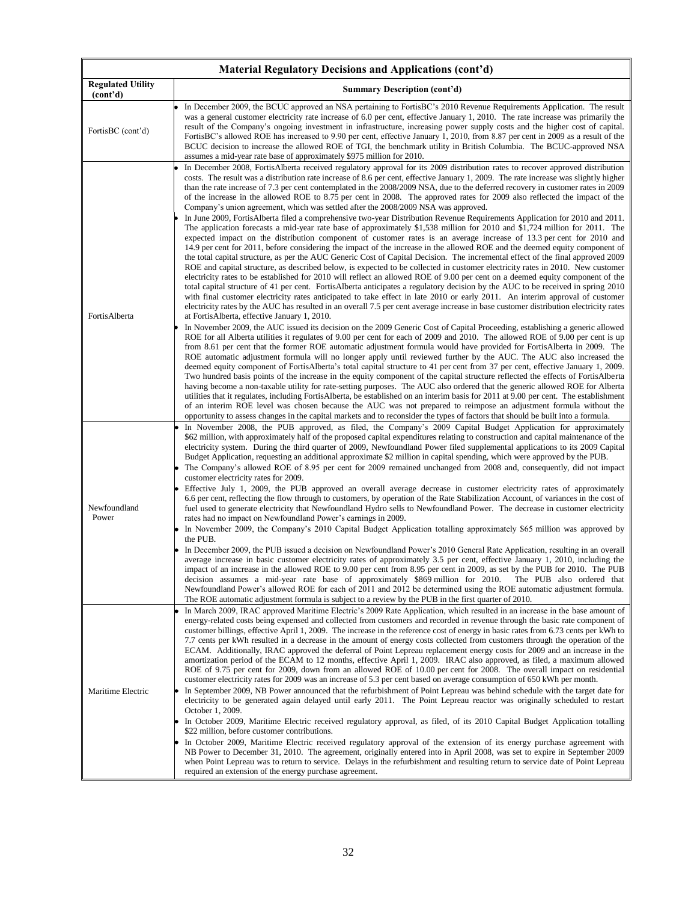| Material Regulatory Decisions and Applications (cont'd) | |
|---|---|
| **Regulated Utility (cont'd)** | **Summary Description (cont'd)** |
| FortisBC (cont'd) | • In December 2009, the BCUC approved an NSA pertaining to FortisBC's 2010 Revenue Requirements Application. The result was a general customer electricity rate increase of 6.0 per cent, effective January 1, 2010. The rate increase was primarily the result of the Company's ongoing investment in infrastructure, increasing power supply costs and the higher cost of capital. FortisBC's allowed ROE has increased to 9.90 per cent, effective January 1, 2010, from 8.87 per cent in 2009 as a result of the BCUC decision to increase the allowed ROE of TGI, the benchmark utility in British Columbia. The BCUC-approved NSA assumes a mid-year rate base of approximately $975 million for 2010. |
| FortisAlberta | • In December 2008, FortisAlberta received regulatory approval for its 2009 distribution rates to recover approved distribution costs. The result was a distribution rate increase of 8.6 per cent, effective January 1, 2009. The rate increase was slightly higher than the rate increase of 7.3 per cent contemplated in the 2008/2009 NSA, due to the deferred recovery in customer rates in 2009 of the increase in the allowed ROE to 8.75 per cent in 2008. The approved rates for 2009 also reflected the impact of the Company's union agreement, which was settled after the 2008/2009 NSA was approved.<br>• In June 2009, FortisAlberta filed a comprehensive two-year Distribution Revenue Requirements Application for 2010 and 2011. The application forecasts a mid-year rate base of approximately $1,538 million for 2010 and $1,724 million for 2011. The expected impact on the distribution component of customer rates is an average increase of 13.3 per cent for 2010 and 14.9 per cent for 2011, before considering the impact of the increase in the allowed ROE and the deemed equity component of the total capital structure, as per the AUC Generic Cost of Capital Decision. The incremental effect of the final approved 2009 ROE and capital structure, as described below, is expected to be collected in customer electricity rates in 2010. New customer electricity rates to be established for 2010 will reflect an allowed ROE of 9.00 per cent on a deemed equity component of the total capital structure of 41 per cent. FortisAlberta anticipates a regulatory decision by the AUC to be received in spring 2010 with final customer electricity rates anticipated to take effect in late 2010 or early 2011. An interim approval of customer electricity rates by the AUC has resulted in an overall 7.5 per cent average increase in base customer distribution electricity rates at FortisAlberta, effective January 1, 2010.<br>• In November 2009, the AUC issued its decision on the 2009 Generic Cost of Capital Proceeding, establishing a generic allowed ROE for all Alberta utilities it regulates of 9.00 per cent for each of 2009 and 2010. The allowed ROE of 9.00 per cent is up from 8.61 per cent that the former ROE automatic adjustment formula would have provided for FortisAlberta in 2009. The ROE automatic adjustment formula will no longer apply until reviewed further by the AUC. The AUC also increased the deemed equity component of FortisAlberta's total capital structure to 41 per cent from 37 per cent, effective January 1, 2009. Two hundred basis points of the increase in the equity component of the capital structure reflected the effects of FortisAlberta having become a non-taxable utility for rate-setting purposes. The AUC also ordered that the generic allowed ROE for Alberta utilities that it regulates, including FortisAlberta, be established on an interim basis for 2011 at 9.00 per cent. The establishment of an interim ROE level was chosen because the AUC was not prepared to reimpose an adjustment formula without the opportunity to assess changes in the capital markets and to reconsider the types of factors that should be built into a formula. |
| Newfoundland Power | • In November 2008, the PUB approved, as filed, the Company's 2009 Capital Budget Application for approximately $62 million, with approximately half of the proposed capital expenditures relating to construction and capital maintenance of the electricity system. During the third quarter of 2009, Newfoundland Power filed supplemental applications to its 2009 Capital Budget Application, requesting an additional approximate $2 million in capital spending, which were approved by the PUB.<br>• The Company's allowed ROE of 8.95 per cent for 2009 remained unchanged from 2008 and, consequently, did not impact customer electricity rates for 2009.<br>• Effective July 1, 2009, the PUB approved an overall average decrease in customer electricity rates of approximately 6.6 per cent, reflecting the flow through to customers, by operation of the Rate Stabilization Account, of variances in the cost of fuel used to generate electricity that Newfoundland Hydro sells to Newfoundland Power. The decrease in customer electricity rates had no impact on Newfoundland Power's earnings in 2009.<br>• In November 2009, the Company's 2010 Capital Budget Application totalling approximately $65 million was approved by the PUB.<br>• In December 2009, the PUB issued a decision on Newfoundland Power's 2010 General Rate Application, resulting in an overall average increase in basic customer electricity rates of approximately 3.5 per cent, effective January 1, 2010, including the impact of an increase in the allowed ROE to 9.00 per cent from 8.95 per cent in 2009, as set by the PUB for 2010. The PUB decision assumes a mid-year rate base of approximately $869 million for 2010. The PUB also ordered that Newfoundland Power's allowed ROE for each of 2011 and 2012 be determined using the ROE automatic adjustment formula. The ROE automatic adjustment formula is subject to a review by the PUB in the first quarter of 2010. |
| Maritime Electric | • In March 2009, IRAC approved Maritime Electric's 2009 Rate Application, which resulted in an increase in the base amount of energy-related costs being expensed and collected from customers and recorded in revenue through the basic rate component of customer billings, effective April 1, 2009. The increase in the reference cost of energy in basic rates from 6.73 cents per kWh to 7.7 cents per kWh resulted in a decrease in the amount of energy costs collected from customers through the operation of the ECAM. Additionally, IRAC approved the deferral of Point Lepreau replacement energy costs for 2009 and an increase in the amortization period of the ECAM to 12 months, effective April 1, 2009. IRAC also approved, as filed, a maximum allowed ROE of 9.75 per cent for 2009, down from an allowed ROE of 10.00 per cent for 2008. The overall impact on residential customer electricity rates for 2009 was an increase of 5.3 per cent based on average consumption of 650 kWh per month.<br>• In September 2009, NB Power announced that the refurbishment of Point Lepreau was behind schedule with the target date for electricity to be generated again delayed until early 2011. The Point Lepreau reactor was originally scheduled to restart October 1, 2009.<br>• In October 2009, Maritime Electric received regulatory approval, as filed, of its 2010 Capital Budget Application totalling $22 million, before customer contributions.<br>• In October 2009, Maritime Electric received regulatory approval of the extension of its energy purchase agreement with NB Power to December 31, 2010. The agreement, originally entered into in April 2008, was set to expire in September 2009 when Point Lepreau was to return to service. Delays in the refurbishment and resulting return to service date of Point Lepreau required an extension of the energy purchase agreement. |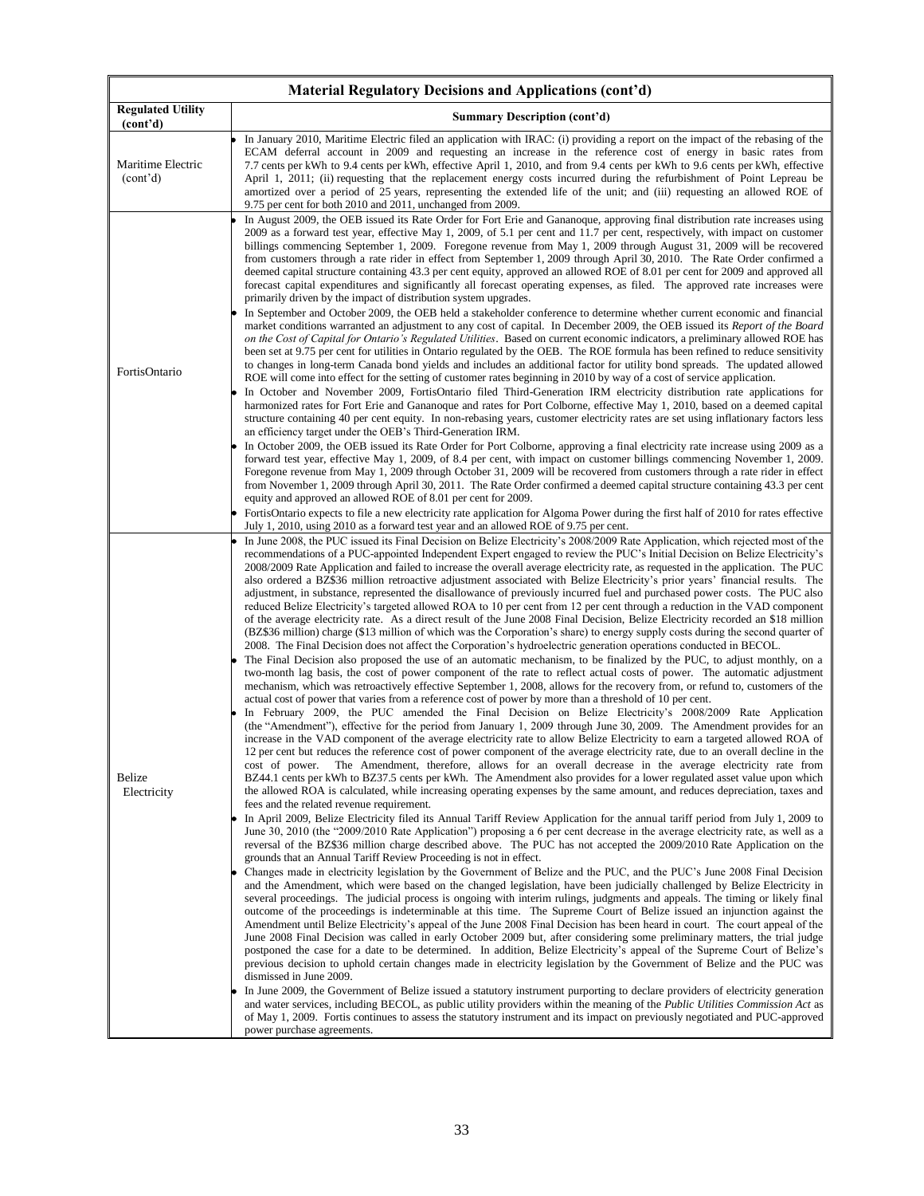| Material Regulatory Decisions and Applications (cont'd) | |
|---|---|
| **Regulated Utility (cont'd)** | **Summary Description (cont'd)** |
| Maritime Electric (cont'd) | • In January 2010, Maritime Electric filed an application with IRAC: (i) providing a report on the impact of the rebasing of the ECAM deferral account in 2009 and requesting an increase in the reference cost of energy in basic rates from 7.7 cents per kWh to 9.4 cents per kWh, effective April 1, 2010, and from 9.4 cents per kWh to 9.6 cents per kWh, effective April 1, 2011; (ii) requesting that the replacement energy costs incurred during the refurbishment of Point Lepreau be amortized over a period of 25 years, representing the extended life of the unit; and (iii) requesting an allowed ROE of 9.75 per cent for both 2010 and 2011, unchanged from 2009. |
| FortisOntario | • In August 2009, the OEB issued its Rate Order for Fort Erie and Gananoque, approving final distribution rate increases using 2009 as a forward test year, effective May 1, 2009, of 5.1 per cent and 11.7 per cent, respectively, with impact on customer billings commencing September 1, 2009. Foregone revenue from May 1, 2009 through August 31, 2009 will be recovered from customers through a rate rider in effect from September 1, 2009 through April 30, 2010. The Rate Order confirmed a deemed capital structure containing 43.3 per cent equity, approved an allowed ROE of 8.01 per cent for 2009 and approved all forecast capital expenditures and significantly all forecast operating expenses, as filed. The approved rate increases were primarily driven by the impact of distribution system upgrades.<br>• In September and October 2009, the OEB held a stakeholder conference to determine whether current economic and financial market conditions warranted an adjustment to any cost of capital. In December 2009, the OEB issued its *Report of the Board on the Cost of Capital for Ontario's Regulated Utilities*. Based on current economic indicators, a preliminary allowed ROE has been set at 9.75 per cent for utilities in Ontario regulated by the OEB. The ROE formula has been refined to reduce sensitivity to changes in long-term Canada bond yields and includes an additional factor for utility bond spreads. The updated allowed ROE will come into effect for the setting of customer rates beginning in 2010 by way of a cost of service application.<br>• In October and November 2009, FortisOntario filed Third-Generation IRM electricity distribution rate applications for harmonized rates for Fort Erie and Gananoque and rates for Port Colborne, effective May 1, 2010, based on a deemed capital structure containing 40 per cent equity. In non-rebasing years, customer electricity rates are set using inflationary factors less an efficiency target under the OEB's Third-Generation IRM.<br>• In October 2009, the OEB issued its Rate Order for Port Colborne, approving a final electricity rate increase using 2009 as a forward test year, effective May 1, 2009, of 8.4 per cent, with impact on customer billings commencing November 1, 2009. Foregone revenue from May 1, 2009 through October 31, 2009 will be recovered from customers through a rate rider in effect from November 1, 2009 through April 30, 2011. The Rate Order confirmed a deemed capital structure containing 43.3 per cent equity and approved an allowed ROE of 8.01 per cent for 2009.<br>• FortisOntario expects to file a new electricity rate application for Algoma Power during the first half of 2010 for rates effective July 1, 2010, using 2010 as a forward test year and an allowed ROE of 9.75 per cent. |
| Belize Electricity | • In June 2008, the PUC issued its Final Decision on Belize Electricity's 2008/2009 Rate Application, which rejected most of the recommendations of a PUC-appointed Independent Expert engaged to review the PUC's Initial Decision on Belize Electricity's 2008/2009 Rate Application and failed to increase the overall average electricity rate, as requested in the application. The PUC also ordered a BZ$36 million retroactive adjustment associated with Belize Electricity's prior years' financial results. The adjustment, in substance, represented the disallowance of previously incurred fuel and purchased power costs. The PUC also reduced Belize Electricity's targeted allowed ROA to 10 per cent from 12 per cent through a reduction in the VAD component of the average electricity rate. As a direct result of the June 2008 Final Decision, Belize Electricity recorded an $18 million (BZ$36 million) charge ($13 million of which was the Corporation's share) to energy supply costs during the second quarter of 2008. The Final Decision does not affect the Corporation's hydroelectric generation operations conducted in BECOL.<br>• The Final Decision also proposed the use of an automatic mechanism, to be finalized by the PUC, to adjust monthly, on a two-month lag basis, the cost of power component of the rate to reflect actual costs of power. The automatic adjustment mechanism, which was retroactively effective September 1, 2008, allows for the recovery from, or refund to, customers of the actual cost of power that varies from a reference cost of power by more than a threshold of 10 per cent.<br>• In February 2009, the PUC amended the Final Decision on Belize Electricity's 2008/2009 Rate Application (the "Amendment"), effective for the period from January 1, 2009 through June 30, 2009. The Amendment provides for an increase in the VAD component of the average electricity rate to allow Belize Electricity to earn a targeted allowed ROA of 12 per cent but reduces the reference cost of power component of the average electricity rate, due to an overall decline in the cost of power. The Amendment, therefore, allows for an overall decrease in the average electricity rate from BZ44.1 cents per kWh to BZ37.5 cents per kWh. The Amendment also provides for a lower regulated asset value upon which the allowed ROA is calculated, while increasing operating expenses by the same amount, and reduces depreciation, taxes and fees and the related revenue requirement.<br>• In April 2009, Belize Electricity filed its Annual Tariff Review Application for the annual tariff period from July 1, 2009 to June 30, 2010 (the "2009/2010 Rate Application") proposing a 6 per cent decrease in the average electricity rate, as well as a reversal of the BZ$36 million charge described above. The PUC has not accepted the 2009/2010 Rate Application on the grounds that an Annual Tariff Review Proceeding is not in effect.<br>• Changes made in electricity legislation by the Government of Belize and the PUC, and the PUC's June 2008 Final Decision and the Amendment, which were based on the changed legislation, have been judicially challenged by Belize Electricity in several proceedings. The judicial process is ongoing with interim rulings, judgments and appeals. The timing or likely final outcome of the proceedings is indeterminable at this time. The Supreme Court of Belize issued an injunction against the Amendment until Belize Electricity's appeal of the June 2008 Final Decision has been heard in court. The court appeal of the June 2008 Final Decision was called in early October 2009 but, after considering some preliminary matters, the trial judge postponed the case for a date to be determined. In addition, Belize Electricity's appeal of the Supreme Court of Belize's previous decision to uphold certain changes made in electricity legislation by the Government of Belize and the PUC was dismissed in June 2009.<br>• In June 2009, the Government of Belize issued a statutory instrument purporting to declare providers of electricity generation and water services, including BECOL, as public utility providers within the meaning of the *Public Utilities Commission Act* as of May 1, 2009. Fortis continues to assess the statutory instrument and its impact on previously negotiated and PUC-approved power purchase agreements. |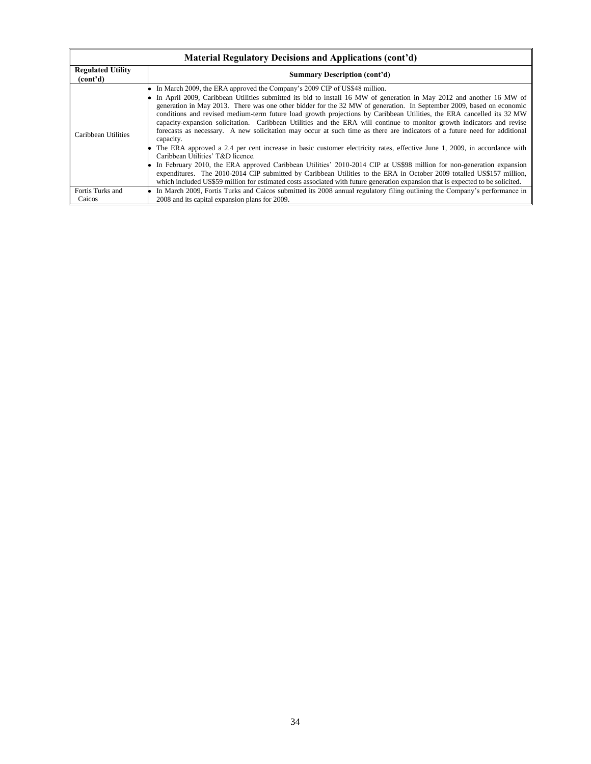| Material Regulatory Decisions and Applications (cont'd) | |
|---|---|
| **Regulated Utility (cont'd)** | **Summary Description (cont'd)** |
| Caribbean Utilities | • In March 2009, the ERA approved the Company's 2009 CIP of US$48 million.<br>• In April 2009, Caribbean Utilities submitted its bid to install 16 MW of generation in May 2012 and another 16 MW of generation in May 2013. There was one other bidder for the 32 MW of generation. In September 2009, based on economic conditions and revised medium-term future load growth projections by Caribbean Utilities, the ERA cancelled its 32 MW capacity-expansion solicitation. Caribbean Utilities and the ERA will continue to monitor growth indicators and revise forecasts as necessary. A new solicitation may occur at such time as there are indicators of a future need for additional capacity.<br>• The ERA approved a 2.4 per cent increase in basic customer electricity rates, effective June 1, 2009, in accordance with Caribbean Utilities' T&D licence.<br>• In February 2010, the ERA approved Caribbean Utilities' 2010-2014 CIP at US$98 million for non-generation expansion expenditures. The 2010-2014 CIP submitted by Caribbean Utilities to the ERA in October 2009 totalled US$157 million, which included US$59 million for estimated costs associated with future generation expansion that is expected to be solicited. |
| Fortis Turks and Caicos | • In March 2009, Fortis Turks and Caicos submitted its 2008 annual regulatory filing outlining the Company's performance in 2008 and its capital expansion plans for 2009. |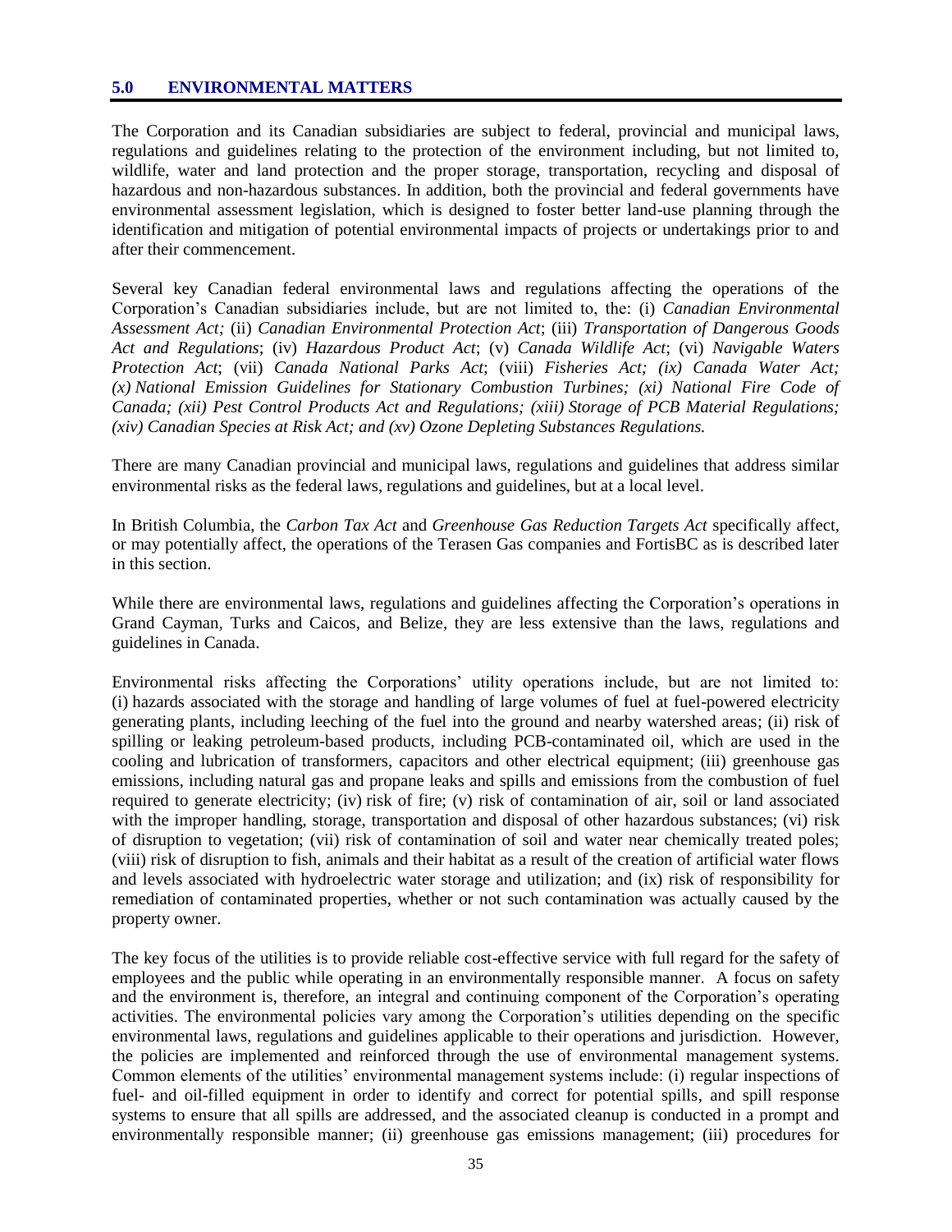## 5.0 ENVIRONMENTAL MATTERS

The Corporation and its Canadian subsidiaries are subject to federal, provincial and municipal laws, regulations and guidelines relating to the protection of the environment including, but not limited to, wildlife, water and land protection and the proper storage, transportation, recycling and disposal of hazardous and non-hazardous substances. In addition, both the provincial and federal governments have environmental assessment legislation, which is designed to foster better land-use planning through the identification and mitigation of potential environmental impacts of projects or undertakings prior to and after their commencement.

Several key Canadian federal environmental laws and regulations affecting the operations of the Corporation's Canadian subsidiaries include, but are not limited to, the: (i) *Canadian Environmental Assessment Act;* (ii) *Canadian Environmental Protection Act*; (iii) *Transportation of Dangerous Goods Act and Regulations*; (iv) *Hazardous Product Act*; (v) *Canada Wildlife Act*; (vi) *Navigable Waters Protection Act*; (vii) *Canada National Parks Act*; (viii) *Fisheries Act; (ix) Canada Water Act; (x) National Emission Guidelines for Stationary Combustion Turbines; (xi) National Fire Code of Canada; (xii) Pest Control Products Act and Regulations; (xiii) Storage of PCB Material Regulations; (xiv) Canadian Species at Risk Act; and (xv) Ozone Depleting Substances Regulations.*

There are many Canadian provincial and municipal laws, regulations and guidelines that address similar environmental risks as the federal laws, regulations and guidelines, but at a local level.

In British Columbia, the *Carbon Tax Act* and *Greenhouse Gas Reduction Targets Act* specifically affect, or may potentially affect, the operations of the Terasen Gas companies and FortisBC as is described later in this section.

While there are environmental laws, regulations and guidelines affecting the Corporation's operations in Grand Cayman, Turks and Caicos, and Belize, they are less extensive than the laws, regulations and guidelines in Canada.

Environmental risks affecting the Corporations' utility operations include, but are not limited to: (i) hazards associated with the storage and handling of large volumes of fuel at fuel-powered electricity generating plants, including leeching of the fuel into the ground and nearby watershed areas; (ii) risk of spilling or leaking petroleum-based products, including PCB-contaminated oil, which are used in the cooling and lubrication of transformers, capacitors and other electrical equipment; (iii) greenhouse gas emissions, including natural gas and propane leaks and spills and emissions from the combustion of fuel required to generate electricity; (iv) risk of fire; (v) risk of contamination of air, soil or land associated with the improper handling, storage, transportation and disposal of other hazardous substances; (vi) risk of disruption to vegetation; (vii) risk of contamination of soil and water near chemically treated poles; (viii) risk of disruption to fish, animals and their habitat as a result of the creation of artificial water flows and levels associated with hydroelectric water storage and utilization; and (ix) risk of responsibility for remediation of contaminated properties, whether or not such contamination was actually caused by the property owner.

The key focus of the utilities is to provide reliable cost-effective service with full regard for the safety of employees and the public while operating in an environmentally responsible manner. A focus on safety and the environment is, therefore, an integral and continuing component of the Corporation's operating activities. The environmental policies vary among the Corporation's utilities depending on the specific environmental laws, regulations and guidelines applicable to their operations and jurisdiction. However, the policies are implemented and reinforced through the use of environmental management systems. Common elements of the utilities' environmental management systems include: (i) regular inspections of fuel- and oil-filled equipment in order to identify and correct for potential spills, and spill response systems to ensure that all spills are addressed, and the associated cleanup is conducted in a prompt and environmentally responsible manner; (ii) greenhouse gas emissions management; (iii) procedures for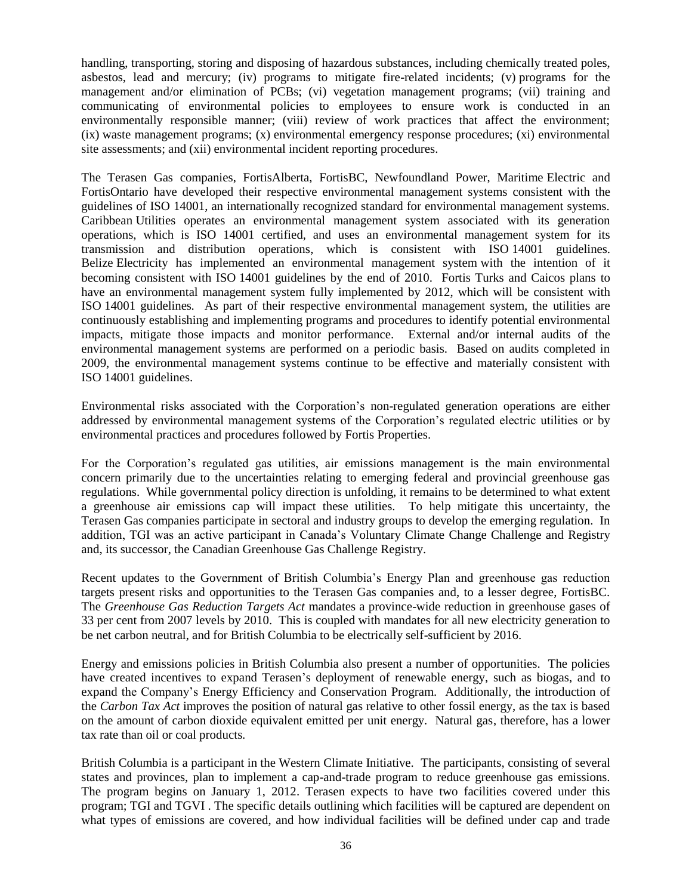handling, transporting, storing and disposing of hazardous substances, including chemically treated poles, asbestos, lead and mercury; (iv) programs to mitigate fire-related incidents; (v) programs for the management and/or elimination of PCBs; (vi) vegetation management programs; (vii) training and communicating of environmental policies to employees to ensure work is conducted in an environmentally responsible manner; (viii) review of work practices that affect the environment; (ix) waste management programs; (x) environmental emergency response procedures; (xi) environmental site assessments; and (xii) environmental incident reporting procedures.

The Terasen Gas companies, FortisAlberta, FortisBC, Newfoundland Power, Maritime Electric and FortisOntario have developed their respective environmental management systems consistent with the guidelines of ISO 14001, an internationally recognized standard for environmental management systems. Caribbean Utilities operates an environmental management system associated with its generation operations, which is ISO 14001 certified, and uses an environmental management system for its transmission and distribution operations, which is consistent with ISO 14001 guidelines. Belize Electricity has implemented an environmental management system with the intention of it becoming consistent with ISO 14001 guidelines by the end of 2010. Fortis Turks and Caicos plans to have an environmental management system fully implemented by 2012, which will be consistent with ISO 14001 guidelines. As part of their respective environmental management system, the utilities are continuously establishing and implementing programs and procedures to identify potential environmental impacts, mitigate those impacts and monitor performance. External and/or internal audits of the environmental management systems are performed on a periodic basis. Based on audits completed in 2009, the environmental management systems continue to be effective and materially consistent with ISO 14001 guidelines.

Environmental risks associated with the Corporation's non-regulated generation operations are either addressed by environmental management systems of the Corporation's regulated electric utilities or by environmental practices and procedures followed by Fortis Properties.

For the Corporation's regulated gas utilities, air emissions management is the main environmental concern primarily due to the uncertainties relating to emerging federal and provincial greenhouse gas regulations. While governmental policy direction is unfolding, it remains to be determined to what extent a greenhouse air emissions cap will impact these utilities. To help mitigate this uncertainty, the Terasen Gas companies participate in sectoral and industry groups to develop the emerging regulation. In addition, TGI was an active participant in Canada's Voluntary Climate Change Challenge and Registry and, its successor, the Canadian Greenhouse Gas Challenge Registry.

Recent updates to the Government of British Columbia's Energy Plan and greenhouse gas reduction targets present risks and opportunities to the Terasen Gas companies and, to a lesser degree, FortisBC. The *Greenhouse Gas Reduction Targets Act* mandates a province-wide reduction in greenhouse gases of 33 per cent from 2007 levels by 2010. This is coupled with mandates for all new electricity generation to be net carbon neutral, and for British Columbia to be electrically self-sufficient by 2016.

Energy and emissions policies in British Columbia also present a number of opportunities. The policies have created incentives to expand Terasen's deployment of renewable energy, such as biogas, and to expand the Company's Energy Efficiency and Conservation Program. Additionally, the introduction of the *Carbon Tax Act* improves the position of natural gas relative to other fossil energy, as the tax is based on the amount of carbon dioxide equivalent emitted per unit energy. Natural gas, therefore, has a lower tax rate than oil or coal products.

British Columbia is a participant in the Western Climate Initiative. The participants, consisting of several states and provinces, plan to implement a cap-and-trade program to reduce greenhouse gas emissions. The program begins on January 1, 2012. Terasen expects to have two facilities covered under this program; TGI and TGVI . The specific details outlining which facilities will be captured are dependent on what types of emissions are covered, and how individual facilities will be defined under cap and trade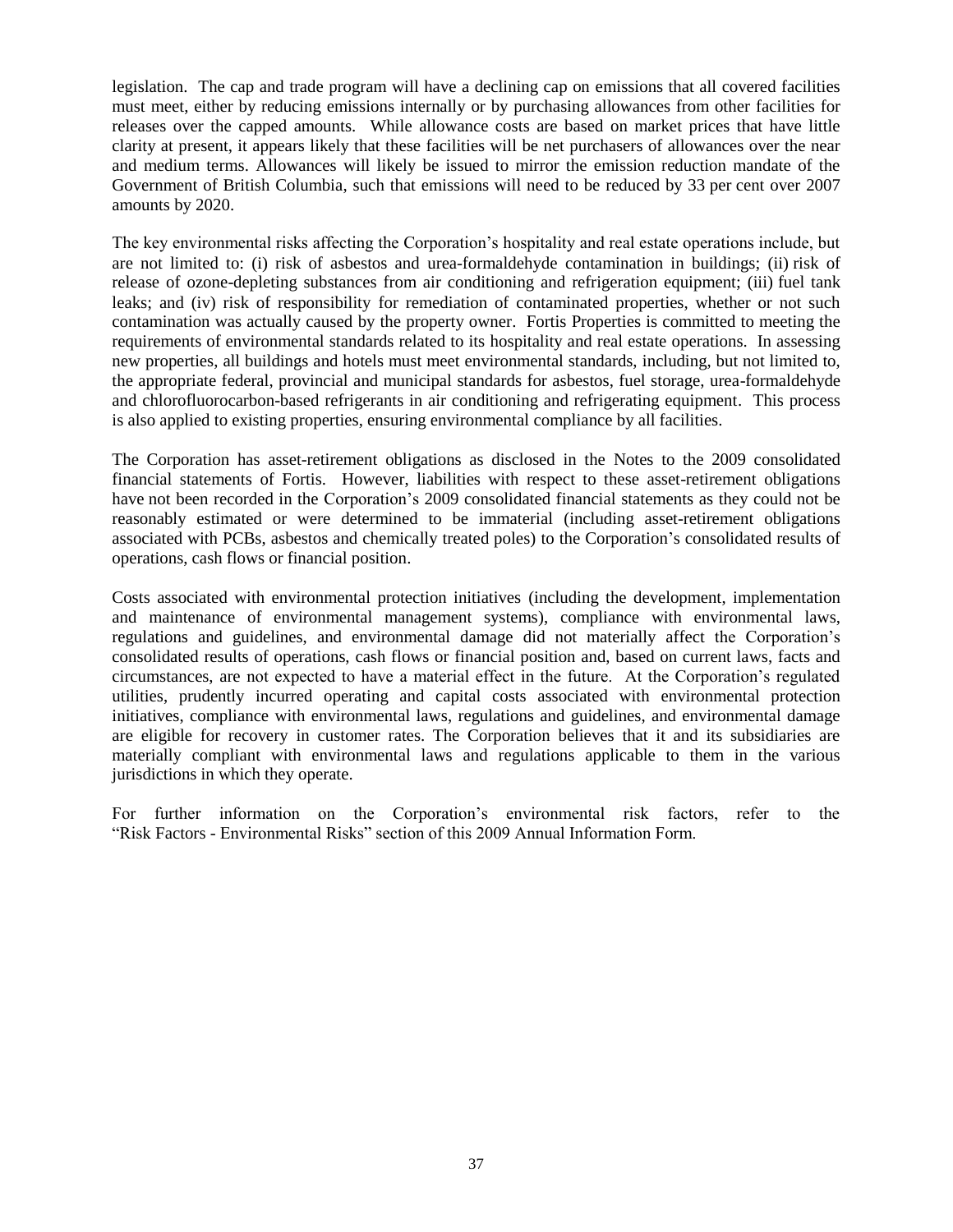legislation. The cap and trade program will have a declining cap on emissions that all covered facilities must meet, either by reducing emissions internally or by purchasing allowances from other facilities for releases over the capped amounts. While allowance costs are based on market prices that have little clarity at present, it appears likely that these facilities will be net purchasers of allowances over the near and medium terms. Allowances will likely be issued to mirror the emission reduction mandate of the Government of British Columbia, such that emissions will need to be reduced by 33 per cent over 2007 amounts by 2020.

The key environmental risks affecting the Corporation's hospitality and real estate operations include, but are not limited to: (i) risk of asbestos and urea-formaldehyde contamination in buildings; (ii) risk of release of ozone-depleting substances from air conditioning and refrigeration equipment; (iii) fuel tank leaks; and (iv) risk of responsibility for remediation of contaminated properties, whether or not such contamination was actually caused by the property owner. Fortis Properties is committed to meeting the requirements of environmental standards related to its hospitality and real estate operations. In assessing new properties, all buildings and hotels must meet environmental standards, including, but not limited to, the appropriate federal, provincial and municipal standards for asbestos, fuel storage, urea-formaldehyde and chlorofluorocarbon-based refrigerants in air conditioning and refrigerating equipment. This process is also applied to existing properties, ensuring environmental compliance by all facilities.

The Corporation has asset-retirement obligations as disclosed in the Notes to the 2009 consolidated financial statements of Fortis. However, liabilities with respect to these asset-retirement obligations have not been recorded in the Corporation's 2009 consolidated financial statements as they could not be reasonably estimated or were determined to be immaterial (including asset-retirement obligations associated with PCBs, asbestos and chemically treated poles) to the Corporation's consolidated results of operations, cash flows or financial position.

Costs associated with environmental protection initiatives (including the development, implementation and maintenance of environmental management systems), compliance with environmental laws, regulations and guidelines, and environmental damage did not materially affect the Corporation's consolidated results of operations, cash flows or financial position and, based on current laws, facts and circumstances, are not expected to have a material effect in the future. At the Corporation's regulated utilities, prudently incurred operating and capital costs associated with environmental protection initiatives, compliance with environmental laws, regulations and guidelines, and environmental damage are eligible for recovery in customer rates. The Corporation believes that it and its subsidiaries are materially compliant with environmental laws and regulations applicable to them in the various jurisdictions in which they operate.

For further information on the Corporation's environmental risk factors, refer to the "Risk Factors - Environmental Risks" section of this 2009 Annual Information Form.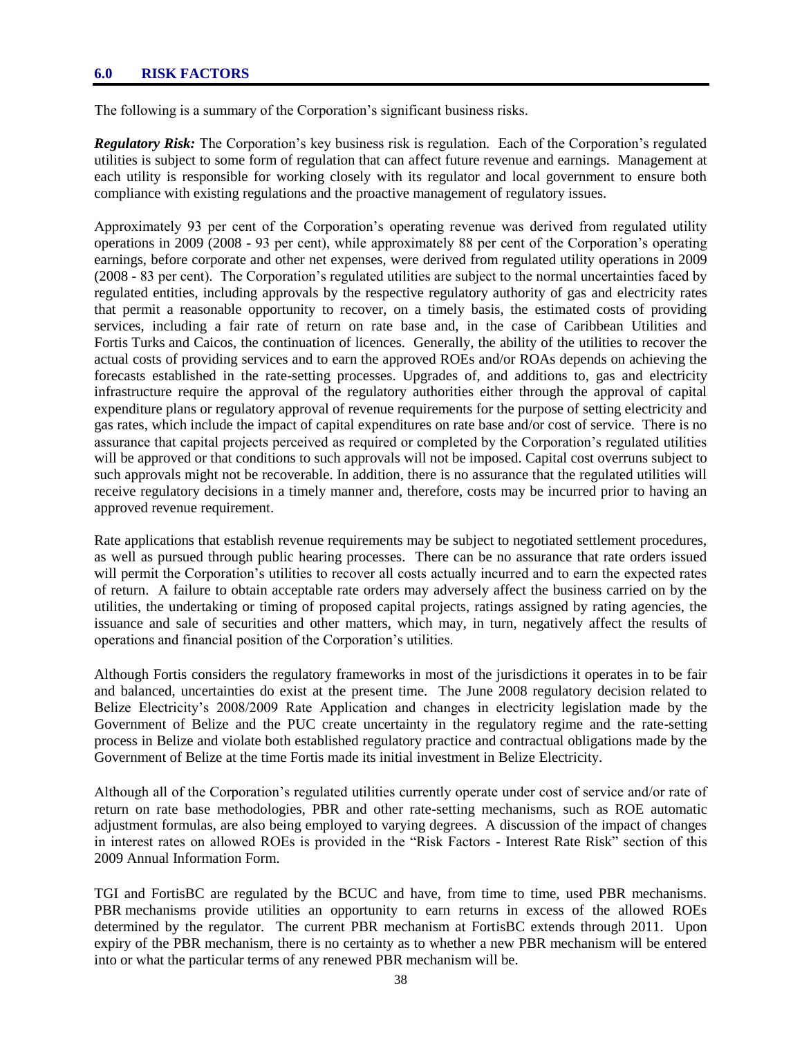## 6.0 RISK FACTORS

The following is a summary of the Corporation's significant business risks.

***Regulatory Risk:*** The Corporation's key business risk is regulation. Each of the Corporation's regulated utilities is subject to some form of regulation that can affect future revenue and earnings. Management at each utility is responsible for working closely with its regulator and local government to ensure both compliance with existing regulations and the proactive management of regulatory issues.

Approximately 93 per cent of the Corporation's operating revenue was derived from regulated utility operations in 2009 (2008 - 93 per cent), while approximately 88 per cent of the Corporation's operating earnings, before corporate and other net expenses, were derived from regulated utility operations in 2009 (2008 - 83 per cent). The Corporation's regulated utilities are subject to the normal uncertainties faced by regulated entities, including approvals by the respective regulatory authority of gas and electricity rates that permit a reasonable opportunity to recover, on a timely basis, the estimated costs of providing services, including a fair rate of return on rate base and, in the case of Caribbean Utilities and Fortis Turks and Caicos, the continuation of licences. Generally, the ability of the utilities to recover the actual costs of providing services and to earn the approved ROEs and/or ROAs depends on achieving the forecasts established in the rate-setting processes. Upgrades of, and additions to, gas and electricity infrastructure require the approval of the regulatory authorities either through the approval of capital expenditure plans or regulatory approval of revenue requirements for the purpose of setting electricity and gas rates, which include the impact of capital expenditures on rate base and/or cost of service. There is no assurance that capital projects perceived as required or completed by the Corporation's regulated utilities will be approved or that conditions to such approvals will not be imposed. Capital cost overruns subject to such approvals might not be recoverable. In addition, there is no assurance that the regulated utilities will receive regulatory decisions in a timely manner and, therefore, costs may be incurred prior to having an approved revenue requirement.

Rate applications that establish revenue requirements may be subject to negotiated settlement procedures, as well as pursued through public hearing processes. There can be no assurance that rate orders issued will permit the Corporation's utilities to recover all costs actually incurred and to earn the expected rates of return. A failure to obtain acceptable rate orders may adversely affect the business carried on by the utilities, the undertaking or timing of proposed capital projects, ratings assigned by rating agencies, the issuance and sale of securities and other matters, which may, in turn, negatively affect the results of operations and financial position of the Corporation's utilities.

Although Fortis considers the regulatory frameworks in most of the jurisdictions it operates in to be fair and balanced, uncertainties do exist at the present time. The June 2008 regulatory decision related to Belize Electricity's 2008/2009 Rate Application and changes in electricity legislation made by the Government of Belize and the PUC create uncertainty in the regulatory regime and the rate-setting process in Belize and violate both established regulatory practice and contractual obligations made by the Government of Belize at the time Fortis made its initial investment in Belize Electricity.

Although all of the Corporation's regulated utilities currently operate under cost of service and/or rate of return on rate base methodologies, PBR and other rate-setting mechanisms, such as ROE automatic adjustment formulas, are also being employed to varying degrees. A discussion of the impact of changes in interest rates on allowed ROEs is provided in the "Risk Factors - Interest Rate Risk" section of this 2009 Annual Information Form.

TGI and FortisBC are regulated by the BCUC and have, from time to time, used PBR mechanisms. PBR mechanisms provide utilities an opportunity to earn returns in excess of the allowed ROEs determined by the regulator. The current PBR mechanism at FortisBC extends through 2011. Upon expiry of the PBR mechanism, there is no certainty as to whether a new PBR mechanism will be entered into or what the particular terms of any renewed PBR mechanism will be.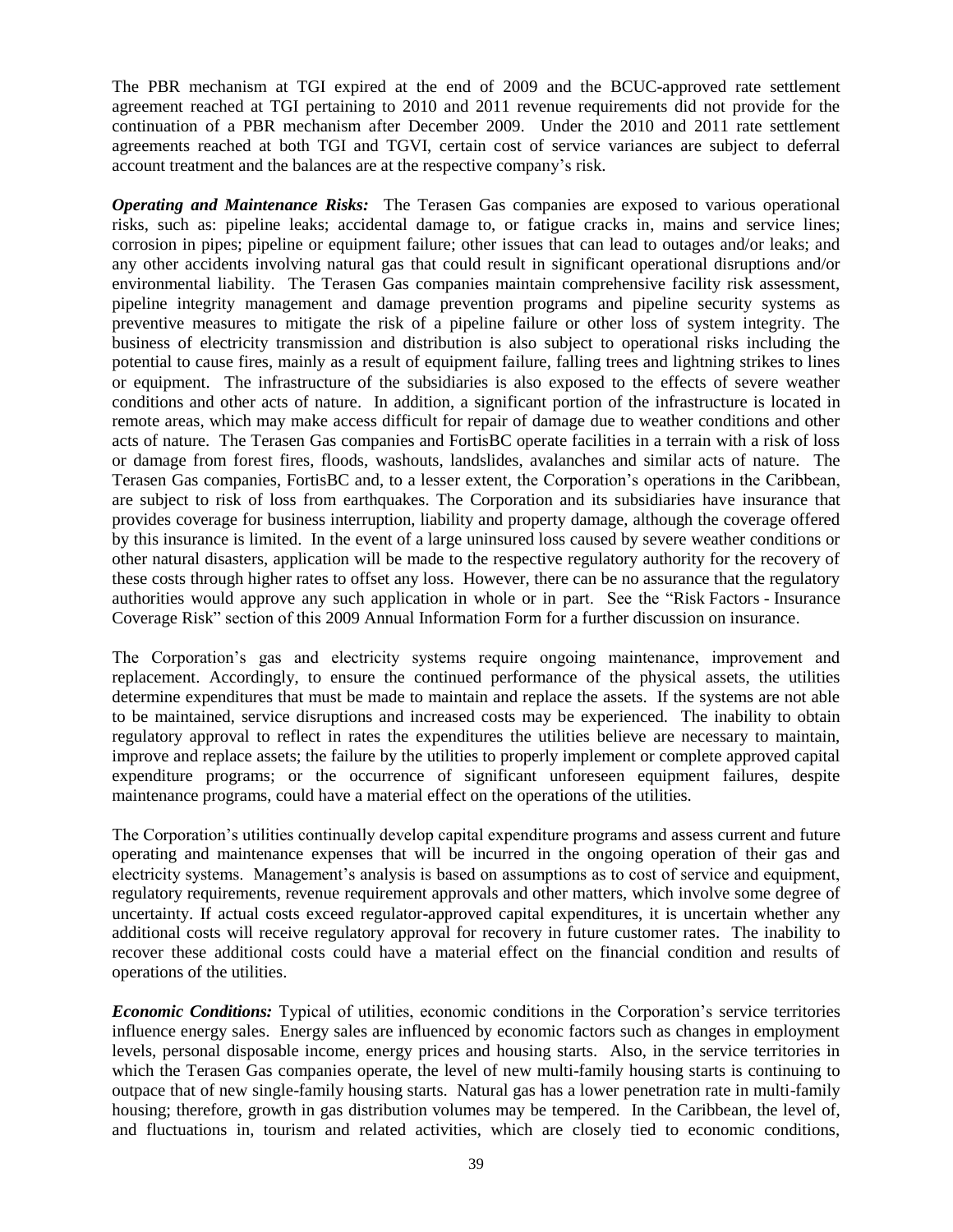The PBR mechanism at TGI expired at the end of 2009 and the BCUC-approved rate settlement agreement reached at TGI pertaining to 2010 and 2011 revenue requirements did not provide for the continuation of a PBR mechanism after December 2009. Under the 2010 and 2011 rate settlement agreements reached at both TGI and TGVI, certain cost of service variances are subject to deferral account treatment and the balances are at the respective company's risk.

***Operating and Maintenance Risks:*** The Terasen Gas companies are exposed to various operational risks, such as: pipeline leaks; accidental damage to, or fatigue cracks in, mains and service lines; corrosion in pipes; pipeline or equipment failure; other issues that can lead to outages and/or leaks; and any other accidents involving natural gas that could result in significant operational disruptions and/or environmental liability. The Terasen Gas companies maintain comprehensive facility risk assessment, pipeline integrity management and damage prevention programs and pipeline security systems as preventive measures to mitigate the risk of a pipeline failure or other loss of system integrity. The business of electricity transmission and distribution is also subject to operational risks including the potential to cause fires, mainly as a result of equipment failure, falling trees and lightning strikes to lines or equipment. The infrastructure of the subsidiaries is also exposed to the effects of severe weather conditions and other acts of nature. In addition, a significant portion of the infrastructure is located in remote areas, which may make access difficult for repair of damage due to weather conditions and other acts of nature. The Terasen Gas companies and FortisBC operate facilities in a terrain with a risk of loss or damage from forest fires, floods, washouts, landslides, avalanches and similar acts of nature. The Terasen Gas companies, FortisBC and, to a lesser extent, the Corporation's operations in the Caribbean, are subject to risk of loss from earthquakes. The Corporation and its subsidiaries have insurance that provides coverage for business interruption, liability and property damage, although the coverage offered by this insurance is limited. In the event of a large uninsured loss caused by severe weather conditions or other natural disasters, application will be made to the respective regulatory authority for the recovery of these costs through higher rates to offset any loss. However, there can be no assurance that the regulatory authorities would approve any such application in whole or in part. See the "Risk Factors - Insurance Coverage Risk" section of this 2009 Annual Information Form for a further discussion on insurance.

The Corporation's gas and electricity systems require ongoing maintenance, improvement and replacement. Accordingly, to ensure the continued performance of the physical assets, the utilities determine expenditures that must be made to maintain and replace the assets. If the systems are not able to be maintained, service disruptions and increased costs may be experienced. The inability to obtain regulatory approval to reflect in rates the expenditures the utilities believe are necessary to maintain, improve and replace assets; the failure by the utilities to properly implement or complete approved capital expenditure programs; or the occurrence of significant unforeseen equipment failures, despite maintenance programs, could have a material effect on the operations of the utilities.

The Corporation's utilities continually develop capital expenditure programs and assess current and future operating and maintenance expenses that will be incurred in the ongoing operation of their gas and electricity systems. Management's analysis is based on assumptions as to cost of service and equipment, regulatory requirements, revenue requirement approvals and other matters, which involve some degree of uncertainty. If actual costs exceed regulator-approved capital expenditures, it is uncertain whether any additional costs will receive regulatory approval for recovery in future customer rates. The inability to recover these additional costs could have a material effect on the financial condition and results of operations of the utilities.

***Economic Conditions:*** Typical of utilities, economic conditions in the Corporation's service territories influence energy sales. Energy sales are influenced by economic factors such as changes in employment levels, personal disposable income, energy prices and housing starts. Also, in the service territories in which the Terasen Gas companies operate, the level of new multi-family housing starts is continuing to outpace that of new single-family housing starts. Natural gas has a lower penetration rate in multi-family housing; therefore, growth in gas distribution volumes may be tempered. In the Caribbean, the level of, and fluctuations in, tourism and related activities, which are closely tied to economic conditions,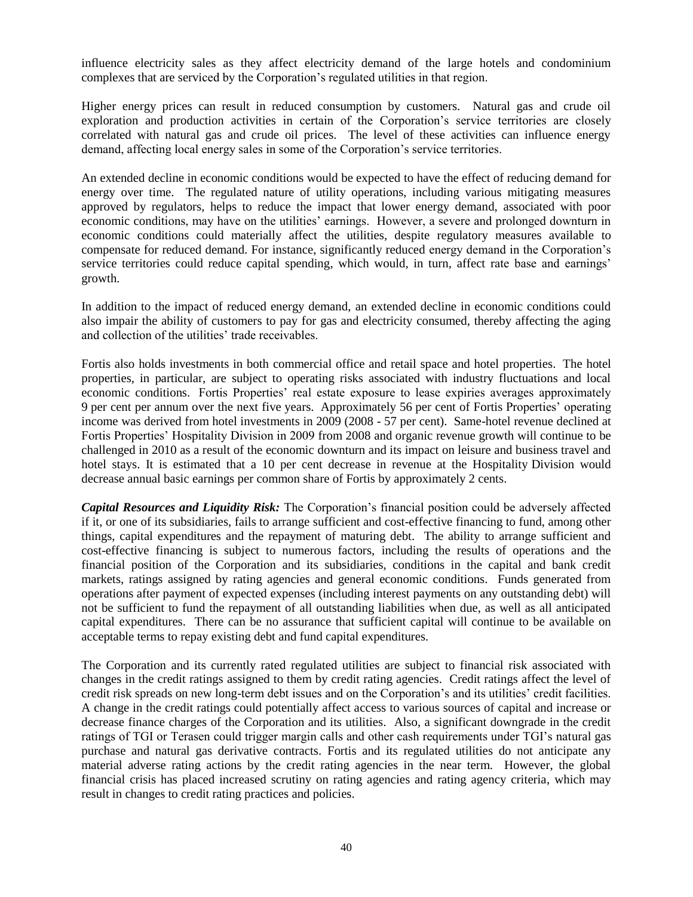influence electricity sales as they affect electricity demand of the large hotels and condominium complexes that are serviced by the Corporation's regulated utilities in that region.

Higher energy prices can result in reduced consumption by customers. Natural gas and crude oil exploration and production activities in certain of the Corporation's service territories are closely correlated with natural gas and crude oil prices. The level of these activities can influence energy demand, affecting local energy sales in some of the Corporation's service territories.

An extended decline in economic conditions would be expected to have the effect of reducing demand for energy over time. The regulated nature of utility operations, including various mitigating measures approved by regulators, helps to reduce the impact that lower energy demand, associated with poor economic conditions, may have on the utilities' earnings. However, a severe and prolonged downturn in economic conditions could materially affect the utilities, despite regulatory measures available to compensate for reduced demand. For instance, significantly reduced energy demand in the Corporation's service territories could reduce capital spending, which would, in turn, affect rate base and earnings' growth.

In addition to the impact of reduced energy demand, an extended decline in economic conditions could also impair the ability of customers to pay for gas and electricity consumed, thereby affecting the aging and collection of the utilities' trade receivables.

Fortis also holds investments in both commercial office and retail space and hotel properties. The hotel properties, in particular, are subject to operating risks associated with industry fluctuations and local economic conditions. Fortis Properties' real estate exposure to lease expiries averages approximately 9 per cent per annum over the next five years. Approximately 56 per cent of Fortis Properties' operating income was derived from hotel investments in 2009 (2008 - 57 per cent). Same-hotel revenue declined at Fortis Properties' Hospitality Division in 2009 from 2008 and organic revenue growth will continue to be challenged in 2010 as a result of the economic downturn and its impact on leisure and business travel and hotel stays. It is estimated that a 10 per cent decrease in revenue at the Hospitality Division would decrease annual basic earnings per common share of Fortis by approximately 2 cents.

***Capital Resources and Liquidity Risk:*** The Corporation's financial position could be adversely affected if it, or one of its subsidiaries, fails to arrange sufficient and cost-effective financing to fund, among other things, capital expenditures and the repayment of maturing debt. The ability to arrange sufficient and cost-effective financing is subject to numerous factors, including the results of operations and the financial position of the Corporation and its subsidiaries, conditions in the capital and bank credit markets, ratings assigned by rating agencies and general economic conditions. Funds generated from operations after payment of expected expenses (including interest payments on any outstanding debt) will not be sufficient to fund the repayment of all outstanding liabilities when due, as well as all anticipated capital expenditures. There can be no assurance that sufficient capital will continue to be available on acceptable terms to repay existing debt and fund capital expenditures.

The Corporation and its currently rated regulated utilities are subject to financial risk associated with changes in the credit ratings assigned to them by credit rating agencies. Credit ratings affect the level of credit risk spreads on new long-term debt issues and on the Corporation's and its utilities' credit facilities. A change in the credit ratings could potentially affect access to various sources of capital and increase or decrease finance charges of the Corporation and its utilities. Also, a significant downgrade in the credit ratings of TGI or Terasen could trigger margin calls and other cash requirements under TGI's natural gas purchase and natural gas derivative contracts. Fortis and its regulated utilities do not anticipate any material adverse rating actions by the credit rating agencies in the near term. However, the global financial crisis has placed increased scrutiny on rating agencies and rating agency criteria, which may result in changes to credit rating practices and policies.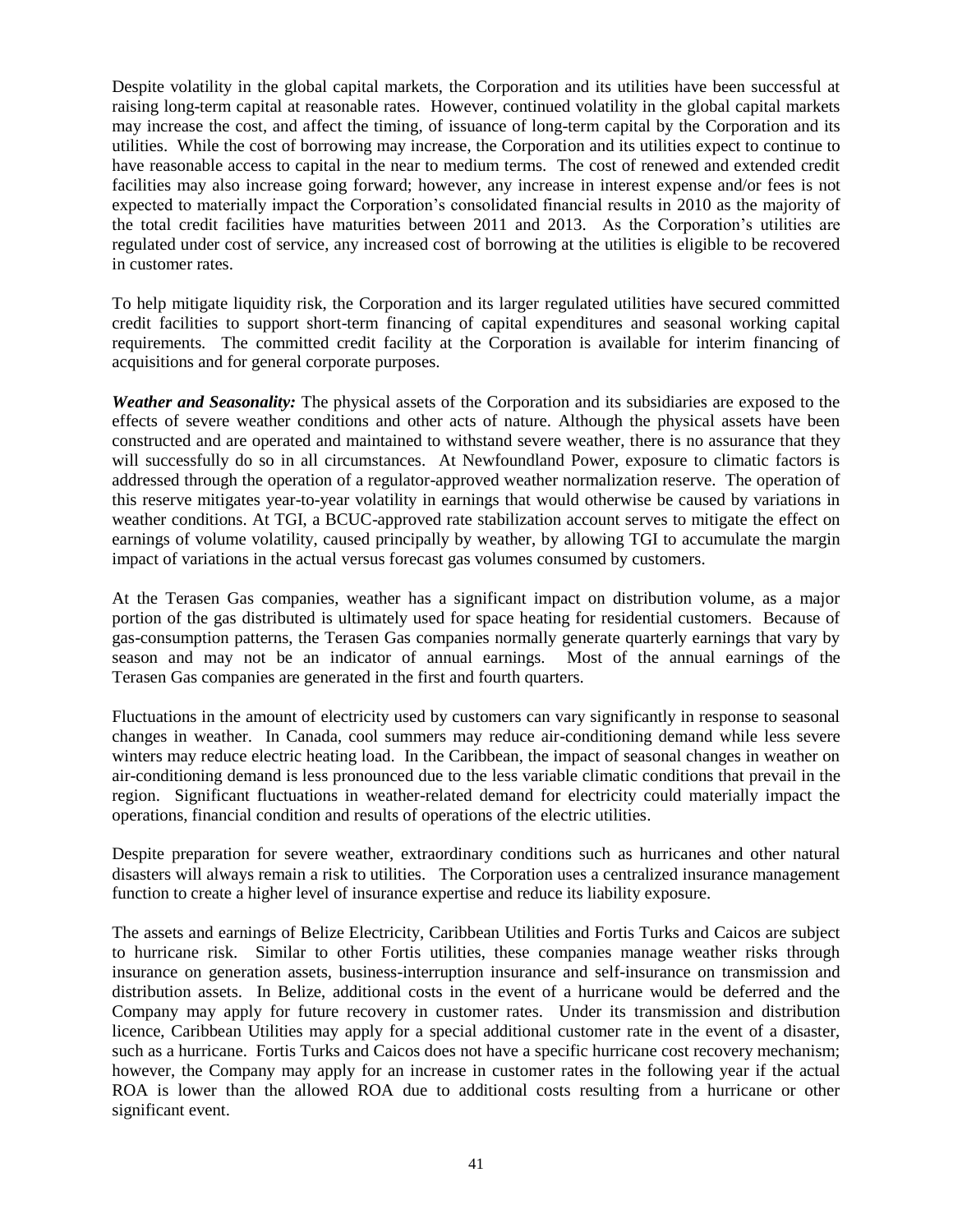Despite volatility in the global capital markets, the Corporation and its utilities have been successful at raising long-term capital at reasonable rates. However, continued volatility in the global capital markets may increase the cost, and affect the timing, of issuance of long-term capital by the Corporation and its utilities. While the cost of borrowing may increase, the Corporation and its utilities expect to continue to have reasonable access to capital in the near to medium terms. The cost of renewed and extended credit facilities may also increase going forward; however, any increase in interest expense and/or fees is not expected to materially impact the Corporation's consolidated financial results in 2010 as the majority of the total credit facilities have maturities between 2011 and 2013. As the Corporation's utilities are regulated under cost of service, any increased cost of borrowing at the utilities is eligible to be recovered in customer rates.

To help mitigate liquidity risk, the Corporation and its larger regulated utilities have secured committed credit facilities to support short-term financing of capital expenditures and seasonal working capital requirements. The committed credit facility at the Corporation is available for interim financing of acquisitions and for general corporate purposes.

***Weather and Seasonality:*** The physical assets of the Corporation and its subsidiaries are exposed to the effects of severe weather conditions and other acts of nature. Although the physical assets have been constructed and are operated and maintained to withstand severe weather, there is no assurance that they will successfully do so in all circumstances. At Newfoundland Power, exposure to climatic factors is addressed through the operation of a regulator-approved weather normalization reserve. The operation of this reserve mitigates year-to-year volatility in earnings that would otherwise be caused by variations in weather conditions. At TGI, a BCUC-approved rate stabilization account serves to mitigate the effect on earnings of volume volatility, caused principally by weather, by allowing TGI to accumulate the margin impact of variations in the actual versus forecast gas volumes consumed by customers.

At the Terasen Gas companies, weather has a significant impact on distribution volume, as a major portion of the gas distributed is ultimately used for space heating for residential customers. Because of gas-consumption patterns, the Terasen Gas companies normally generate quarterly earnings that vary by season and may not be an indicator of annual earnings. Most of the annual earnings of the Terasen Gas companies are generated in the first and fourth quarters.

Fluctuations in the amount of electricity used by customers can vary significantly in response to seasonal changes in weather. In Canada, cool summers may reduce air-conditioning demand while less severe winters may reduce electric heating load. In the Caribbean, the impact of seasonal changes in weather on air-conditioning demand is less pronounced due to the less variable climatic conditions that prevail in the region. Significant fluctuations in weather-related demand for electricity could materially impact the operations, financial condition and results of operations of the electric utilities.

Despite preparation for severe weather, extraordinary conditions such as hurricanes and other natural disasters will always remain a risk to utilities. The Corporation uses a centralized insurance management function to create a higher level of insurance expertise and reduce its liability exposure.

The assets and earnings of Belize Electricity, Caribbean Utilities and Fortis Turks and Caicos are subject to hurricane risk. Similar to other Fortis utilities, these companies manage weather risks through insurance on generation assets, business-interruption insurance and self-insurance on transmission and distribution assets. In Belize, additional costs in the event of a hurricane would be deferred and the Company may apply for future recovery in customer rates. Under its transmission and distribution licence, Caribbean Utilities may apply for a special additional customer rate in the event of a disaster, such as a hurricane. Fortis Turks and Caicos does not have a specific hurricane cost recovery mechanism; however, the Company may apply for an increase in customer rates in the following year if the actual ROA is lower than the allowed ROA due to additional costs resulting from a hurricane or other significant event.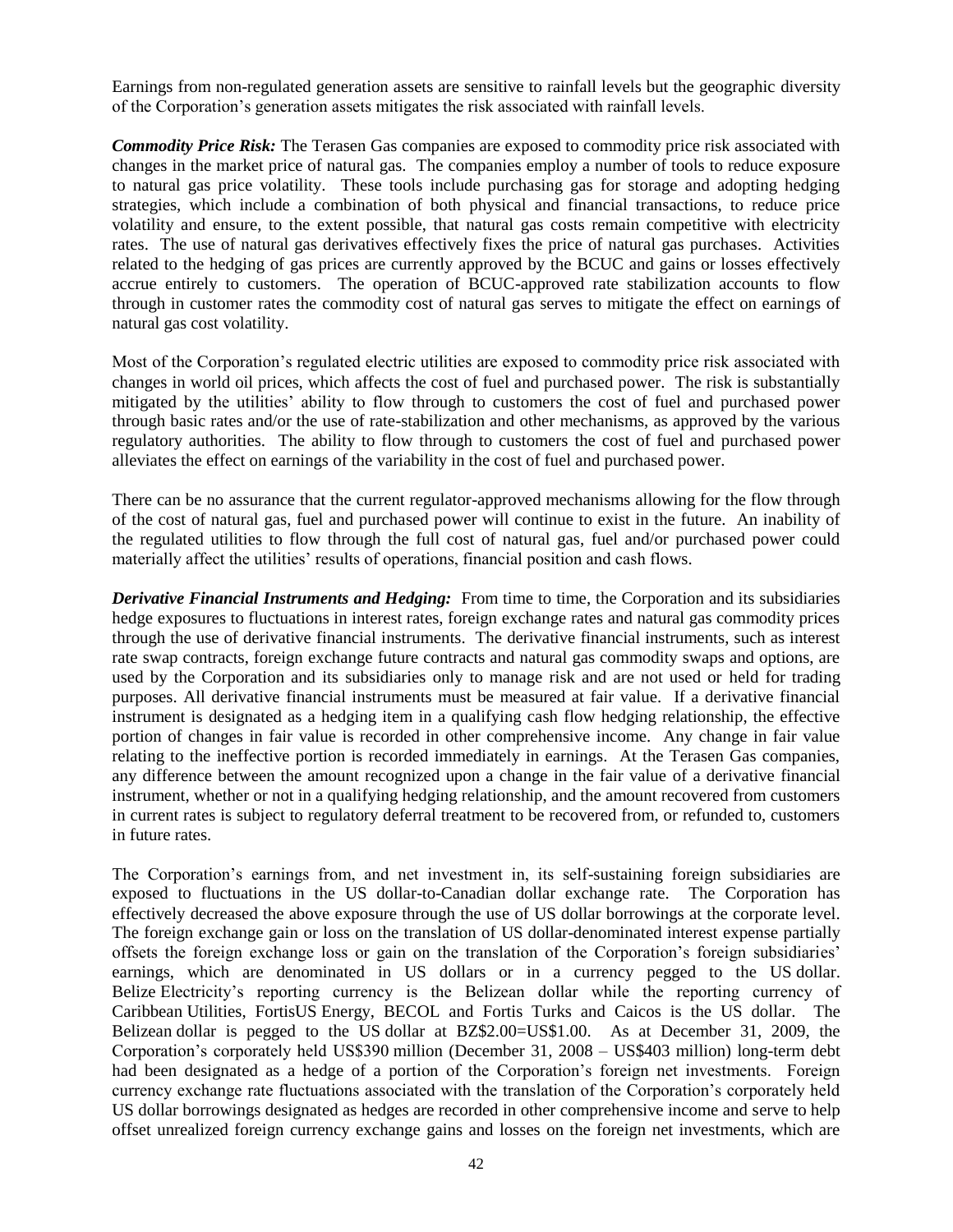Earnings from non-regulated generation assets are sensitive to rainfall levels but the geographic diversity of the Corporation's generation assets mitigates the risk associated with rainfall levels.

***Commodity Price Risk:*** The Terasen Gas companies are exposed to commodity price risk associated with changes in the market price of natural gas. The companies employ a number of tools to reduce exposure to natural gas price volatility. These tools include purchasing gas for storage and adopting hedging strategies, which include a combination of both physical and financial transactions, to reduce price volatility and ensure, to the extent possible, that natural gas costs remain competitive with electricity rates. The use of natural gas derivatives effectively fixes the price of natural gas purchases. Activities related to the hedging of gas prices are currently approved by the BCUC and gains or losses effectively accrue entirely to customers. The operation of BCUC-approved rate stabilization accounts to flow through in customer rates the commodity cost of natural gas serves to mitigate the effect on earnings of natural gas cost volatility.

Most of the Corporation's regulated electric utilities are exposed to commodity price risk associated with changes in world oil prices, which affects the cost of fuel and purchased power. The risk is substantially mitigated by the utilities' ability to flow through to customers the cost of fuel and purchased power through basic rates and/or the use of rate-stabilization and other mechanisms, as approved by the various regulatory authorities. The ability to flow through to customers the cost of fuel and purchased power alleviates the effect on earnings of the variability in the cost of fuel and purchased power.

There can be no assurance that the current regulator-approved mechanisms allowing for the flow through of the cost of natural gas, fuel and purchased power will continue to exist in the future. An inability of the regulated utilities to flow through the full cost of natural gas, fuel and/or purchased power could materially affect the utilities' results of operations, financial position and cash flows.

***Derivative Financial Instruments and Hedging:*** From time to time, the Corporation and its subsidiaries hedge exposures to fluctuations in interest rates, foreign exchange rates and natural gas commodity prices through the use of derivative financial instruments. The derivative financial instruments, such as interest rate swap contracts, foreign exchange future contracts and natural gas commodity swaps and options, are used by the Corporation and its subsidiaries only to manage risk and are not used or held for trading purposes. All derivative financial instruments must be measured at fair value. If a derivative financial instrument is designated as a hedging item in a qualifying cash flow hedging relationship, the effective portion of changes in fair value is recorded in other comprehensive income. Any change in fair value relating to the ineffective portion is recorded immediately in earnings. At the Terasen Gas companies, any difference between the amount recognized upon a change in the fair value of a derivative financial instrument, whether or not in a qualifying hedging relationship, and the amount recovered from customers in current rates is subject to regulatory deferral treatment to be recovered from, or refunded to, customers in future rates.

The Corporation's earnings from, and net investment in, its self-sustaining foreign subsidiaries are exposed to fluctuations in the US dollar-to-Canadian dollar exchange rate. The Corporation has effectively decreased the above exposure through the use of US dollar borrowings at the corporate level. The foreign exchange gain or loss on the translation of US dollar-denominated interest expense partially offsets the foreign exchange loss or gain on the translation of the Corporation's foreign subsidiaries' earnings, which are denominated in US dollars or in a currency pegged to the US dollar. Belize Electricity's reporting currency is the Belizean dollar while the reporting currency of Caribbean Utilities, FortisUS Energy, BECOL and Fortis Turks and Caicos is the US dollar. The Belizean dollar is pegged to the US dollar at BZ$2.00=US$1.00. As at December 31, 2009, the Corporation's corporately held US$390 million (December 31, 2008 – US$403 million) long-term debt had been designated as a hedge of a portion of the Corporation's foreign net investments. Foreign currency exchange rate fluctuations associated with the translation of the Corporation's corporately held US dollar borrowings designated as hedges are recorded in other comprehensive income and serve to help offset unrealized foreign currency exchange gains and losses on the foreign net investments, which are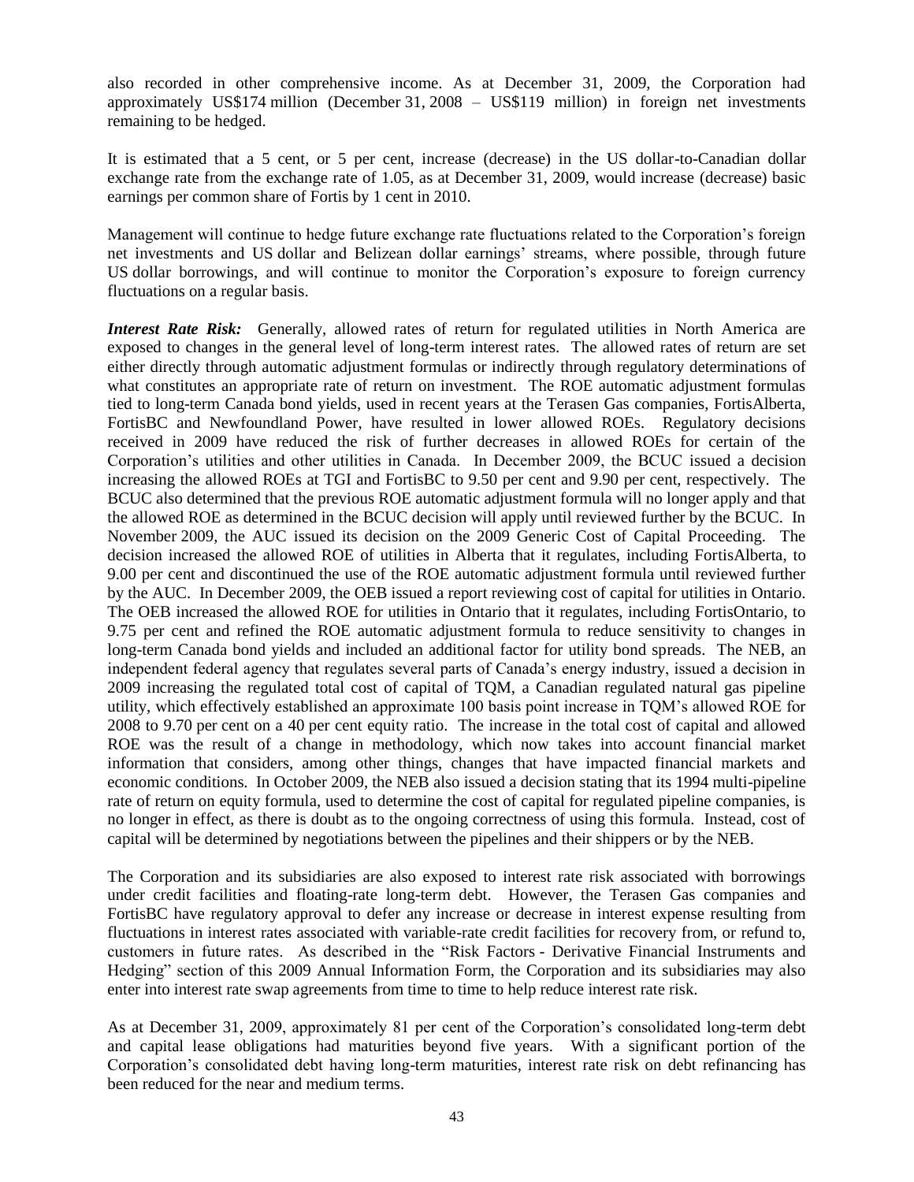also recorded in other comprehensive income. As at December 31, 2009, the Corporation had approximately US$174 million (December 31, 2008 – US$119 million) in foreign net investments remaining to be hedged.

It is estimated that a 5 cent, or 5 per cent, increase (decrease) in the US dollar-to-Canadian dollar exchange rate from the exchange rate of 1.05, as at December 31, 2009, would increase (decrease) basic earnings per common share of Fortis by 1 cent in 2010.

Management will continue to hedge future exchange rate fluctuations related to the Corporation's foreign net investments and US dollar and Belizean dollar earnings' streams, where possible, through future US dollar borrowings, and will continue to monitor the Corporation's exposure to foreign currency fluctuations on a regular basis.

***Interest Rate Risk:*** Generally, allowed rates of return for regulated utilities in North America are exposed to changes in the general level of long-term interest rates. The allowed rates of return are set either directly through automatic adjustment formulas or indirectly through regulatory determinations of what constitutes an appropriate rate of return on investment. The ROE automatic adjustment formulas tied to long-term Canada bond yields, used in recent years at the Terasen Gas companies, FortisAlberta, FortisBC and Newfoundland Power, have resulted in lower allowed ROEs. Regulatory decisions received in 2009 have reduced the risk of further decreases in allowed ROEs for certain of the Corporation's utilities and other utilities in Canada. In December 2009, the BCUC issued a decision increasing the allowed ROEs at TGI and FortisBC to 9.50 per cent and 9.90 per cent, respectively. The BCUC also determined that the previous ROE automatic adjustment formula will no longer apply and that the allowed ROE as determined in the BCUC decision will apply until reviewed further by the BCUC. In November 2009, the AUC issued its decision on the 2009 Generic Cost of Capital Proceeding. The decision increased the allowed ROE of utilities in Alberta that it regulates, including FortisAlberta, to 9.00 per cent and discontinued the use of the ROE automatic adjustment formula until reviewed further by the AUC. In December 2009, the OEB issued a report reviewing cost of capital for utilities in Ontario. The OEB increased the allowed ROE for utilities in Ontario that it regulates, including FortisOntario, to 9.75 per cent and refined the ROE automatic adjustment formula to reduce sensitivity to changes in long-term Canada bond yields and included an additional factor for utility bond spreads. The NEB, an independent federal agency that regulates several parts of Canada's energy industry, issued a decision in 2009 increasing the regulated total cost of capital of TQM, a Canadian regulated natural gas pipeline utility, which effectively established an approximate 100 basis point increase in TQM's allowed ROE for 2008 to 9.70 per cent on a 40 per cent equity ratio. The increase in the total cost of capital and allowed ROE was the result of a change in methodology, which now takes into account financial market information that considers, among other things, changes that have impacted financial markets and economic conditions. In October 2009, the NEB also issued a decision stating that its 1994 multi-pipeline rate of return on equity formula, used to determine the cost of capital for regulated pipeline companies, is no longer in effect, as there is doubt as to the ongoing correctness of using this formula. Instead, cost of capital will be determined by negotiations between the pipelines and their shippers or by the NEB.

The Corporation and its subsidiaries are also exposed to interest rate risk associated with borrowings under credit facilities and floating-rate long-term debt. However, the Terasen Gas companies and FortisBC have regulatory approval to defer any increase or decrease in interest expense resulting from fluctuations in interest rates associated with variable-rate credit facilities for recovery from, or refund to, customers in future rates. As described in the "Risk Factors - Derivative Financial Instruments and Hedging" section of this 2009 Annual Information Form, the Corporation and its subsidiaries may also enter into interest rate swap agreements from time to time to help reduce interest rate risk.

As at December 31, 2009, approximately 81 per cent of the Corporation's consolidated long-term debt and capital lease obligations had maturities beyond five years. With a significant portion of the Corporation's consolidated debt having long-term maturities, interest rate risk on debt refinancing has been reduced for the near and medium terms.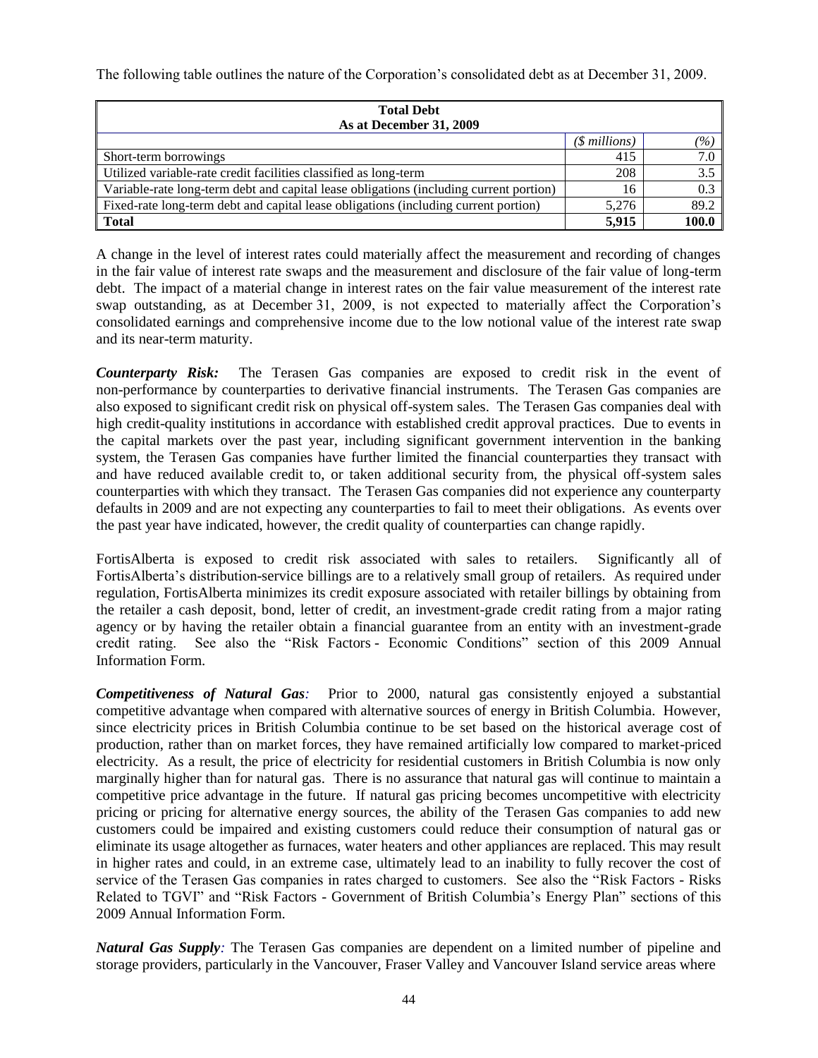The following table outlines the nature of the Corporation's consolidated debt as at December 31, 2009.

| Total Debt As at December 31, 2009 | | |
|---|---|---|
| | *($ millions)* | *(%)* |
| Short-term borrowings | 415 | 7.0 |
| Utilized variable-rate credit facilities classified as long-term | 208 | 3.5 |
| Variable-rate long-term debt and capital lease obligations (including current portion) | 16 | 0.3 |
| Fixed-rate long-term debt and capital lease obligations (including current portion) | 5,276 | 89.2 |
| **Total** | **5,915** | **100.0** |

A change in the level of interest rates could materially affect the measurement and recording of changes in the fair value of interest rate swaps and the measurement and disclosure of the fair value of long-term debt. The impact of a material change in interest rates on the fair value measurement of the interest rate swap outstanding, as at December 31, 2009, is not expected to materially affect the Corporation's consolidated earnings and comprehensive income due to the low notional value of the interest rate swap and its near-term maturity.

***Counterparty Risk:*** The Terasen Gas companies are exposed to credit risk in the event of non-performance by counterparties to derivative financial instruments. The Terasen Gas companies are also exposed to significant credit risk on physical off-system sales. The Terasen Gas companies deal with high credit-quality institutions in accordance with established credit approval practices. Due to events in the capital markets over the past year, including significant government intervention in the banking system, the Terasen Gas companies have further limited the financial counterparties they transact with and have reduced available credit to, or taken additional security from, the physical off-system sales counterparties with which they transact. The Terasen Gas companies did not experience any counterparty defaults in 2009 and are not expecting any counterparties to fail to meet their obligations. As events over the past year have indicated, however, the credit quality of counterparties can change rapidly.

FortisAlberta is exposed to credit risk associated with sales to retailers. Significantly all of FortisAlberta's distribution-service billings are to a relatively small group of retailers. As required under regulation, FortisAlberta minimizes its credit exposure associated with retailer billings by obtaining from the retailer a cash deposit, bond, letter of credit, an investment-grade credit rating from a major rating agency or by having the retailer obtain a financial guarantee from an entity with an investment-grade credit rating. See also the "Risk Factors - Economic Conditions" section of this 2009 Annual Information Form.

***Competitiveness of Natural Gas:*** Prior to 2000, natural gas consistently enjoyed a substantial competitive advantage when compared with alternative sources of energy in British Columbia. However, since electricity prices in British Columbia continue to be set based on the historical average cost of production, rather than on market forces, they have remained artificially low compared to market-priced electricity. As a result, the price of electricity for residential customers in British Columbia is now only marginally higher than for natural gas. There is no assurance that natural gas will continue to maintain a competitive price advantage in the future. If natural gas pricing becomes uncompetitive with electricity pricing or pricing for alternative energy sources, the ability of the Terasen Gas companies to add new customers could be impaired and existing customers could reduce their consumption of natural gas or eliminate its usage altogether as furnaces, water heaters and other appliances are replaced. This may result in higher rates and could, in an extreme case, ultimately lead to an inability to fully recover the cost of service of the Terasen Gas companies in rates charged to customers. See also the "Risk Factors - Risks Related to TGVI" and "Risk Factors - Government of British Columbia's Energy Plan" sections of this 2009 Annual Information Form.

***Natural Gas Supply:*** The Terasen Gas companies are dependent on a limited number of pipeline and storage providers, particularly in the Vancouver, Fraser Valley and Vancouver Island service areas where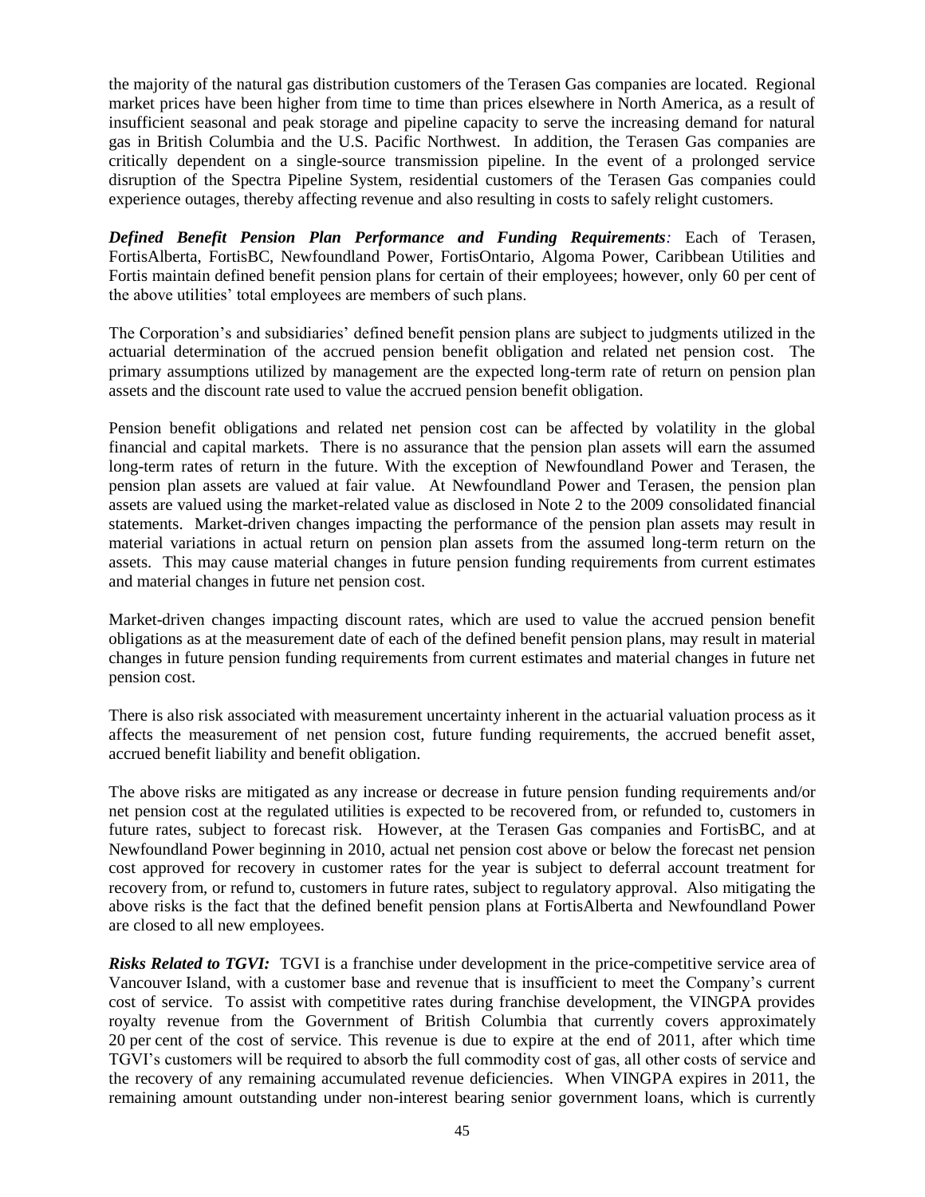the majority of the natural gas distribution customers of the Terasen Gas companies are located. Regional market prices have been higher from time to time than prices elsewhere in North America, as a result of insufficient seasonal and peak storage and pipeline capacity to serve the increasing demand for natural gas in British Columbia and the U.S. Pacific Northwest. In addition, the Terasen Gas companies are critically dependent on a single-source transmission pipeline. In the event of a prolonged service disruption of the Spectra Pipeline System, residential customers of the Terasen Gas companies could experience outages, thereby affecting revenue and also resulting in costs to safely relight customers.

***Defined Benefit Pension Plan Performance and Funding Requirements:*** Each of Terasen, FortisAlberta, FortisBC, Newfoundland Power, FortisOntario, Algoma Power, Caribbean Utilities and Fortis maintain defined benefit pension plans for certain of their employees; however, only 60 per cent of the above utilities' total employees are members of such plans.

The Corporation's and subsidiaries' defined benefit pension plans are subject to judgments utilized in the actuarial determination of the accrued pension benefit obligation and related net pension cost. The primary assumptions utilized by management are the expected long-term rate of return on pension plan assets and the discount rate used to value the accrued pension benefit obligation.

Pension benefit obligations and related net pension cost can be affected by volatility in the global financial and capital markets. There is no assurance that the pension plan assets will earn the assumed long-term rates of return in the future. With the exception of Newfoundland Power and Terasen, the pension plan assets are valued at fair value. At Newfoundland Power and Terasen, the pension plan assets are valued using the market-related value as disclosed in Note 2 to the 2009 consolidated financial statements. Market-driven changes impacting the performance of the pension plan assets may result in material variations in actual return on pension plan assets from the assumed long-term return on the assets. This may cause material changes in future pension funding requirements from current estimates and material changes in future net pension cost.

Market-driven changes impacting discount rates, which are used to value the accrued pension benefit obligations as at the measurement date of each of the defined benefit pension plans, may result in material changes in future pension funding requirements from current estimates and material changes in future net pension cost.

There is also risk associated with measurement uncertainty inherent in the actuarial valuation process as it affects the measurement of net pension cost, future funding requirements, the accrued benefit asset, accrued benefit liability and benefit obligation.

The above risks are mitigated as any increase or decrease in future pension funding requirements and/or net pension cost at the regulated utilities is expected to be recovered from, or refunded to, customers in future rates, subject to forecast risk. However, at the Terasen Gas companies and FortisBC, and at Newfoundland Power beginning in 2010, actual net pension cost above or below the forecast net pension cost approved for recovery in customer rates for the year is subject to deferral account treatment for recovery from, or refund to, customers in future rates, subject to regulatory approval. Also mitigating the above risks is the fact that the defined benefit pension plans at FortisAlberta and Newfoundland Power are closed to all new employees.

***Risks Related to TGVI:*** TGVI is a franchise under development in the price-competitive service area of Vancouver Island, with a customer base and revenue that is insufficient to meet the Company's current cost of service. To assist with competitive rates during franchise development, the VINGPA provides royalty revenue from the Government of British Columbia that currently covers approximately 20 per cent of the cost of service. This revenue is due to expire at the end of 2011, after which time TGVI's customers will be required to absorb the full commodity cost of gas, all other costs of service and the recovery of any remaining accumulated revenue deficiencies. When VINGPA expires in 2011, the remaining amount outstanding under non-interest bearing senior government loans, which is currently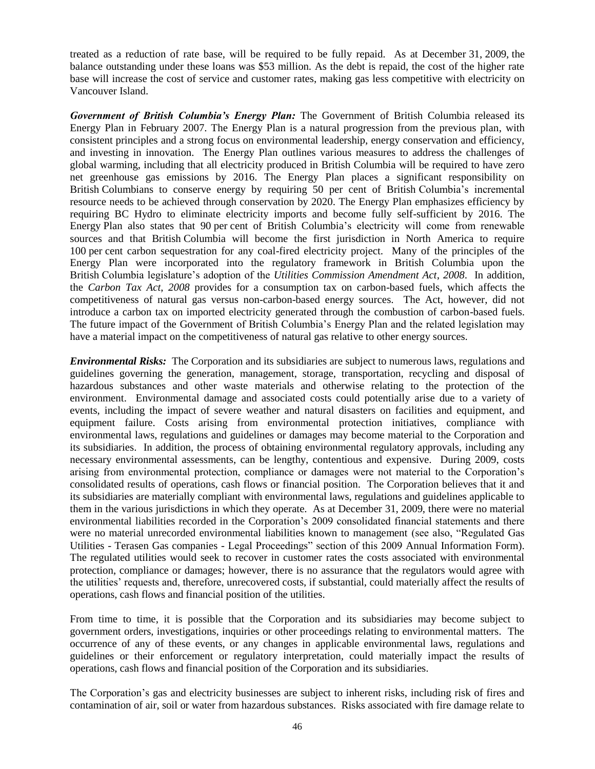treated as a reduction of rate base, will be required to be fully repaid. As at December 31, 2009, the balance outstanding under these loans was $53 million. As the debt is repaid, the cost of the higher rate base will increase the cost of service and customer rates, making gas less competitive with electricity on Vancouver Island.

***Government of British Columbia's Energy Plan:*** The Government of British Columbia released its Energy Plan in February 2007. The Energy Plan is a natural progression from the previous plan, with consistent principles and a strong focus on environmental leadership, energy conservation and efficiency, and investing in innovation. The Energy Plan outlines various measures to address the challenges of global warming, including that all electricity produced in British Columbia will be required to have zero net greenhouse gas emissions by 2016. The Energy Plan places a significant responsibility on British Columbians to conserve energy by requiring 50 per cent of British Columbia's incremental resource needs to be achieved through conservation by 2020. The Energy Plan emphasizes efficiency by requiring BC Hydro to eliminate electricity imports and become fully self-sufficient by 2016. The Energy Plan also states that 90 per cent of British Columbia's electricity will come from renewable sources and that British Columbia will become the first jurisdiction in North America to require 100 per cent carbon sequestration for any coal-fired electricity project. Many of the principles of the Energy Plan were incorporated into the regulatory framework in British Columbia upon the British Columbia legislature's adoption of the *Utilities Commission Amendment Act, 2008*. In addition, the *Carbon Tax Act, 2008* provides for a consumption tax on carbon-based fuels, which affects the competitiveness of natural gas versus non-carbon-based energy sources. The Act, however, did not introduce a carbon tax on imported electricity generated through the combustion of carbon-based fuels. The future impact of the Government of British Columbia's Energy Plan and the related legislation may have a material impact on the competitiveness of natural gas relative to other energy sources.

***Environmental Risks:*** The Corporation and its subsidiaries are subject to numerous laws, regulations and guidelines governing the generation, management, storage, transportation, recycling and disposal of hazardous substances and other waste materials and otherwise relating to the protection of the environment. Environmental damage and associated costs could potentially arise due to a variety of events, including the impact of severe weather and natural disasters on facilities and equipment, and equipment failure. Costs arising from environmental protection initiatives, compliance with environmental laws, regulations and guidelines or damages may become material to the Corporation and its subsidiaries. In addition, the process of obtaining environmental regulatory approvals, including any necessary environmental assessments, can be lengthy, contentious and expensive. During 2009, costs arising from environmental protection, compliance or damages were not material to the Corporation's consolidated results of operations, cash flows or financial position. The Corporation believes that it and its subsidiaries are materially compliant with environmental laws, regulations and guidelines applicable to them in the various jurisdictions in which they operate. As at December 31, 2009, there were no material environmental liabilities recorded in the Corporation's 2009 consolidated financial statements and there were no material unrecorded environmental liabilities known to management (see also, "Regulated Gas Utilities - Terasen Gas companies - Legal Proceedings" section of this 2009 Annual Information Form). The regulated utilities would seek to recover in customer rates the costs associated with environmental protection, compliance or damages; however, there is no assurance that the regulators would agree with the utilities' requests and, therefore, unrecovered costs, if substantial, could materially affect the results of operations, cash flows and financial position of the utilities.

From time to time, it is possible that the Corporation and its subsidiaries may become subject to government orders, investigations, inquiries or other proceedings relating to environmental matters. The occurrence of any of these events, or any changes in applicable environmental laws, regulations and guidelines or their enforcement or regulatory interpretation, could materially impact the results of operations, cash flows and financial position of the Corporation and its subsidiaries.

The Corporation's gas and electricity businesses are subject to inherent risks, including risk of fires and contamination of air, soil or water from hazardous substances. Risks associated with fire damage relate to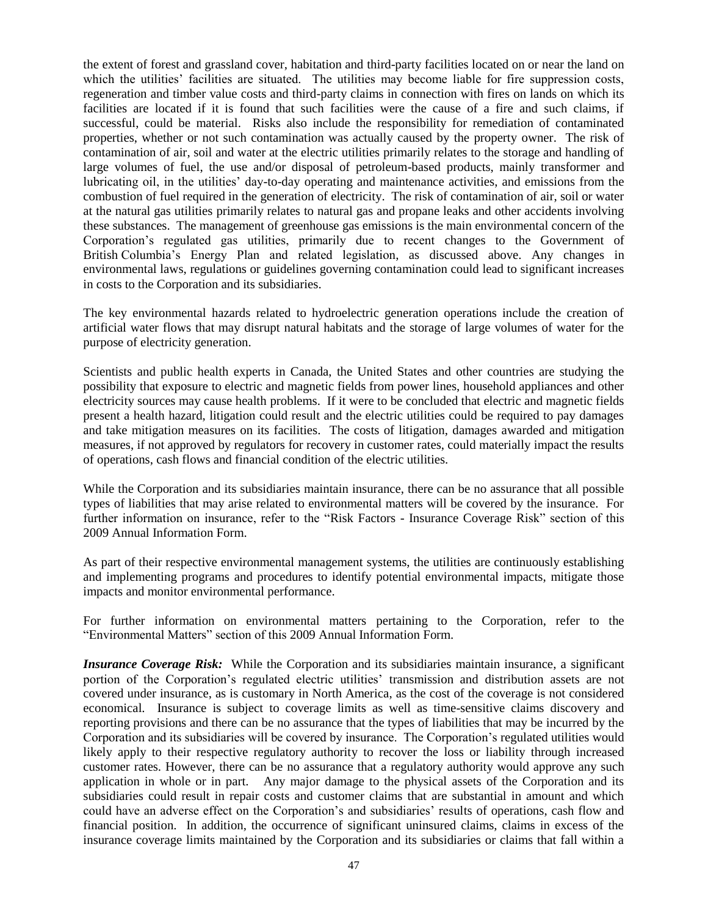the extent of forest and grassland cover, habitation and third-party facilities located on or near the land on which the utilities' facilities are situated. The utilities may become liable for fire suppression costs, regeneration and timber value costs and third-party claims in connection with fires on lands on which its facilities are located if it is found that such facilities were the cause of a fire and such claims, if successful, could be material. Risks also include the responsibility for remediation of contaminated properties, whether or not such contamination was actually caused by the property owner. The risk of contamination of air, soil and water at the electric utilities primarily relates to the storage and handling of large volumes of fuel, the use and/or disposal of petroleum-based products, mainly transformer and lubricating oil, in the utilities' day-to-day operating and maintenance activities, and emissions from the combustion of fuel required in the generation of electricity. The risk of contamination of air, soil or water at the natural gas utilities primarily relates to natural gas and propane leaks and other accidents involving these substances. The management of greenhouse gas emissions is the main environmental concern of the Corporation's regulated gas utilities, primarily due to recent changes to the Government of British Columbia's Energy Plan and related legislation, as discussed above. Any changes in environmental laws, regulations or guidelines governing contamination could lead to significant increases in costs to the Corporation and its subsidiaries.

The key environmental hazards related to hydroelectric generation operations include the creation of artificial water flows that may disrupt natural habitats and the storage of large volumes of water for the purpose of electricity generation.

Scientists and public health experts in Canada, the United States and other countries are studying the possibility that exposure to electric and magnetic fields from power lines, household appliances and other electricity sources may cause health problems. If it were to be concluded that electric and magnetic fields present a health hazard, litigation could result and the electric utilities could be required to pay damages and take mitigation measures on its facilities. The costs of litigation, damages awarded and mitigation measures, if not approved by regulators for recovery in customer rates, could materially impact the results of operations, cash flows and financial condition of the electric utilities.

While the Corporation and its subsidiaries maintain insurance, there can be no assurance that all possible types of liabilities that may arise related to environmental matters will be covered by the insurance. For further information on insurance, refer to the "Risk Factors - Insurance Coverage Risk" section of this 2009 Annual Information Form.

As part of their respective environmental management systems, the utilities are continuously establishing and implementing programs and procedures to identify potential environmental impacts, mitigate those impacts and monitor environmental performance.

For further information on environmental matters pertaining to the Corporation, refer to the "Environmental Matters" section of this 2009 Annual Information Form.

***Insurance Coverage Risk:*** While the Corporation and its subsidiaries maintain insurance, a significant portion of the Corporation's regulated electric utilities' transmission and distribution assets are not covered under insurance, as is customary in North America, as the cost of the coverage is not considered economical. Insurance is subject to coverage limits as well as time-sensitive claims discovery and reporting provisions and there can be no assurance that the types of liabilities that may be incurred by the Corporation and its subsidiaries will be covered by insurance. The Corporation's regulated utilities would likely apply to their respective regulatory authority to recover the loss or liability through increased customer rates. However, there can be no assurance that a regulatory authority would approve any such application in whole or in part. Any major damage to the physical assets of the Corporation and its subsidiaries could result in repair costs and customer claims that are substantial in amount and which could have an adverse effect on the Corporation's and subsidiaries' results of operations, cash flow and financial position. In addition, the occurrence of significant uninsured claims, claims in excess of the insurance coverage limits maintained by the Corporation and its subsidiaries or claims that fall within a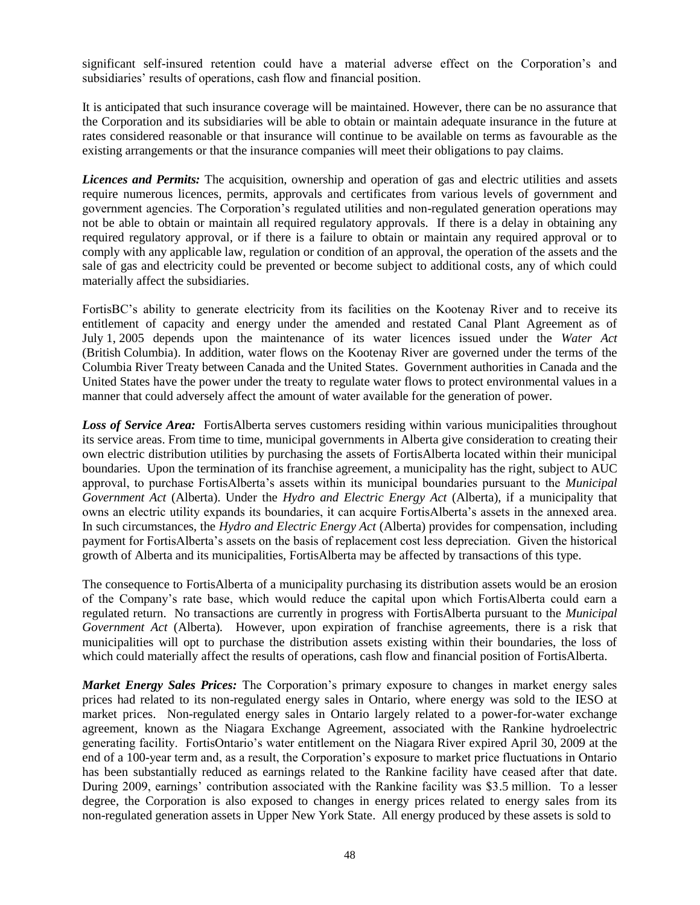significant self-insured retention could have a material adverse effect on the Corporation's and subsidiaries' results of operations, cash flow and financial position.

It is anticipated that such insurance coverage will be maintained. However, there can be no assurance that the Corporation and its subsidiaries will be able to obtain or maintain adequate insurance in the future at rates considered reasonable or that insurance will continue to be available on terms as favourable as the existing arrangements or that the insurance companies will meet their obligations to pay claims.

***Licences and Permits:*** The acquisition, ownership and operation of gas and electric utilities and assets require numerous licences, permits, approvals and certificates from various levels of government and government agencies. The Corporation's regulated utilities and non-regulated generation operations may not be able to obtain or maintain all required regulatory approvals. If there is a delay in obtaining any required regulatory approval, or if there is a failure to obtain or maintain any required approval or to comply with any applicable law, regulation or condition of an approval, the operation of the assets and the sale of gas and electricity could be prevented or become subject to additional costs, any of which could materially affect the subsidiaries.

FortisBC's ability to generate electricity from its facilities on the Kootenay River and to receive its entitlement of capacity and energy under the amended and restated Canal Plant Agreement as of July 1, 2005 depends upon the maintenance of its water licences issued under the *Water Act* (British Columbia). In addition, water flows on the Kootenay River are governed under the terms of the Columbia River Treaty between Canada and the United States. Government authorities in Canada and the United States have the power under the treaty to regulate water flows to protect environmental values in a manner that could adversely affect the amount of water available for the generation of power.

***Loss of Service Area:*** FortisAlberta serves customers residing within various municipalities throughout its service areas. From time to time, municipal governments in Alberta give consideration to creating their own electric distribution utilities by purchasing the assets of FortisAlberta located within their municipal boundaries. Upon the termination of its franchise agreement, a municipality has the right, subject to AUC approval, to purchase FortisAlberta's assets within its municipal boundaries pursuant to the *Municipal Government Act* (Alberta). Under the *Hydro and Electric Energy Act* (Alberta), if a municipality that owns an electric utility expands its boundaries, it can acquire FortisAlberta's assets in the annexed area. In such circumstances, the *Hydro and Electric Energy Act* (Alberta) provides for compensation, including payment for FortisAlberta's assets on the basis of replacement cost less depreciation. Given the historical growth of Alberta and its municipalities, FortisAlberta may be affected by transactions of this type.

The consequence to FortisAlberta of a municipality purchasing its distribution assets would be an erosion of the Company's rate base, which would reduce the capital upon which FortisAlberta could earn a regulated return. No transactions are currently in progress with FortisAlberta pursuant to the *Municipal Government Act* (Alberta). However, upon expiration of franchise agreements, there is a risk that municipalities will opt to purchase the distribution assets existing within their boundaries, the loss of which could materially affect the results of operations, cash flow and financial position of FortisAlberta.

***Market Energy Sales Prices:*** The Corporation's primary exposure to changes in market energy sales prices had related to its non-regulated energy sales in Ontario, where energy was sold to the IESO at market prices. Non-regulated energy sales in Ontario largely related to a power-for-water exchange agreement, known as the Niagara Exchange Agreement, associated with the Rankine hydroelectric generating facility. FortisOntario's water entitlement on the Niagara River expired April 30, 2009 at the end of a 100-year term and, as a result, the Corporation's exposure to market price fluctuations in Ontario has been substantially reduced as earnings related to the Rankine facility have ceased after that date. During 2009, earnings' contribution associated with the Rankine facility was $3.5 million. To a lesser degree, the Corporation is also exposed to changes in energy prices related to energy sales from its non-regulated generation assets in Upper New York State. All energy produced by these assets is sold to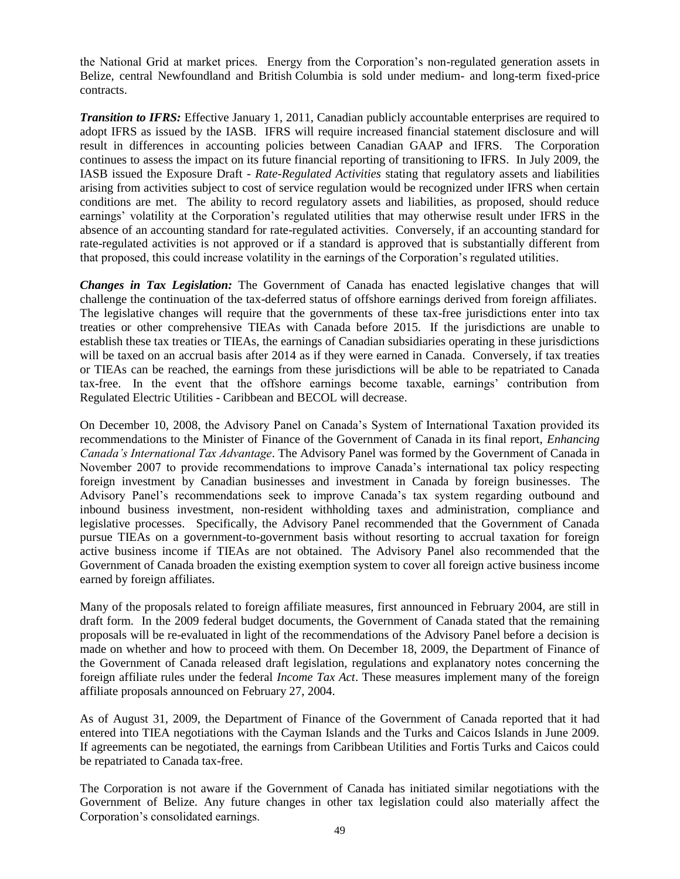the National Grid at market prices. Energy from the Corporation's non-regulated generation assets in Belize, central Newfoundland and British Columbia is sold under medium- and long-term fixed-price contracts.

***Transition to IFRS:*** Effective January 1, 2011, Canadian publicly accountable enterprises are required to adopt IFRS as issued by the IASB. IFRS will require increased financial statement disclosure and will result in differences in accounting policies between Canadian GAAP and IFRS. The Corporation continues to assess the impact on its future financial reporting of transitioning to IFRS. In July 2009, the IASB issued the Exposure Draft - *Rate-Regulated Activities* stating that regulatory assets and liabilities arising from activities subject to cost of service regulation would be recognized under IFRS when certain conditions are met. The ability to record regulatory assets and liabilities, as proposed, should reduce earnings' volatility at the Corporation's regulated utilities that may otherwise result under IFRS in the absence of an accounting standard for rate-regulated activities. Conversely, if an accounting standard for rate-regulated activities is not approved or if a standard is approved that is substantially different from that proposed, this could increase volatility in the earnings of the Corporation's regulated utilities.

***Changes in Tax Legislation:*** The Government of Canada has enacted legislative changes that will challenge the continuation of the tax-deferred status of offshore earnings derived from foreign affiliates. The legislative changes will require that the governments of these tax-free jurisdictions enter into tax treaties or other comprehensive TIEAs with Canada before 2015. If the jurisdictions are unable to establish these tax treaties or TIEAs, the earnings of Canadian subsidiaries operating in these jurisdictions will be taxed on an accrual basis after 2014 as if they were earned in Canada. Conversely, if tax treaties or TIEAs can be reached, the earnings from these jurisdictions will be able to be repatriated to Canada tax-free. In the event that the offshore earnings become taxable, earnings' contribution from Regulated Electric Utilities - Caribbean and BECOL will decrease.

On December 10, 2008, the Advisory Panel on Canada's System of International Taxation provided its recommendations to the Minister of Finance of the Government of Canada in its final report, *Enhancing Canada's International Tax Advantage*. The Advisory Panel was formed by the Government of Canada in November 2007 to provide recommendations to improve Canada's international tax policy respecting foreign investment by Canadian businesses and investment in Canada by foreign businesses. The Advisory Panel's recommendations seek to improve Canada's tax system regarding outbound and inbound business investment, non-resident withholding taxes and administration, compliance and legislative processes. Specifically, the Advisory Panel recommended that the Government of Canada pursue TIEAs on a government-to-government basis without resorting to accrual taxation for foreign active business income if TIEAs are not obtained. The Advisory Panel also recommended that the Government of Canada broaden the existing exemption system to cover all foreign active business income earned by foreign affiliates.

Many of the proposals related to foreign affiliate measures, first announced in February 2004, are still in draft form. In the 2009 federal budget documents, the Government of Canada stated that the remaining proposals will be re-evaluated in light of the recommendations of the Advisory Panel before a decision is made on whether and how to proceed with them. On December 18, 2009, the Department of Finance of the Government of Canada released draft legislation, regulations and explanatory notes concerning the foreign affiliate rules under the federal *Income Tax Act*. These measures implement many of the foreign affiliate proposals announced on February 27, 2004.

As of August 31, 2009, the Department of Finance of the Government of Canada reported that it had entered into TIEA negotiations with the Cayman Islands and the Turks and Caicos Islands in June 2009. If agreements can be negotiated, the earnings from Caribbean Utilities and Fortis Turks and Caicos could be repatriated to Canada tax-free.

The Corporation is not aware if the Government of Canada has initiated similar negotiations with the Government of Belize. Any future changes in other tax legislation could also materially affect the Corporation's consolidated earnings.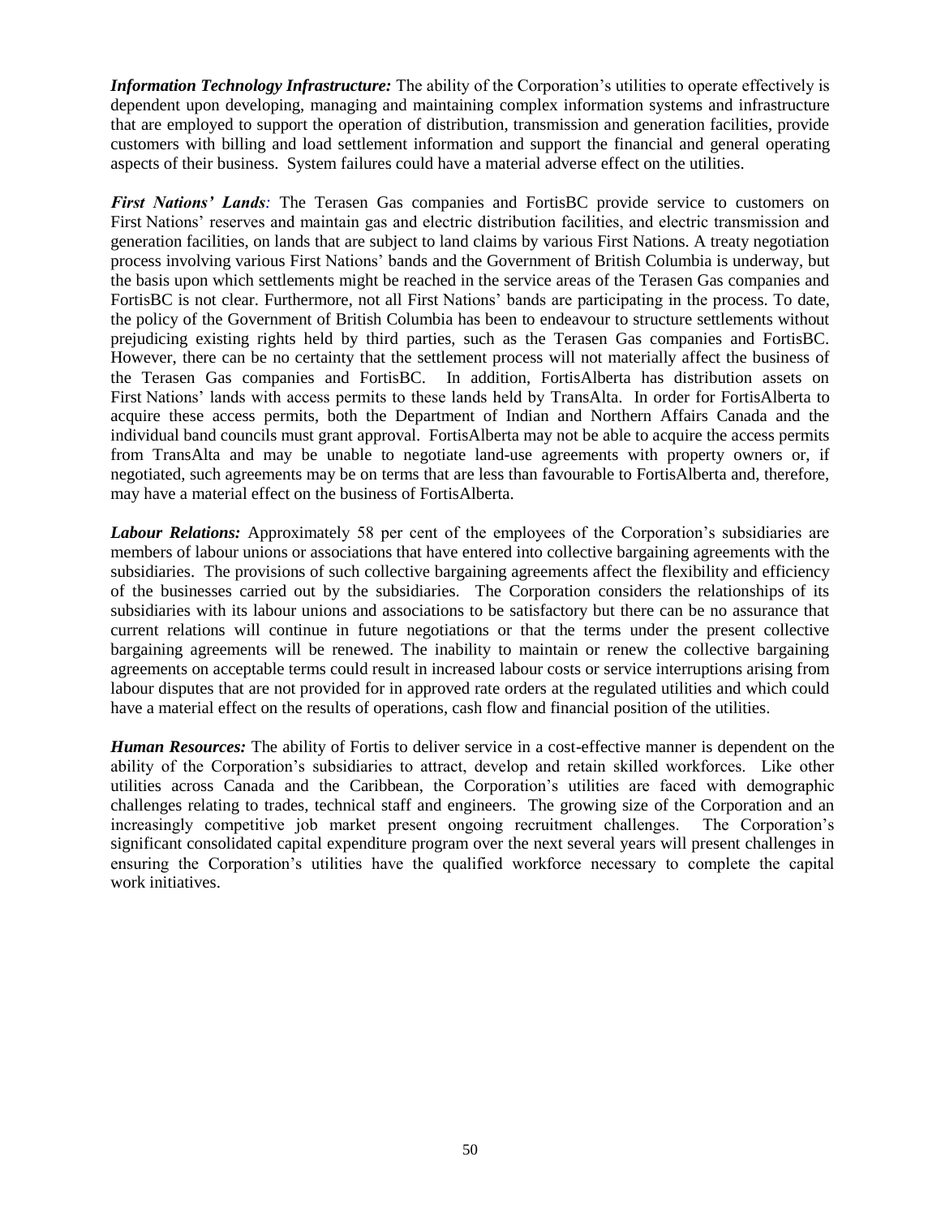***Information Technology Infrastructure:*** The ability of the Corporation's utilities to operate effectively is dependent upon developing, managing and maintaining complex information systems and infrastructure that are employed to support the operation of distribution, transmission and generation facilities, provide customers with billing and load settlement information and support the financial and general operating aspects of their business. System failures could have a material adverse effect on the utilities.

***First Nations' Lands:*** The Terasen Gas companies and FortisBC provide service to customers on First Nations' reserves and maintain gas and electric distribution facilities, and electric transmission and generation facilities, on lands that are subject to land claims by various First Nations. A treaty negotiation process involving various First Nations' bands and the Government of British Columbia is underway, but the basis upon which settlements might be reached in the service areas of the Terasen Gas companies and FortisBC is not clear. Furthermore, not all First Nations' bands are participating in the process. To date, the policy of the Government of British Columbia has been to endeavour to structure settlements without prejudicing existing rights held by third parties, such as the Terasen Gas companies and FortisBC. However, there can be no certainty that the settlement process will not materially affect the business of the Terasen Gas companies and FortisBC. In addition, FortisAlberta has distribution assets on First Nations' lands with access permits to these lands held by TransAlta. In order for FortisAlberta to acquire these access permits, both the Department of Indian and Northern Affairs Canada and the individual band councils must grant approval. FortisAlberta may not be able to acquire the access permits from TransAlta and may be unable to negotiate land-use agreements with property owners or, if negotiated, such agreements may be on terms that are less than favourable to FortisAlberta and, therefore, may have a material effect on the business of FortisAlberta.

***Labour Relations:*** Approximately 58 per cent of the employees of the Corporation's subsidiaries are members of labour unions or associations that have entered into collective bargaining agreements with the subsidiaries. The provisions of such collective bargaining agreements affect the flexibility and efficiency of the businesses carried out by the subsidiaries. The Corporation considers the relationships of its subsidiaries with its labour unions and associations to be satisfactory but there can be no assurance that current relations will continue in future negotiations or that the terms under the present collective bargaining agreements will be renewed. The inability to maintain or renew the collective bargaining agreements on acceptable terms could result in increased labour costs or service interruptions arising from labour disputes that are not provided for in approved rate orders at the regulated utilities and which could have a material effect on the results of operations, cash flow and financial position of the utilities.

***Human Resources:*** The ability of Fortis to deliver service in a cost-effective manner is dependent on the ability of the Corporation's subsidiaries to attract, develop and retain skilled workforces. Like other utilities across Canada and the Caribbean, the Corporation's utilities are faced with demographic challenges relating to trades, technical staff and engineers. The growing size of the Corporation and an increasingly competitive job market present ongoing recruitment challenges. The Corporation's significant consolidated capital expenditure program over the next several years will present challenges in ensuring the Corporation's utilities have the qualified workforce necessary to complete the capital work initiatives.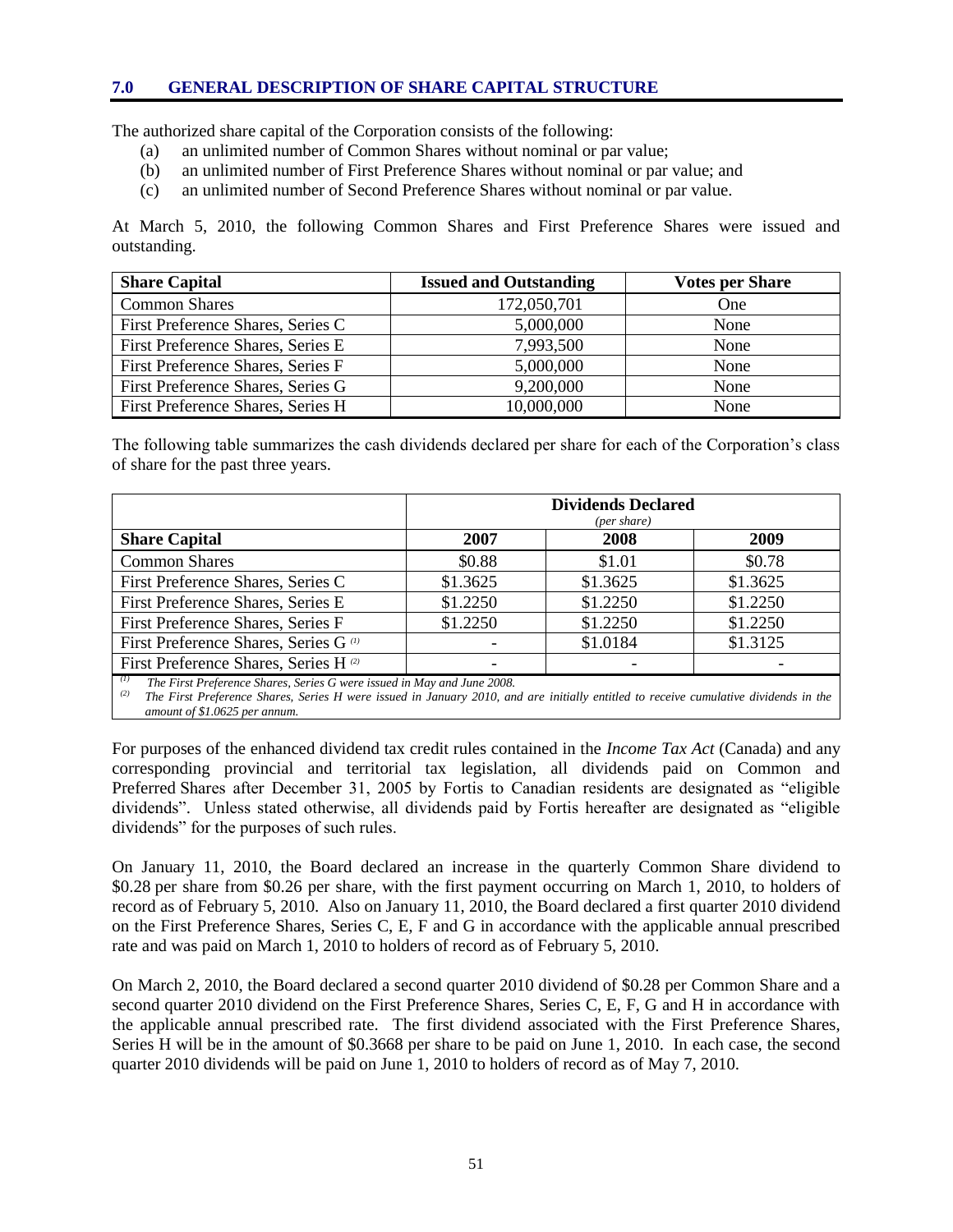## 7.0 GENERAL DESCRIPTION OF SHARE CAPITAL STRUCTURE

The authorized share capital of the Corporation consists of the following:

(a) an unlimited number of Common Shares without nominal or par value;
(b) an unlimited number of First Preference Shares without nominal or par value; and
(c) an unlimited number of Second Preference Shares without nominal or par value.

At March 5, 2010, the following Common Shares and First Preference Shares were issued and outstanding.

| Share Capital | Issued and Outstanding | Votes per Share |
|---|---|---|
| Common Shares | 172,050,701 | One |
| First Preference Shares, Series C | 5,000,000 | None |
| First Preference Shares, Series E | 7,993,500 | None |
| First Preference Shares, Series F | 5,000,000 | None |
| First Preference Shares, Series G | 9,200,000 | None |
| First Preference Shares, Series H | 10,000,000 | None |

The following table summarizes the cash dividends declared per share for each of the Corporation's class of share for the past three years.

| | Dividends Declared *(per share)* | | |
|---|---|---|---|
| **Share Capital** | **2007** | **2008** | **2009** |
| Common Shares | $0.88 | $1.01 | $0.78 |
| First Preference Shares, Series C | $1.3625 | $1.3625 | $1.3625 |
| First Preference Shares, Series E | $1.2250 | $1.2250 | $1.2250 |
| First Preference Shares, Series F | $1.2250 | $1.2250 | $1.2250 |
| First Preference Shares, Series G (1) | - | $1.0184 | $1.3125 |
| First Preference Shares, Series H (2) | - | - | - |

(1) *The First Preference Shares, Series G were issued in May and June 2008.*
(2) *The First Preference Shares, Series H were issued in January 2010, and are initially entitled to receive cumulative dividends in the amount of $1.0625 per annum.*

For purposes of the enhanced dividend tax credit rules contained in the *Income Tax Act* (Canada) and any corresponding provincial and territorial tax legislation, all dividends paid on Common and Preferred Shares after December 31, 2005 by Fortis to Canadian residents are designated as "eligible dividends". Unless stated otherwise, all dividends paid by Fortis hereafter are designated as "eligible dividends" for the purposes of such rules.

On January 11, 2010, the Board declared an increase in the quarterly Common Share dividend to $0.28 per share from $0.26 per share, with the first payment occurring on March 1, 2010, to holders of record as of February 5, 2010. Also on January 11, 2010, the Board declared a first quarter 2010 dividend on the First Preference Shares, Series C, E, F and G in accordance with the applicable annual prescribed rate and was paid on March 1, 2010 to holders of record as of February 5, 2010.

On March 2, 2010, the Board declared a second quarter 2010 dividend of $0.28 per Common Share and a second quarter 2010 dividend on the First Preference Shares, Series C, E, F, G and H in accordance with the applicable annual prescribed rate. The first dividend associated with the First Preference Shares, Series H will be in the amount of $0.3668 per share to be paid on June 1, 2010. In each case, the second quarter 2010 dividends will be paid on June 1, 2010 to holders of record as of May 7, 2010.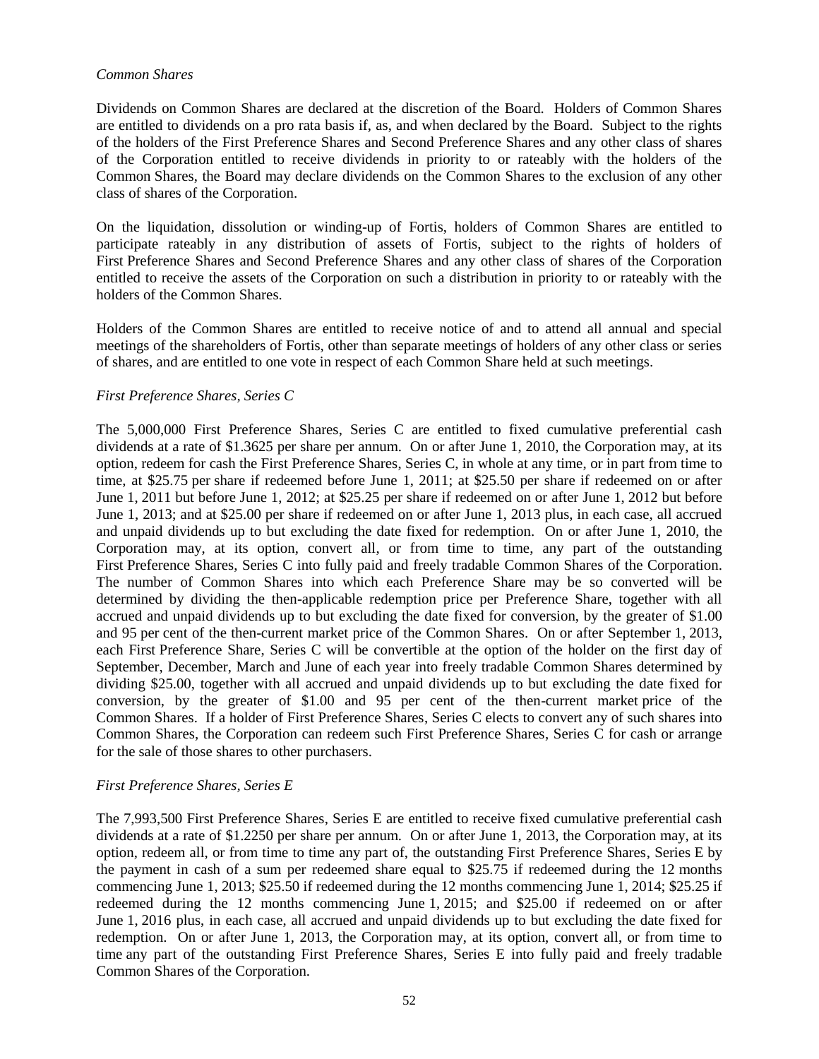*Common Shares*

Dividends on Common Shares are declared at the discretion of the Board. Holders of Common Shares are entitled to dividends on a pro rata basis if, as, and when declared by the Board. Subject to the rights of the holders of the First Preference Shares and Second Preference Shares and any other class of shares of the Corporation entitled to receive dividends in priority to or rateably with the holders of the Common Shares, the Board may declare dividends on the Common Shares to the exclusion of any other class of shares of the Corporation.

On the liquidation, dissolution or winding-up of Fortis, holders of Common Shares are entitled to participate rateably in any distribution of assets of Fortis, subject to the rights of holders of First Preference Shares and Second Preference Shares and any other class of shares of the Corporation entitled to receive the assets of the Corporation on such a distribution in priority to or rateably with the holders of the Common Shares.

Holders of the Common Shares are entitled to receive notice of and to attend all annual and special meetings of the shareholders of Fortis, other than separate meetings of holders of any other class or series of shares, and are entitled to one vote in respect of each Common Share held at such meetings.

*First Preference Shares, Series C*

The 5,000,000 First Preference Shares, Series C are entitled to fixed cumulative preferential cash dividends at a rate of $1.3625 per share per annum. On or after June 1, 2010, the Corporation may, at its option, redeem for cash the First Preference Shares, Series C, in whole at any time, or in part from time to time, at $25.75 per share if redeemed before June 1, 2011; at $25.50 per share if redeemed on or after June 1, 2011 but before June 1, 2012; at $25.25 per share if redeemed on or after June 1, 2012 but before June 1, 2013; and at $25.00 per share if redeemed on or after June 1, 2013 plus, in each case, all accrued and unpaid dividends up to but excluding the date fixed for redemption. On or after June 1, 2010, the Corporation may, at its option, convert all, or from time to time, any part of the outstanding First Preference Shares, Series C into fully paid and freely tradable Common Shares of the Corporation. The number of Common Shares into which each Preference Share may be so converted will be determined by dividing the then-applicable redemption price per Preference Share, together with all accrued and unpaid dividends up to but excluding the date fixed for conversion, by the greater of $1.00 and 95 per cent of the then-current market price of the Common Shares. On or after September 1, 2013, each First Preference Share, Series C will be convertible at the option of the holder on the first day of September, December, March and June of each year into freely tradable Common Shares determined by dividing $25.00, together with all accrued and unpaid dividends up to but excluding the date fixed for conversion, by the greater of $1.00 and 95 per cent of the then-current market price of the Common Shares. If a holder of First Preference Shares, Series C elects to convert any of such shares into Common Shares, the Corporation can redeem such First Preference Shares, Series C for cash or arrange for the sale of those shares to other purchasers.

*First Preference Shares, Series E*

The 7,993,500 First Preference Shares, Series E are entitled to receive fixed cumulative preferential cash dividends at a rate of $1.2250 per share per annum. On or after June 1, 2013, the Corporation may, at its option, redeem all, or from time to time any part of, the outstanding First Preference Shares, Series E by the payment in cash of a sum per redeemed share equal to $25.75 if redeemed during the 12 months commencing June 1, 2013; $25.50 if redeemed during the 12 months commencing June 1, 2014; $25.25 if redeemed during the 12 months commencing June 1, 2015; and $25.00 if redeemed on or after June 1, 2016 plus, in each case, all accrued and unpaid dividends up to but excluding the date fixed for redemption. On or after June 1, 2013, the Corporation may, at its option, convert all, or from time to time any part of the outstanding First Preference Shares, Series E into fully paid and freely tradable Common Shares of the Corporation.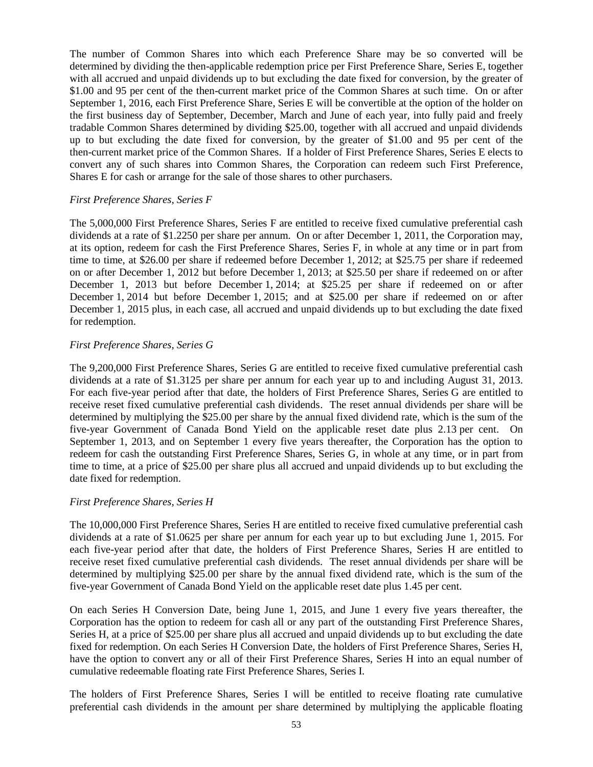The number of Common Shares into which each Preference Share may be so converted will be determined by dividing the then-applicable redemption price per First Preference Share, Series E, together with all accrued and unpaid dividends up to but excluding the date fixed for conversion, by the greater of $1.00 and 95 per cent of the then-current market price of the Common Shares at such time. On or after September 1, 2016, each First Preference Share, Series E will be convertible at the option of the holder on the first business day of September, December, March and June of each year, into fully paid and freely tradable Common Shares determined by dividing $25.00, together with all accrued and unpaid dividends up to but excluding the date fixed for conversion, by the greater of $1.00 and 95 per cent of the then-current market price of the Common Shares. If a holder of First Preference Shares, Series E elects to convert any of such shares into Common Shares, the Corporation can redeem such First Preference, Shares E for cash or arrange for the sale of those shares to other purchasers.

*First Preference Shares, Series F*

The 5,000,000 First Preference Shares, Series F are entitled to receive fixed cumulative preferential cash dividends at a rate of $1.2250 per share per annum. On or after December 1, 2011, the Corporation may, at its option, redeem for cash the First Preference Shares, Series F, in whole at any time or in part from time to time, at $26.00 per share if redeemed before December 1, 2012; at $25.75 per share if redeemed on or after December 1, 2012 but before December 1, 2013; at $25.50 per share if redeemed on or after December 1, 2013 but before December 1, 2014; at $25.25 per share if redeemed on or after December 1, 2014 but before December 1, 2015; and at $25.00 per share if redeemed on or after December 1, 2015 plus, in each case, all accrued and unpaid dividends up to but excluding the date fixed for redemption.

*First Preference Shares, Series G*

The 9,200,000 First Preference Shares, Series G are entitled to receive fixed cumulative preferential cash dividends at a rate of $1.3125 per share per annum for each year up to and including August 31, 2013. For each five-year period after that date, the holders of First Preference Shares, Series G are entitled to receive reset fixed cumulative preferential cash dividends. The reset annual dividends per share will be determined by multiplying the $25.00 per share by the annual fixed dividend rate, which is the sum of the five-year Government of Canada Bond Yield on the applicable reset date plus 2.13 per cent. On September 1, 2013, and on September 1 every five years thereafter, the Corporation has the option to redeem for cash the outstanding First Preference Shares, Series G, in whole at any time, or in part from time to time, at a price of $25.00 per share plus all accrued and unpaid dividends up to but excluding the date fixed for redemption.

*First Preference Shares, Series H*

The 10,000,000 First Preference Shares, Series H are entitled to receive fixed cumulative preferential cash dividends at a rate of $1.0625 per share per annum for each year up to but excluding June 1, 2015. For each five-year period after that date, the holders of First Preference Shares, Series H are entitled to receive reset fixed cumulative preferential cash dividends. The reset annual dividends per share will be determined by multiplying $25.00 per share by the annual fixed dividend rate, which is the sum of the five-year Government of Canada Bond Yield on the applicable reset date plus 1.45 per cent.

On each Series H Conversion Date, being June 1, 2015, and June 1 every five years thereafter, the Corporation has the option to redeem for cash all or any part of the outstanding First Preference Shares, Series H, at a price of $25.00 per share plus all accrued and unpaid dividends up to but excluding the date fixed for redemption. On each Series H Conversion Date, the holders of First Preference Shares, Series H, have the option to convert any or all of their First Preference Shares, Series H into an equal number of cumulative redeemable floating rate First Preference Shares, Series I.

The holders of First Preference Shares, Series I will be entitled to receive floating rate cumulative preferential cash dividends in the amount per share determined by multiplying the applicable floating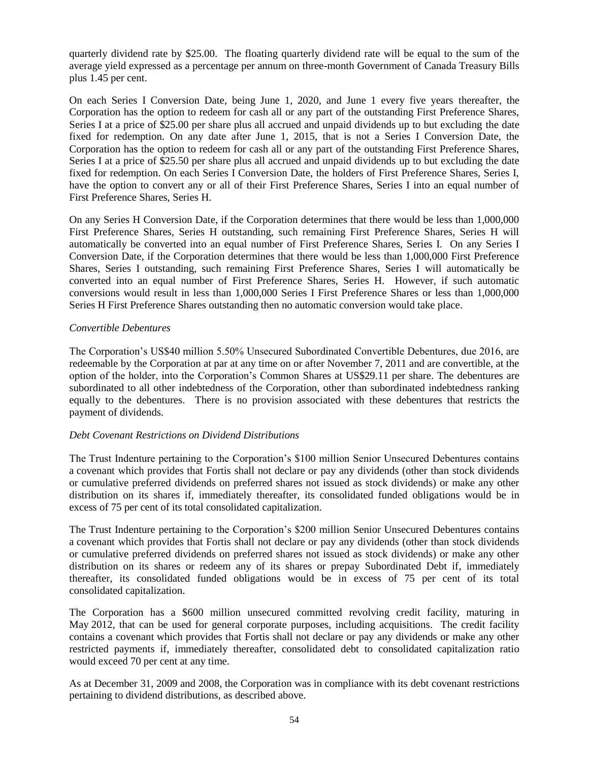quarterly dividend rate by $25.00. The floating quarterly dividend rate will be equal to the sum of the average yield expressed as a percentage per annum on three-month Government of Canada Treasury Bills plus 1.45 per cent.

On each Series I Conversion Date, being June 1, 2020, and June 1 every five years thereafter, the Corporation has the option to redeem for cash all or any part of the outstanding First Preference Shares, Series I at a price of $25.00 per share plus all accrued and unpaid dividends up to but excluding the date fixed for redemption. On any date after June 1, 2015, that is not a Series I Conversion Date, the Corporation has the option to redeem for cash all or any part of the outstanding First Preference Shares, Series I at a price of $25.50 per share plus all accrued and unpaid dividends up to but excluding the date fixed for redemption. On each Series I Conversion Date, the holders of First Preference Shares, Series I, have the option to convert any or all of their First Preference Shares, Series I into an equal number of First Preference Shares, Series H.

On any Series H Conversion Date, if the Corporation determines that there would be less than 1,000,000 First Preference Shares, Series H outstanding, such remaining First Preference Shares, Series H will automatically be converted into an equal number of First Preference Shares, Series I. On any Series I Conversion Date, if the Corporation determines that there would be less than 1,000,000 First Preference Shares, Series I outstanding, such remaining First Preference Shares, Series I will automatically be converted into an equal number of First Preference Shares, Series H. However, if such automatic conversions would result in less than 1,000,000 Series I First Preference Shares or less than 1,000,000 Series H First Preference Shares outstanding then no automatic conversion would take place.

*Convertible Debentures*

The Corporation's US$40 million 5.50% Unsecured Subordinated Convertible Debentures, due 2016, are redeemable by the Corporation at par at any time on or after November 7, 2011 and are convertible, at the option of the holder, into the Corporation's Common Shares at US$29.11 per share. The debentures are subordinated to all other indebtedness of the Corporation, other than subordinated indebtedness ranking equally to the debentures. There is no provision associated with these debentures that restricts the payment of dividends.

*Debt Covenant Restrictions on Dividend Distributions*

The Trust Indenture pertaining to the Corporation's $100 million Senior Unsecured Debentures contains a covenant which provides that Fortis shall not declare or pay any dividends (other than stock dividends or cumulative preferred dividends on preferred shares not issued as stock dividends) or make any other distribution on its shares if, immediately thereafter, its consolidated funded obligations would be in excess of 75 per cent of its total consolidated capitalization.

The Trust Indenture pertaining to the Corporation's $200 million Senior Unsecured Debentures contains a covenant which provides that Fortis shall not declare or pay any dividends (other than stock dividends or cumulative preferred dividends on preferred shares not issued as stock dividends) or make any other distribution on its shares or redeem any of its shares or prepay Subordinated Debt if, immediately thereafter, its consolidated funded obligations would be in excess of 75 per cent of its total consolidated capitalization.

The Corporation has a $600 million unsecured committed revolving credit facility, maturing in May 2012, that can be used for general corporate purposes, including acquisitions. The credit facility contains a covenant which provides that Fortis shall not declare or pay any dividends or make any other restricted payments if, immediately thereafter, consolidated debt to consolidated capitalization ratio would exceed 70 per cent at any time.

As at December 31, 2009 and 2008, the Corporation was in compliance with its debt covenant restrictions pertaining to dividend distributions, as described above.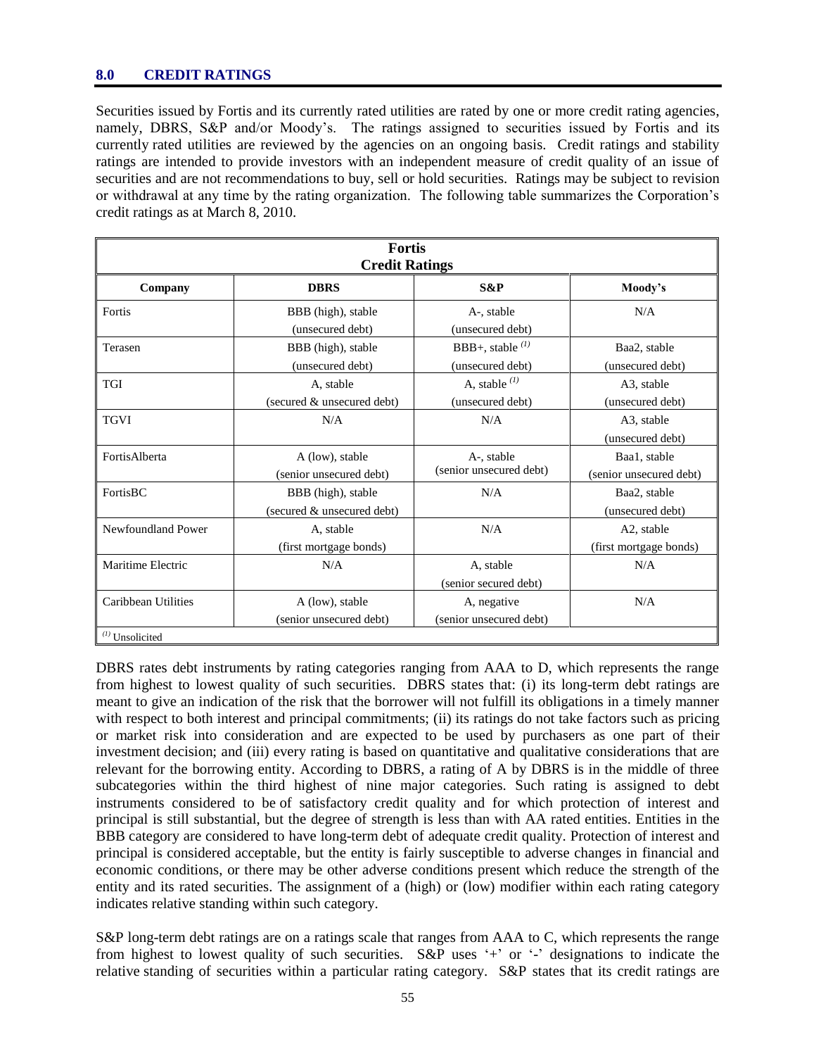## 8.0 CREDIT RATINGS

Securities issued by Fortis and its currently rated utilities are rated by one or more credit rating agencies, namely, DBRS, S&P and/or Moody's. The ratings assigned to securities issued by Fortis and its currently rated utilities are reviewed by the agencies on an ongoing basis. Credit ratings and stability ratings are intended to provide investors with an independent measure of credit quality of an issue of securities and are not recommendations to buy, sell or hold securities. Ratings may be subject to revision or withdrawal at any time by the rating organization. The following table summarizes the Corporation's credit ratings as at March 8, 2010.

**Fortis Credit Ratings**

| Company | DBRS | S&P | Moody's |
|---|---|---|---|
| Fortis | BBB (high), stable (unsecured debt) | A-, stable (unsecured debt) | N/A |
| Terasen | BBB (high), stable (unsecured debt) | BBB+, stable [(1)] (unsecured debt) | Baa2, stable (unsecured debt) |
| TGI | A, stable (secured & unsecured debt) | A, stable [(1)] (unsecured debt) | A3, stable (unsecured debt) |
| TGVI | N/A | N/A | A3, stable (unsecured debt) |
| FortisAlberta | A (low), stable (senior unsecured debt) | A-, stable (senior unsecured debt) | Baa1, stable (senior unsecured debt) |
| FortisBC | BBB (high), stable (secured & unsecured debt) | N/A | Baa2, stable (unsecured debt) |
| Newfoundland Power | A, stable (first mortgage bonds) | N/A | A2, stable (first mortgage bonds) |
| Maritime Electric | N/A | A, stable (senior secured debt) | N/A |
| Caribbean Utilities | A (low), stable (senior unsecured debt) | A, negative (senior unsecured debt) | N/A |

[(1)] Unsolicited

DBRS rates debt instruments by rating categories ranging from AAA to D, which represents the range from highest to lowest quality of such securities. DBRS states that: (i) its long-term debt ratings are meant to give an indication of the risk that the borrower will not fulfill its obligations in a timely manner with respect to both interest and principal commitments; (ii) its ratings do not take factors such as pricing or market risk into consideration and are expected to be used by purchasers as one part of their investment decision; and (iii) every rating is based on quantitative and qualitative considerations that are relevant for the borrowing entity. According to DBRS, a rating of A by DBRS is in the middle of three subcategories within the third highest of nine major categories. Such rating is assigned to debt instruments considered to be of satisfactory credit quality and for which protection of interest and principal is still substantial, but the degree of strength is less than with AA rated entities. Entities in the BBB category are considered to have long-term debt of adequate credit quality. Protection of interest and principal is considered acceptable, but the entity is fairly susceptible to adverse changes in financial and economic conditions, or there may be other adverse conditions present which reduce the strength of the entity and its rated securities. The assignment of a (high) or (low) modifier within each rating category indicates relative standing within such category.

S&P long-term debt ratings are on a ratings scale that ranges from AAA to C, which represents the range from highest to lowest quality of such securities. S&P uses '+' or '-' designations to indicate the relative standing of securities within a particular rating category. S&P states that its credit ratings are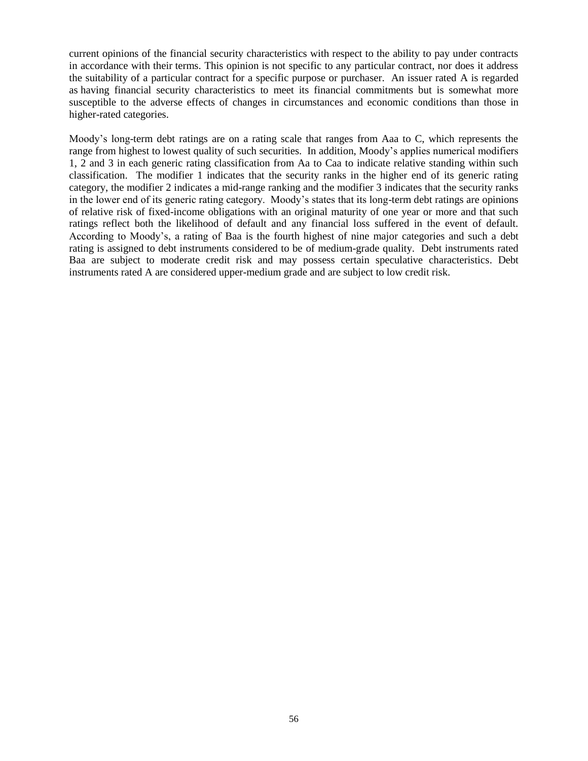current opinions of the financial security characteristics with respect to the ability to pay under contracts in accordance with their terms. This opinion is not specific to any particular contract, nor does it address the suitability of a particular contract for a specific purpose or purchaser. An issuer rated A is regarded as having financial security characteristics to meet its financial commitments but is somewhat more susceptible to the adverse effects of changes in circumstances and economic conditions than those in higher-rated categories.

Moody's long-term debt ratings are on a rating scale that ranges from Aaa to C, which represents the range from highest to lowest quality of such securities. In addition, Moody's applies numerical modifiers 1, 2 and 3 in each generic rating classification from Aa to Caa to indicate relative standing within such classification. The modifier 1 indicates that the security ranks in the higher end of its generic rating category, the modifier 2 indicates a mid-range ranking and the modifier 3 indicates that the security ranks in the lower end of its generic rating category. Moody's states that its long-term debt ratings are opinions of relative risk of fixed-income obligations with an original maturity of one year or more and that such ratings reflect both the likelihood of default and any financial loss suffered in the event of default. According to Moody's, a rating of Baa is the fourth highest of nine major categories and such a debt rating is assigned to debt instruments considered to be of medium-grade quality. Debt instruments rated Baa are subject to moderate credit risk and may possess certain speculative characteristics. Debt instruments rated A are considered upper-medium grade and are subject to low credit risk.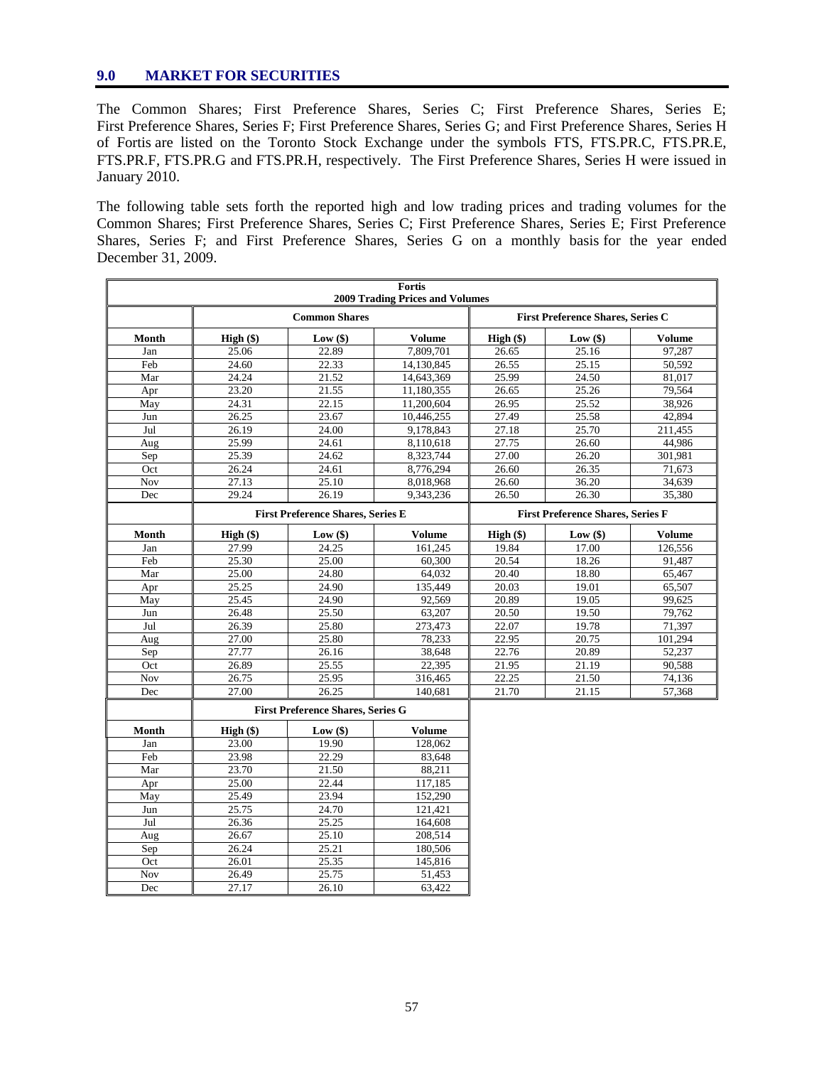## 9.0 MARKET FOR SECURITIES

The Common Shares; First Preference Shares, Series C; First Preference Shares, Series E; First Preference Shares, Series F; First Preference Shares, Series G; and First Preference Shares, Series H of Fortis are listed on the Toronto Stock Exchange under the symbols FTS, FTS.PR.C, FTS.PR.E, FTS.PR.F, FTS.PR.G and FTS.PR.H, respectively. The First Preference Shares, Series H were issued in January 2010.

The following table sets forth the reported high and low trading prices and trading volumes for the Common Shares; First Preference Shares, Series C; First Preference Shares, Series E; First Preference Shares, Series F; and First Preference Shares, Series G on a monthly basis for the year ended December 31, 2009.

**Fortis**
**2009 Trading Prices and Volumes**

| | Common Shares | | | First Preference Shares, Series C | | |
|---|---|---|---|---|---|---|
| **Month** | **High ($)** | **Low ($)** | **Volume** | **High ($)** | **Low ($)** | **Volume** |
| Jan | 25.06 | 22.89 | 7,809,701 | 26.65 | 25.16 | 97,287 |
| Feb | 24.60 | 22.33 | 14,130,845 | 26.55 | 25.15 | 50,592 |
| Mar | 24.24 | 21.52 | 14,643,369 | 25.99 | 24.50 | 81,017 |
| Apr | 23.20 | 21.55 | 11,180,355 | 26.65 | 25.26 | 79,564 |
| May | 24.31 | 22.15 | 11,200,604 | 26.95 | 25.52 | 38,926 |
| Jun | 26.25 | 23.67 | 10,446,255 | 27.49 | 25.58 | 42,894 |
| Jul | 26.19 | 24.00 | 9,178,843 | 27.18 | 25.70 | 211,455 |
| Aug | 25.99 | 24.61 | 8,110,618 | 27.75 | 26.60 | 44,986 |
| Sep | 25.39 | 24.62 | 8,323,744 | 27.00 | 26.20 | 301,981 |
| Oct | 26.24 | 24.61 | 8,776,294 | 26.60 | 26.35 | 71,673 |
| Nov | 27.13 | 25.10 | 8,018,968 | 26.60 | 36.20 | 34,639 |
| Dec | 29.24 | 26.19 | 9,343,236 | 26.50 | 26.30 | 35,380 |

| | First Preference Shares, Series E | | | First Preference Shares, Series F | | |
|---|---|---|---|---|---|---|
| **Month** | **High ($)** | **Low ($)** | **Volume** | **High ($)** | **Low ($)** | **Volume** |
| Jan | 27.99 | 24.25 | 161,245 | 19.84 | 17.00 | 126,556 |
| Feb | 25.30 | 25.00 | 60,300 | 20.54 | 18.26 | 91,487 |
| Mar | 25.00 | 24.80 | 64,032 | 20.40 | 18.80 | 65,467 |
| Apr | 25.25 | 24.90 | 135,449 | 20.03 | 19.01 | 65,507 |
| May | 25.45 | 24.90 | 92,569 | 20.89 | 19.05 | 99,625 |
| Jun | 26.48 | 25.50 | 63,207 | 20.50 | 19.50 | 79,762 |
| Jul | 26.39 | 25.80 | 273,473 | 22.07 | 19.78 | 71,397 |
| Aug | 27.00 | 25.80 | 78,233 | 22.95 | 20.75 | 101,294 |
| Sep | 27.77 | 26.16 | 38,648 | 22.76 | 20.89 | 52,237 |
| Oct | 26.89 | 25.55 | 22,395 | 21.95 | 21.19 | 90,588 |
| Nov | 26.75 | 25.95 | 316,465 | 22.25 | 21.50 | 74,136 |
| Dec | 27.00 | 26.25 | 140,681 | 21.70 | 21.15 | 57,368 |

| | First Preference Shares, Series G | | |
|---|---|---|---|
| **Month** | **High ($)** | **Low ($)** | **Volume** |
| Jan | 23.00 | 19.90 | 128,062 |
| Feb | 23.98 | 22.29 | 83,648 |
| Mar | 23.70 | 21.50 | 88,211 |
| Apr | 25.00 | 22.44 | 117,185 |
| May | 25.49 | 23.94 | 152,290 |
| Jun | 25.75 | 24.70 | 121,421 |
| Jul | 26.36 | 25.25 | 164,608 |
| Aug | 26.67 | 25.10 | 208,514 |
| Sep | 26.24 | 25.21 | 180,506 |
| Oct | 26.01 | 25.35 | 145,816 |
| Nov | 26.49 | 25.75 | 51,453 |
| Dec | 27.17 | 26.10 | 63,422 |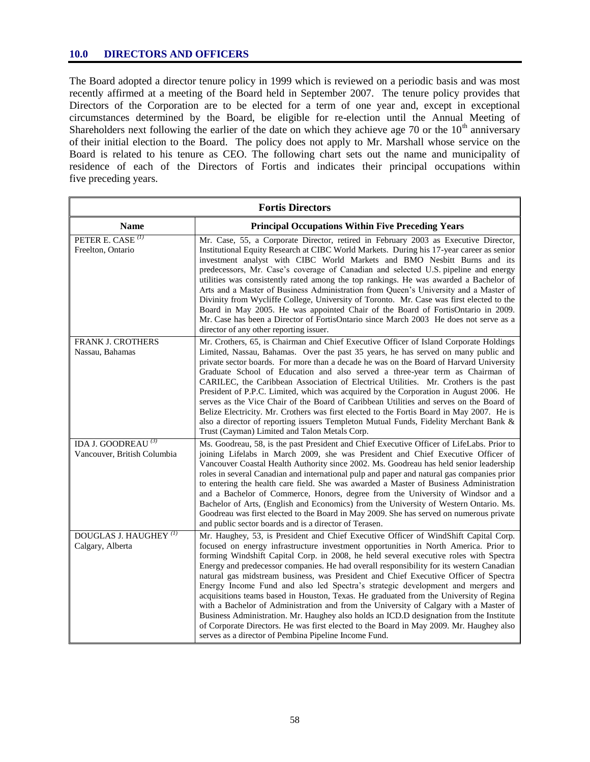## 10.0 DIRECTORS AND OFFICERS

The Board adopted a director tenure policy in 1999 which is reviewed on a periodic basis and was most recently affirmed at a meeting of the Board held in September 2007. The tenure policy provides that Directors of the Corporation are to be elected for a term of one year and, except in exceptional circumstances determined by the Board, be eligible for re-election until the Annual Meeting of Shareholders next following the earlier of the date on which they achieve age 70 or the 10th anniversary of their initial election to the Board. The policy does not apply to Mr. Marshall whose service on the Board is related to his tenure as CEO. The following chart sets out the name and municipality of residence of each of the Directors of Fortis and indicates their principal occupations within five preceding years.

| **Fortis Directors** | |
|---|---|
| **Name** | **Principal Occupations Within Five Preceding Years** |
| PETER E. CASE (1)<br>Freelton, Ontario | Mr. Case, 55, a Corporate Director, retired in February 2003 as Executive Director, Institutional Equity Research at CIBC World Markets. During his 17-year career as senior investment analyst with CIBC World Markets and BMO Nesbitt Burns and its predecessors, Mr. Case's coverage of Canadian and selected U.S. pipeline and energy utilities was consistently rated among the top rankings. He was awarded a Bachelor of Arts and a Master of Business Administration from Queen's University and a Master of Divinity from Wycliffe College, University of Toronto. Mr. Case was first elected to the Board in May 2005. He was appointed Chair of the Board of FortisOntario in 2009. Mr. Case has been a Director of FortisOntario since March 2003 He does not serve as a director of any other reporting issuer. |
| FRANK J. CROTHERS<br>Nassau, Bahamas | Mr. Crothers, 65, is Chairman and Chief Executive Officer of Island Corporate Holdings Limited, Nassau, Bahamas. Over the past 35 years, he has served on many public and private sector boards. For more than a decade he was on the Board of Harvard University Graduate School of Education and also served a three-year term as Chairman of CARILEC, the Caribbean Association of Electrical Utilities. Mr. Crothers is the past President of P.P.C. Limited, which was acquired by the Corporation in August 2006. He serves as the Vice Chair of the Board of Caribbean Utilities and serves on the Board of Belize Electricity. Mr. Crothers was first elected to the Fortis Board in May 2007. He is also a director of reporting issuers Templeton Mutual Funds, Fidelity Merchant Bank & Trust (Cayman) Limited and Talon Metals Corp. |
| IDA J. GOODREAU (3)<br>Vancouver, British Columbia | Ms. Goodreau, 58, is the past President and Chief Executive Officer of LifeLabs. Prior to joining Lifelabs in March 2009, she was President and Chief Executive Officer of Vancouver Coastal Health Authority since 2002. Ms. Goodreau has held senior leadership roles in several Canadian and international pulp and paper and natural gas companies prior to entering the health care field. She was awarded a Master of Business Administration and a Bachelor of Commerce, Honors, degree from the University of Windsor and a Bachelor of Arts, (English and Economics) from the University of Western Ontario. Ms. Goodreau was first elected to the Board in May 2009. She has served on numerous private and public sector boards and is a director of Terasen. |
| DOUGLAS J. HAUGHEY (1)<br>Calgary, Alberta | Mr. Haughey, 53, is President and Chief Executive Officer of WindShift Capital Corp. focused on energy infrastructure investment opportunities in North America. Prior to forming Windshift Capital Corp. in 2008, he held several executive roles with Spectra Energy and predecessor companies. He had overall responsibility for its western Canadian natural gas midstream business, was President and Chief Executive Officer of Spectra Energy Income Fund and also led Spectra's strategic development and mergers and acquisitions teams based in Houston, Texas. He graduated from the University of Regina with a Bachelor of Administration and from the University of Calgary with a Master of Business Administration. Mr. Haughey also holds an ICD.D designation from the Institute of Corporate Directors. He was first elected to the Board in May 2009. Mr. Haughey also serves as a director of Pembina Pipeline Income Fund. |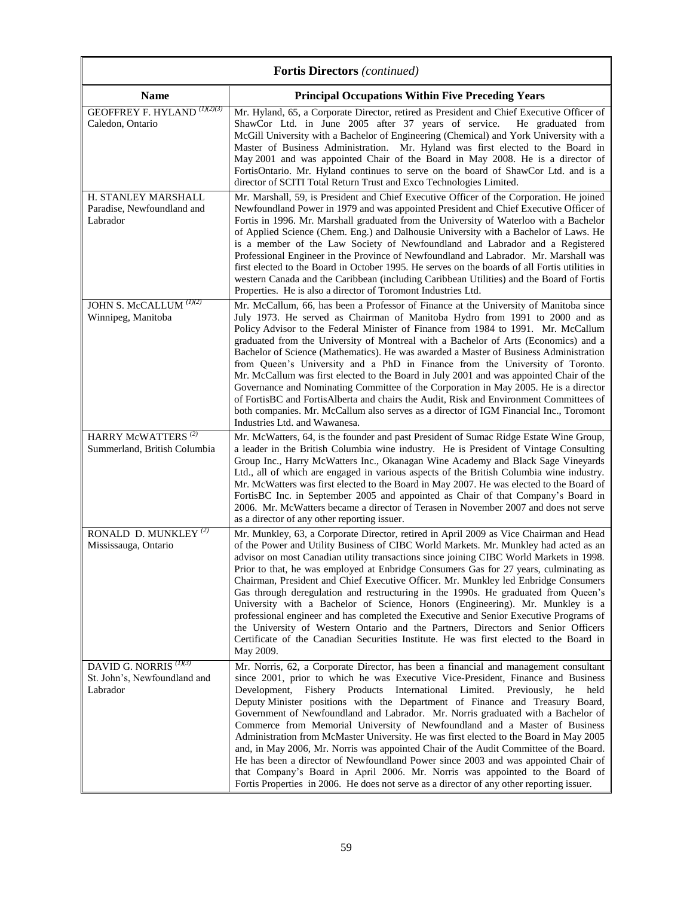| **Fortis Directors** *(continued)* | |
|---|---|
| **Name** | **Principal Occupations Within Five Preceding Years** |
| GEOFFREY F. HYLAND [(1)(2)(3)] Caledon, Ontario | Mr. Hyland, 65, a Corporate Director, retired as President and Chief Executive Officer of ShawCor Ltd. in June 2005 after 37 years of service. He graduated from McGill University with a Bachelor of Engineering (Chemical) and York University with a Master of Business Administration. Mr. Hyland was first elected to the Board in May 2001 and was appointed Chair of the Board in May 2008. He is a director of FortisOntario. Mr. Hyland continues to serve on the board of ShawCor Ltd. and is a director of SCITI Total Return Trust and Exco Technologies Limited. |
| H. STANLEY MARSHALL Paradise, Newfoundland and Labrador | Mr. Marshall, 59, is President and Chief Executive Officer of the Corporation. He joined Newfoundland Power in 1979 and was appointed President and Chief Executive Officer of Fortis in 1996. Mr. Marshall graduated from the University of Waterloo with a Bachelor of Applied Science (Chem. Eng.) and Dalhousie University with a Bachelor of Laws. He is a member of the Law Society of Newfoundland and Labrador and a Registered Professional Engineer in the Province of Newfoundland and Labrador. Mr. Marshall was first elected to the Board in October 1995. He serves on the boards of all Fortis utilities in western Canada and the Caribbean (including Caribbean Utilities) and the Board of Fortis Properties. He is also a director of Toromont Industries Ltd. |
| JOHN S. McCALLUM [(1)(2)] Winnipeg, Manitoba | Mr. McCallum, 66, has been a Professor of Finance at the University of Manitoba since July 1973. He served as Chairman of Manitoba Hydro from 1991 to 2000 and as Policy Advisor to the Federal Minister of Finance from 1984 to 1991. Mr. McCallum graduated from the University of Montreal with a Bachelor of Arts (Economics) and a Bachelor of Science (Mathematics). He was awarded a Master of Business Administration from Queen's University and a PhD in Finance from the University of Toronto. Mr. McCallum was first elected to the Board in July 2001 and was appointed Chair of the Governance and Nominating Committee of the Corporation in May 2005. He is a director of FortisBC and FortisAlberta and chairs the Audit, Risk and Environment Committees of both companies. Mr. McCallum also serves as a director of IGM Financial Inc., Toromont Industries Ltd. and Wawanesa. |
| HARRY McWATTERS [(2)] Summerland, British Columbia | Mr. McWatters, 64, is the founder and past President of Sumac Ridge Estate Wine Group, a leader in the British Columbia wine industry. He is President of Vintage Consulting Group Inc., Harry McWatters Inc., Okanagan Wine Academy and Black Sage Vineyards Ltd., all of which are engaged in various aspects of the British Columbia wine industry. Mr. McWatters was first elected to the Board in May 2007. He was elected to the Board of FortisBC Inc. in September 2005 and appointed as Chair of that Company's Board in 2006. Mr. McWatters became a director of Terasen in November 2007 and does not serve as a director of any other reporting issuer. |
| RONALD D. MUNKLEY [(2)] Mississauga, Ontario | Mr. Munkley, 63, a Corporate Director, retired in April 2009 as Vice Chairman and Head of the Power and Utility Business of CIBC World Markets. Mr. Munkley had acted as an advisor on most Canadian utility transactions since joining CIBC World Markets in 1998. Prior to that, he was employed at Enbridge Consumers Gas for 27 years, culminating as Chairman, President and Chief Executive Officer. Mr. Munkley led Enbridge Consumers Gas through deregulation and restructuring in the 1990s. He graduated from Queen's University with a Bachelor of Science, Honors (Engineering). Mr. Munkley is a professional engineer and has completed the Executive and Senior Executive Programs of the University of Western Ontario and the Partners, Directors and Senior Officers Certificate of the Canadian Securities Institute. He was first elected to the Board in May 2009. |
| DAVID G. NORRIS [(1)(3)] St. John's, Newfoundland and Labrador | Mr. Norris, 62, a Corporate Director, has been a financial and management consultant since 2001, prior to which he was Executive Vice-President, Finance and Business Development, Fishery Products International Limited. Previously, he held Deputy Minister positions with the Department of Finance and Treasury Board, Government of Newfoundland and Labrador. Mr. Norris graduated with a Bachelor of Commerce from Memorial University of Newfoundland and a Master of Business Administration from McMaster University. He was first elected to the Board in May 2005 and, in May 2006, Mr. Norris was appointed Chair of the Audit Committee of the Board. He has been a director of Newfoundland Power since 2003 and was appointed Chair of that Company's Board in April 2006. Mr. Norris was appointed to the Board of Fortis Properties in 2006. He does not serve as a director of any other reporting issuer. |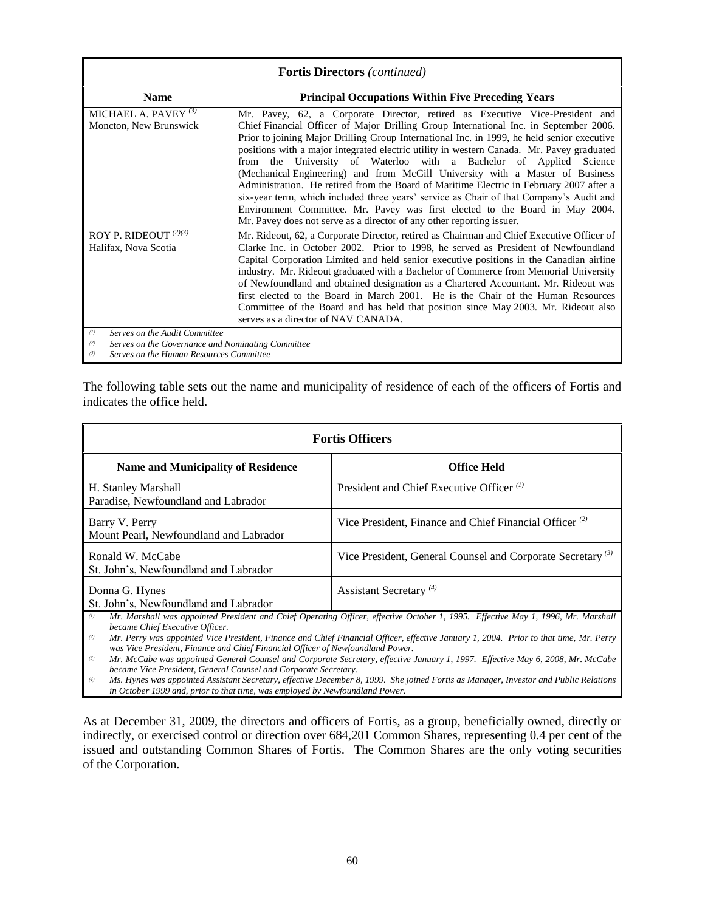| **Fortis Directors** *(continued)* | |
|---|---|
| **Name** | **Principal Occupations Within Five Preceding Years** |
| MICHAEL A. PAVEY [(3)] Moncton, New Brunswick | Mr. Pavey, 62, a Corporate Director, retired as Executive Vice-President and Chief Financial Officer of Major Drilling Group International Inc. in September 2006. Prior to joining Major Drilling Group International Inc. in 1999, he held senior executive positions with a major integrated electric utility in western Canada. Mr. Pavey graduated from the University of Waterloo with a Bachelor of Applied Science (Mechanical Engineering) and from McGill University with a Master of Business Administration. He retired from the Board of Maritime Electric in February 2007 after a six-year term, which included three years' service as Chair of that Company's Audit and Environment Committee. Mr. Pavey was first elected to the Board in May 2004. Mr. Pavey does not serve as a director of any other reporting issuer. |
| ROY P. RIDEOUT [(2)(3)] Halifax, Nova Scotia | Mr. Rideout, 62, a Corporate Director, retired as Chairman and Chief Executive Officer of Clarke Inc. in October 2002. Prior to 1998, he served as President of Newfoundland Capital Corporation Limited and held senior executive positions in the Canadian airline industry. Mr. Rideout graduated with a Bachelor of Commerce from Memorial University of Newfoundland and obtained designation as a Chartered Accountant. Mr. Rideout was first elected to the Board in March 2001. He is the Chair of the Human Resources Committee of the Board and has held that position since May 2003. Mr. Rideout also serves as a director of NAV CANADA. |

*(1) Serves on the Audit Committee*
*(2) Serves on the Governance and Nominating Committee*
*(3) Serves on the Human Resources Committee*

The following table sets out the name and municipality of residence of each of the officers of Fortis and indicates the office held.

| **Fortis Officers** | |
|---|---|
| **Name and Municipality of Residence** | **Office Held** |
| H. Stanley Marshall Paradise, Newfoundland and Labrador | President and Chief Executive Officer [(1)] |
| Barry V. Perry Mount Pearl, Newfoundland and Labrador | Vice President, Finance and Chief Financial Officer [(2)] |
| Ronald W. McCabe St. John's, Newfoundland and Labrador | Vice President, General Counsel and Corporate Secretary [(3)] |
| Donna G. Hynes St. John's, Newfoundland and Labrador | Assistant Secretary [(4)] |

*(1) Mr. Marshall was appointed President and Chief Operating Officer, effective October 1, 1995. Effective May 1, 1996, Mr. Marshall became Chief Executive Officer.*
*(2) Mr. Perry was appointed Vice President, Finance and Chief Financial Officer, effective January 1, 2004. Prior to that time, Mr. Perry was Vice President, Finance and Chief Financial Officer of Newfoundland Power.*
*(3) Mr. McCabe was appointed General Counsel and Corporate Secretary, effective January 1, 1997. Effective May 6, 2008, Mr. McCabe became Vice President, General Counsel and Corporate Secretary.*
*(4) Ms. Hynes was appointed Assistant Secretary, effective December 8, 1999. She joined Fortis as Manager, Investor and Public Relations in October 1999 and, prior to that time, was employed by Newfoundland Power.*

As at December 31, 2009, the directors and officers of Fortis, as a group, beneficially owned, directly or indirectly, or exercised control or direction over 684,201 Common Shares, representing 0.4 per cent of the issued and outstanding Common Shares of Fortis. The Common Shares are the only voting securities of the Corporation.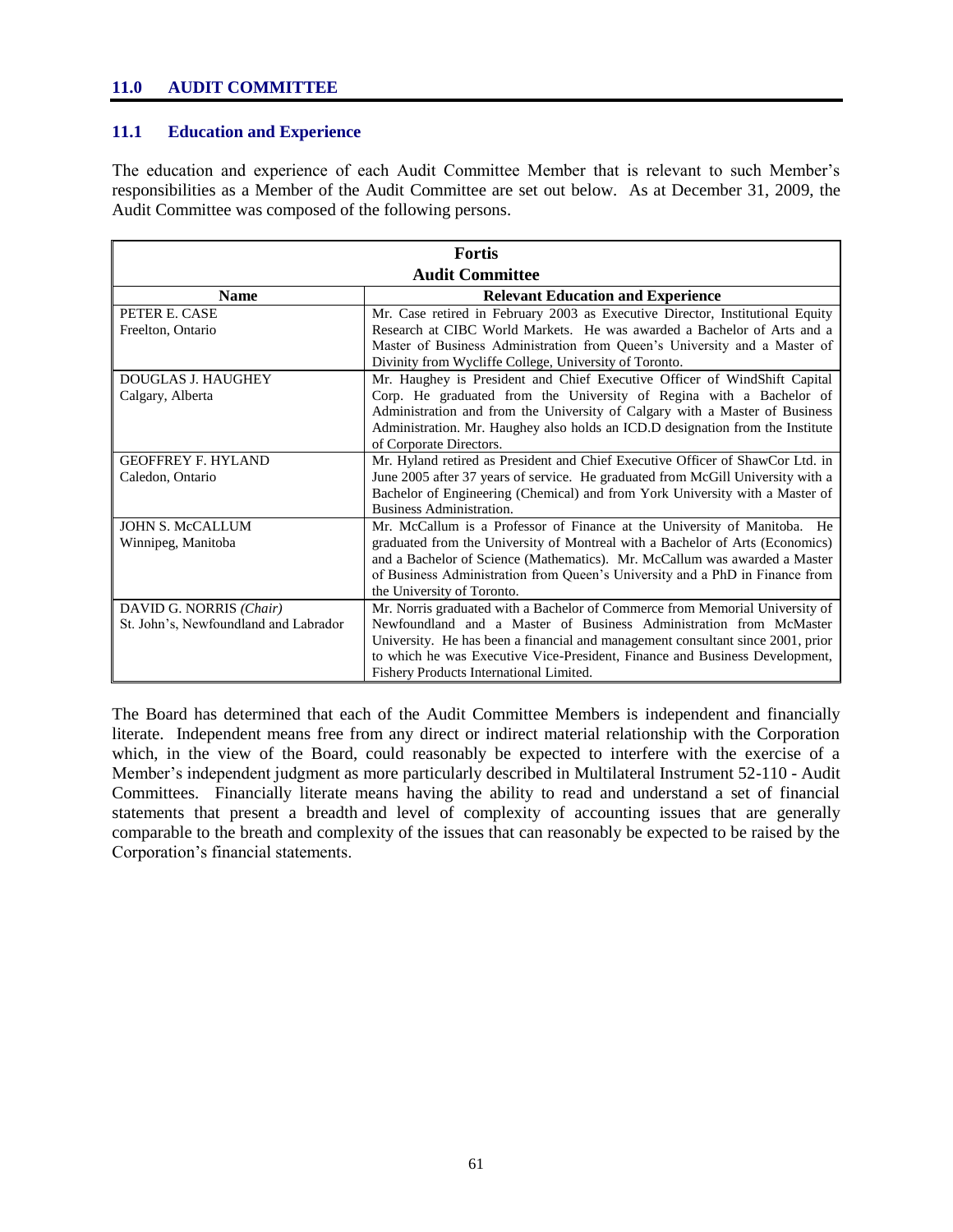## 11.0 AUDIT COMMITTEE

### 11.1 Education and Experience

The education and experience of each Audit Committee Member that is relevant to such Member's responsibilities as a Member of the Audit Committee are set out below. As at December 31, 2009, the Audit Committee was composed of the following persons.

| **Fortis Audit Committee** | |
|---|---|
| **Name** | **Relevant Education and Experience** |
| PETER E. CASE<br>Freelton, Ontario | Mr. Case retired in February 2003 as Executive Director, Institutional Equity Research at CIBC World Markets. He was awarded a Bachelor of Arts and a Master of Business Administration from Queen's University and a Master of Divinity from Wycliffe College, University of Toronto. |
| DOUGLAS J. HAUGHEY<br>Calgary, Alberta | Mr. Haughey is President and Chief Executive Officer of WindShift Capital Corp. He graduated from the University of Regina with a Bachelor of Administration and from the University of Calgary with a Master of Business Administration. Mr. Haughey also holds an ICD.D designation from the Institute of Corporate Directors. |
| GEOFFREY F. HYLAND<br>Caledon, Ontario | Mr. Hyland retired as President and Chief Executive Officer of ShawCor Ltd. in June 2005 after 37 years of service. He graduated from McGill University with a Bachelor of Engineering (Chemical) and from York University with a Master of Business Administration. |
| JOHN S. McCALLUM<br>Winnipeg, Manitoba | Mr. McCallum is a Professor of Finance at the University of Manitoba. He graduated from the University of Montreal with a Bachelor of Arts (Economics) and a Bachelor of Science (Mathematics). Mr. McCallum was awarded a Master of Business Administration from Queen's University and a PhD in Finance from the University of Toronto. |
| DAVID G. NORRIS *(Chair)*<br>St. John's, Newfoundland and Labrador | Mr. Norris graduated with a Bachelor of Commerce from Memorial University of Newfoundland and a Master of Business Administration from McMaster University. He has been a financial and management consultant since 2001, prior to which he was Executive Vice-President, Finance and Business Development, Fishery Products International Limited. |

The Board has determined that each of the Audit Committee Members is independent and financially literate. Independent means free from any direct or indirect material relationship with the Corporation which, in the view of the Board, could reasonably be expected to interfere with the exercise of a Member's independent judgment as more particularly described in Multilateral Instrument 52-110 - Audit Committees. Financially literate means having the ability to read and understand a set of financial statements that present a breadth and level of complexity of accounting issues that are generally comparable to the breath and complexity of the issues that can reasonably be expected to be raised by the Corporation's financial statements.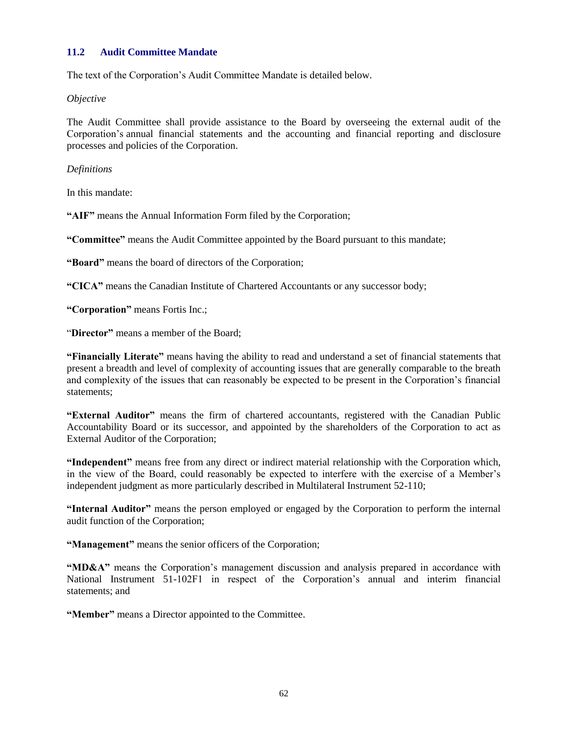## 11.2 Audit Committee Mandate

The text of the Corporation's Audit Committee Mandate is detailed below.

*Objective*

The Audit Committee shall provide assistance to the Board by overseeing the external audit of the Corporation's annual financial statements and the accounting and financial reporting and disclosure processes and policies of the Corporation.

*Definitions*

In this mandate:

**"AIF"** means the Annual Information Form filed by the Corporation;

**"Committee"** means the Audit Committee appointed by the Board pursuant to this mandate;

**"Board"** means the board of directors of the Corporation;

**"CICA"** means the Canadian Institute of Chartered Accountants or any successor body;

**"Corporation"** means Fortis Inc.;

"**Director"** means a member of the Board;

**"Financially Literate"** means having the ability to read and understand a set of financial statements that present a breadth and level of complexity of accounting issues that are generally comparable to the breath and complexity of the issues that can reasonably be expected to be present in the Corporation's financial statements;

**"External Auditor"** means the firm of chartered accountants, registered with the Canadian Public Accountability Board or its successor, and appointed by the shareholders of the Corporation to act as External Auditor of the Corporation;

**"Independent"** means free from any direct or indirect material relationship with the Corporation which, in the view of the Board, could reasonably be expected to interfere with the exercise of a Member's independent judgment as more particularly described in Multilateral Instrument 52-110;

**"Internal Auditor"** means the person employed or engaged by the Corporation to perform the internal audit function of the Corporation;

**"Management"** means the senior officers of the Corporation;

**"MD&A"** means the Corporation's management discussion and analysis prepared in accordance with National Instrument 51-102F1 in respect of the Corporation's annual and interim financial statements; and

**"Member"** means a Director appointed to the Committee.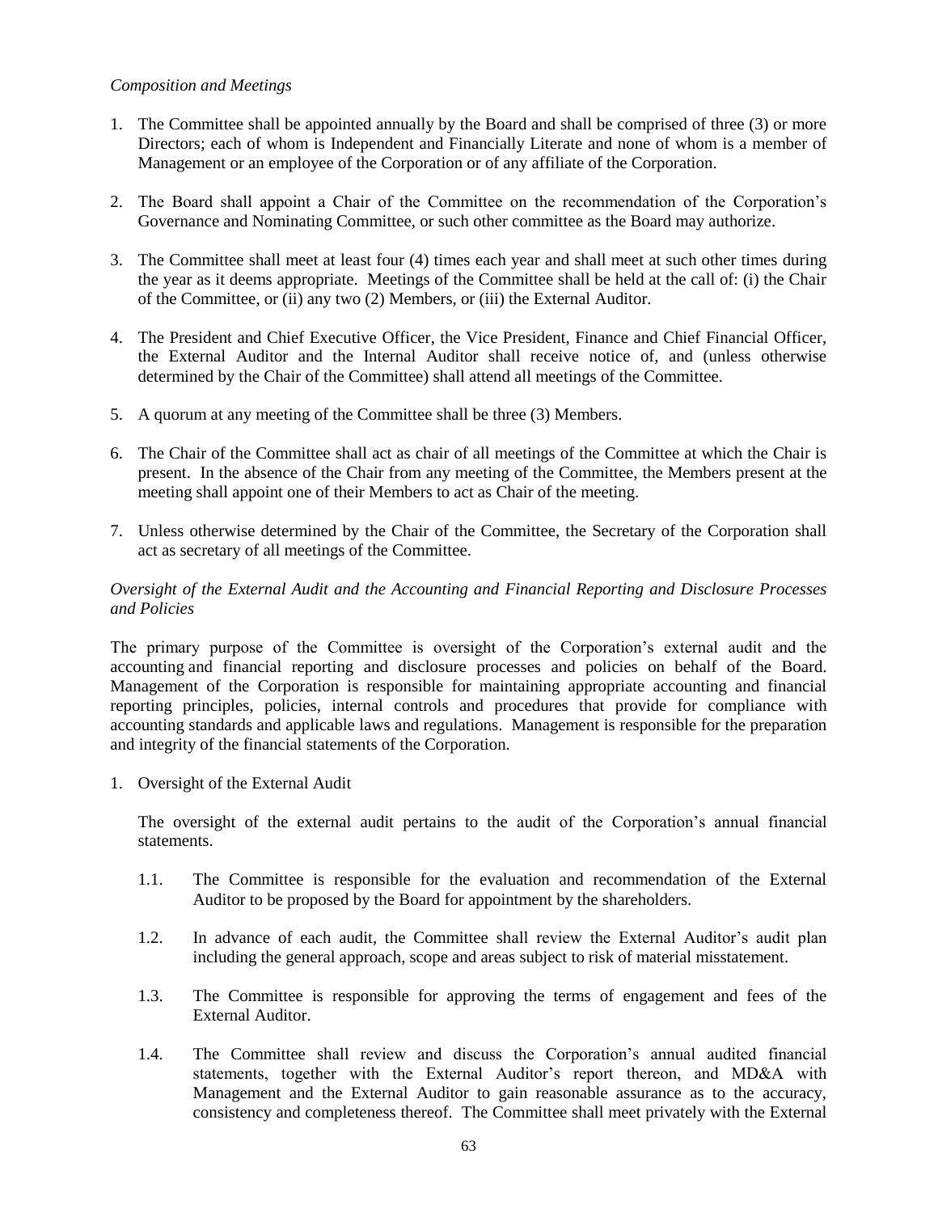*Composition and Meetings*

1. The Committee shall be appointed annually by the Board and shall be comprised of three (3) or more Directors; each of whom is Independent and Financially Literate and none of whom is a member of Management or an employee of the Corporation or of any affiliate of the Corporation.

2. The Board shall appoint a Chair of the Committee on the recommendation of the Corporation's Governance and Nominating Committee, or such other committee as the Board may authorize.

3. The Committee shall meet at least four (4) times each year and shall meet at such other times during the year as it deems appropriate. Meetings of the Committee shall be held at the call of: (i) the Chair of the Committee, or (ii) any two (2) Members, or (iii) the External Auditor.

4. The President and Chief Executive Officer, the Vice President, Finance and Chief Financial Officer, the External Auditor and the Internal Auditor shall receive notice of, and (unless otherwise determined by the Chair of the Committee) shall attend all meetings of the Committee.

5. A quorum at any meeting of the Committee shall be three (3) Members.

6. The Chair of the Committee shall act as chair of all meetings of the Committee at which the Chair is present. In the absence of the Chair from any meeting of the Committee, the Members present at the meeting shall appoint one of their Members to act as Chair of the meeting.

7. Unless otherwise determined by the Chair of the Committee, the Secretary of the Corporation shall act as secretary of all meetings of the Committee.

*Oversight of the External Audit and the Accounting and Financial Reporting and Disclosure Processes and Policies*

The primary purpose of the Committee is oversight of the Corporation's external audit and the accounting and financial reporting and disclosure processes and policies on behalf of the Board. Management of the Corporation is responsible for maintaining appropriate accounting and financial reporting principles, policies, internal controls and procedures that provide for compliance with accounting standards and applicable laws and regulations. Management is responsible for the preparation and integrity of the financial statements of the Corporation.

1. Oversight of the External Audit

   The oversight of the external audit pertains to the audit of the Corporation's annual financial statements.

   1.1. The Committee is responsible for the evaluation and recommendation of the External Auditor to be proposed by the Board for appointment by the shareholders.

   1.2. In advance of each audit, the Committee shall review the External Auditor's audit plan including the general approach, scope and areas subject to risk of material misstatement.

   1.3. The Committee is responsible for approving the terms of engagement and fees of the External Auditor.

   1.4. The Committee shall review and discuss the Corporation's annual audited financial statements, together with the External Auditor's report thereon, and MD&A with Management and the External Auditor to gain reasonable assurance as to the accuracy, consistency and completeness thereof. The Committee shall meet privately with the External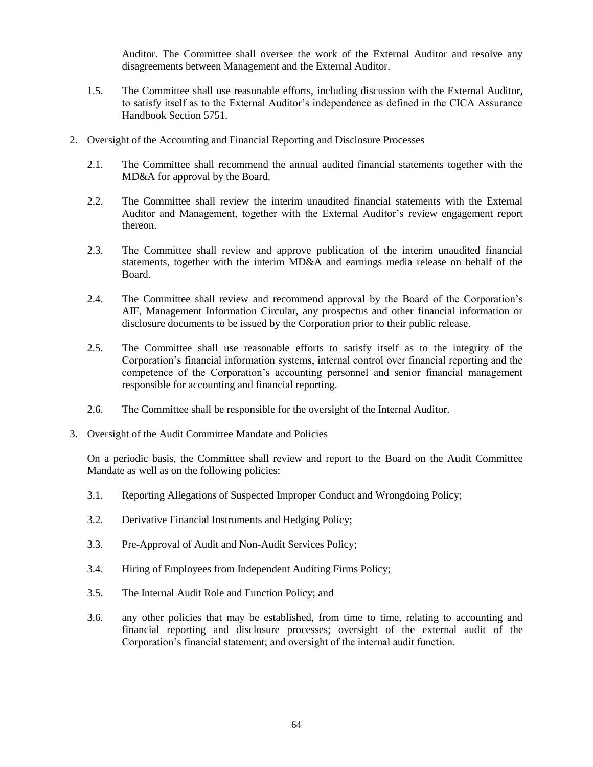Auditor. The Committee shall oversee the work of the External Auditor and resolve any disagreements between Management and the External Auditor.

1.5. The Committee shall use reasonable efforts, including discussion with the External Auditor, to satisfy itself as to the External Auditor's independence as defined in the CICA Assurance Handbook Section 5751.

2. Oversight of the Accounting and Financial Reporting and Disclosure Processes

   2.1. The Committee shall recommend the annual audited financial statements together with the MD&A for approval by the Board.

   2.2. The Committee shall review the interim unaudited financial statements with the External Auditor and Management, together with the External Auditor's review engagement report thereon.

   2.3. The Committee shall review and approve publication of the interim unaudited financial statements, together with the interim MD&A and earnings media release on behalf of the Board.

   2.4. The Committee shall review and recommend approval by the Board of the Corporation's AIF, Management Information Circular, any prospectus and other financial information or disclosure documents to be issued by the Corporation prior to their public release.

   2.5. The Committee shall use reasonable efforts to satisfy itself as to the integrity of the Corporation's financial information systems, internal control over financial reporting and the competence of the Corporation's accounting personnel and senior financial management responsible for accounting and financial reporting.

   2.6. The Committee shall be responsible for the oversight of the Internal Auditor.

3. Oversight of the Audit Committee Mandate and Policies

   On a periodic basis, the Committee shall review and report to the Board on the Audit Committee Mandate as well as on the following policies:

   3.1. Reporting Allegations of Suspected Improper Conduct and Wrongdoing Policy;

   3.2. Derivative Financial Instruments and Hedging Policy;

   3.3. Pre-Approval of Audit and Non-Audit Services Policy;

   3.4. Hiring of Employees from Independent Auditing Firms Policy;

   3.5. The Internal Audit Role and Function Policy; and

   3.6. any other policies that may be established, from time to time, relating to accounting and financial reporting and disclosure processes; oversight of the external audit of the Corporation's financial statement; and oversight of the internal audit function.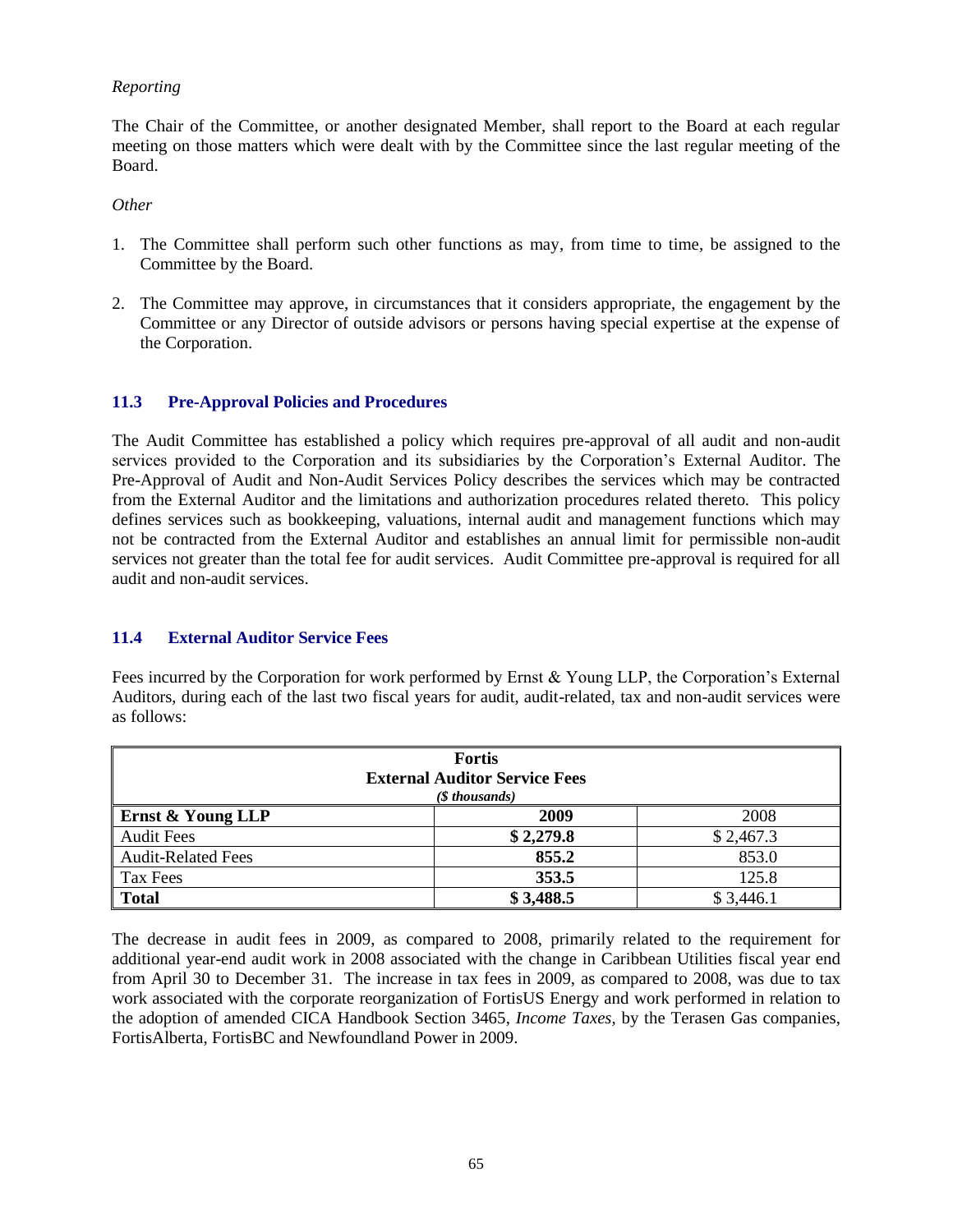*Reporting*

The Chair of the Committee, or another designated Member, shall report to the Board at each regular meeting on those matters which were dealt with by the Committee since the last regular meeting of the Board.

*Other*

1. The Committee shall perform such other functions as may, from time to time, be assigned to the Committee by the Board.
2. The Committee may approve, in circumstances that it considers appropriate, the engagement by the Committee or any Director of outside advisors or persons having special expertise at the expense of the Corporation.

### 11.3 Pre-Approval Policies and Procedures

The Audit Committee has established a policy which requires pre-approval of all audit and non-audit services provided to the Corporation and its subsidiaries by the Corporation's External Auditor. The Pre-Approval of Audit and Non-Audit Services Policy describes the services which may be contracted from the External Auditor and the limitations and authorization procedures related thereto. This policy defines services such as bookkeeping, valuations, internal audit and management functions which may not be contracted from the External Auditor and establishes an annual limit for permissible non-audit services not greater than the total fee for audit services. Audit Committee pre-approval is required for all audit and non-audit services.

### 11.4 External Auditor Service Fees

Fees incurred by the Corporation for work performed by Ernst & Young LLP, the Corporation's External Auditors, during each of the last two fiscal years for audit, audit-related, tax and non-audit services were as follows:

| **Fortis External Auditor Service Fees** *($ thousands)* | | |
|---|---|---|
| **Ernst & Young LLP** | **2009** | 2008 |
| Audit Fees | **$ 2,279.8** | $ 2,467.3 |
| Audit-Related Fees | **855.2** | 853.0 |
| Tax Fees | **353.5** | 125.8 |
| **Total** | **$ 3,488.5** | $ 3,446.1 |

The decrease in audit fees in 2009, as compared to 2008, primarily related to the requirement for additional year-end audit work in 2008 associated with the change in Caribbean Utilities fiscal year end from April 30 to December 31. The increase in tax fees in 2009, as compared to 2008, was due to tax work associated with the corporate reorganization of FortisUS Energy and work performed in relation to the adoption of amended CICA Handbook Section 3465, *Income Taxes*, by the Terasen Gas companies, FortisAlberta, FortisBC and Newfoundland Power in 2009.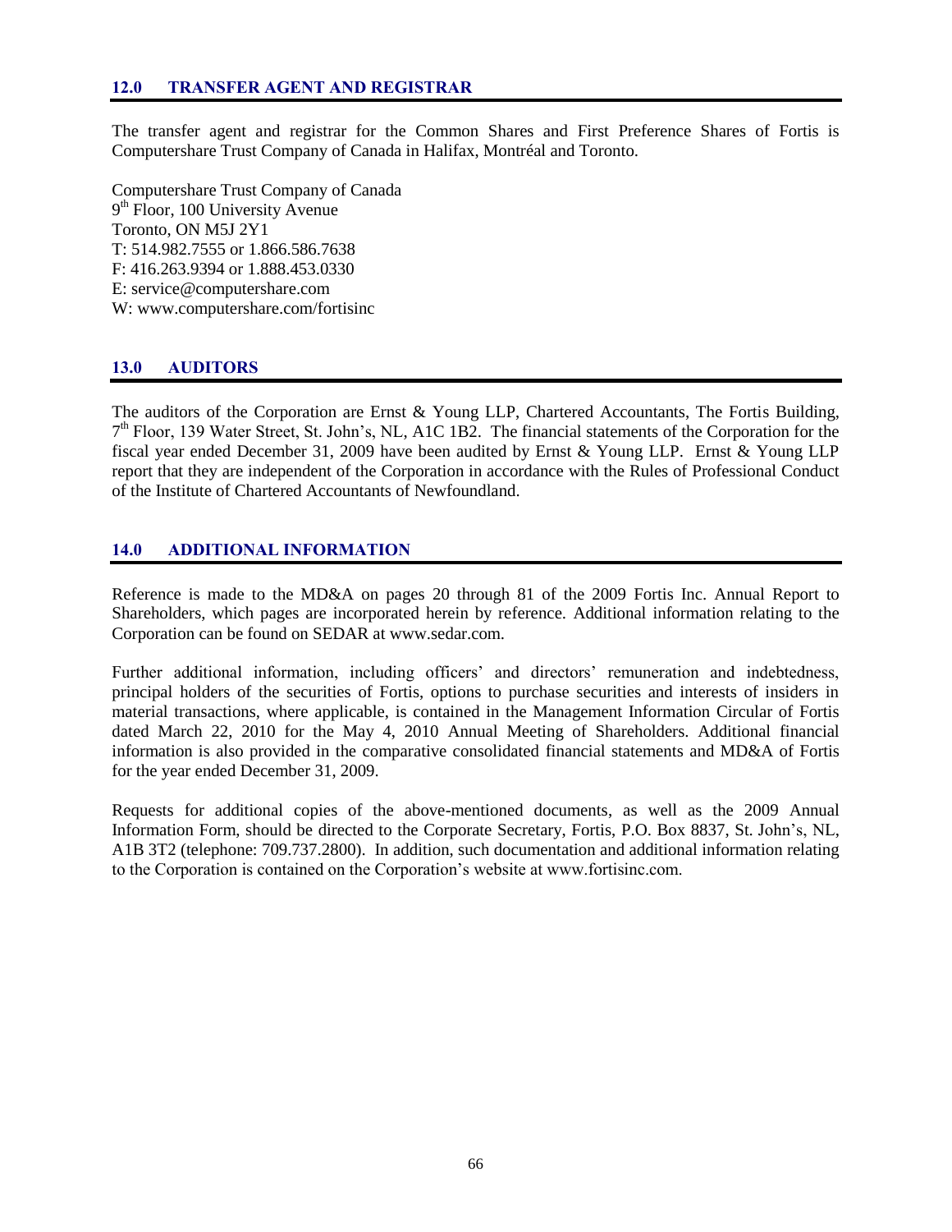## 12.0 TRANSFER AGENT AND REGISTRAR

The transfer agent and registrar for the Common Shares and First Preference Shares of Fortis is Computershare Trust Company of Canada in Halifax, Montréal and Toronto.

Computershare Trust Company of Canada
9th Floor, 100 University Avenue
Toronto, ON M5J 2Y1
T: 514.982.7555 or 1.866.586.7638
F: 416.263.9394 or 1.888.453.0330
E: service@computershare.com
W: www.computershare.com/fortisinc

## 13.0 AUDITORS

The auditors of the Corporation are Ernst & Young LLP, Chartered Accountants, The Fortis Building, 7th Floor, 139 Water Street, St. John's, NL, A1C 1B2. The financial statements of the Corporation for the fiscal year ended December 31, 2009 have been audited by Ernst & Young LLP. Ernst & Young LLP report that they are independent of the Corporation in accordance with the Rules of Professional Conduct of the Institute of Chartered Accountants of Newfoundland.

## 14.0 ADDITIONAL INFORMATION

Reference is made to the MD&A on pages 20 through 81 of the 2009 Fortis Inc. Annual Report to Shareholders, which pages are incorporated herein by reference. Additional information relating to the Corporation can be found on SEDAR at www.sedar.com.

Further additional information, including officers' and directors' remuneration and indebtedness, principal holders of the securities of Fortis, options to purchase securities and interests of insiders in material transactions, where applicable, is contained in the Management Information Circular of Fortis dated March 22, 2010 for the May 4, 2010 Annual Meeting of Shareholders. Additional financial information is also provided in the comparative consolidated financial statements and MD&A of Fortis for the year ended December 31, 2009.

Requests for additional copies of the above-mentioned documents, as well as the 2009 Annual Information Form, should be directed to the Corporate Secretary, Fortis, P.O. Box 8837, St. John's, NL, A1B 3T2 (telephone: 709.737.2800). In addition, such documentation and additional information relating to the Corporation is contained on the Corporation's website at www.fortisinc.com.